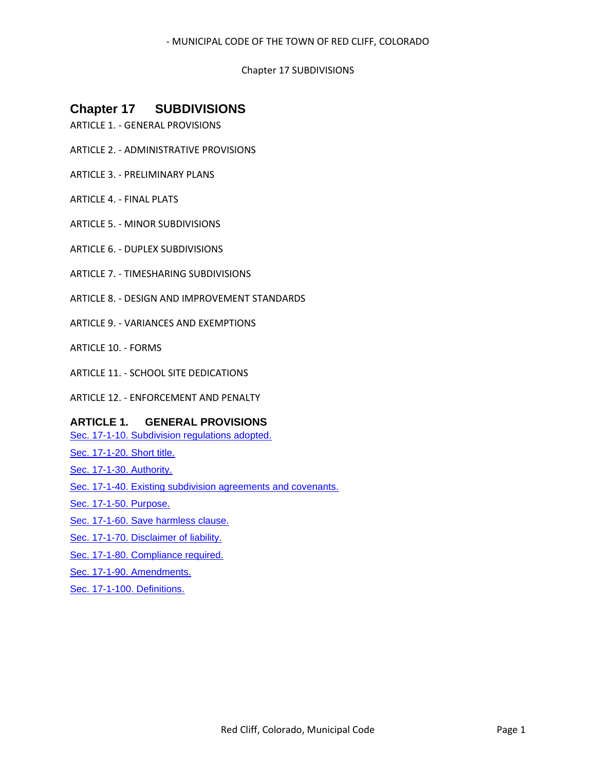# Chapter 17 SUBDIVISIONS

ARTICLE 1. - GENERAL PROVISIONS

ARTICLE 2. - ADMINISTRATIVE PROVISIONS

ARTICLE 3. - PRELIMINARY PLANS

ARTICLE 4. - FINAL PLATS

ARTICLE 5. - MINOR SUBDIVISIONS

ARTICLE 6. - DUPLEX SUBDIVISIONS

ARTICLE 7. - TIMESHARING SUBDIVISIONS

ARTICLE 8. - DESIGN AND IMPROVEMENT STANDARDS

ARTICLE 9. - VARIANCES AND EXEMPTIONS

ARTICLE 10. - FORMS

ARTICLE 11. - SCHOOL SITE DEDICATIONS

ARTICLE 12. - ENFORCEMENT AND PENALTY

## ARTICLE 1. GENERAL PROVISIONS

Sec. 17-1-10. Subdivision regulations adopted.

Sec. 17-1-20. Short title.

Sec. 17-1-30. Authority.

Sec. 17-1-40. Existing subdivision agreements and covenants.

Sec. 17-1-50. Purpose.

Sec. 17-1-60. Save harmless clause.

Sec. 17-1-70. Disclaimer of liability.

Sec. 17-1-80. Compliance required.

Sec. 17-1-90. Amendments.

Sec. 17-1-100. Definitions.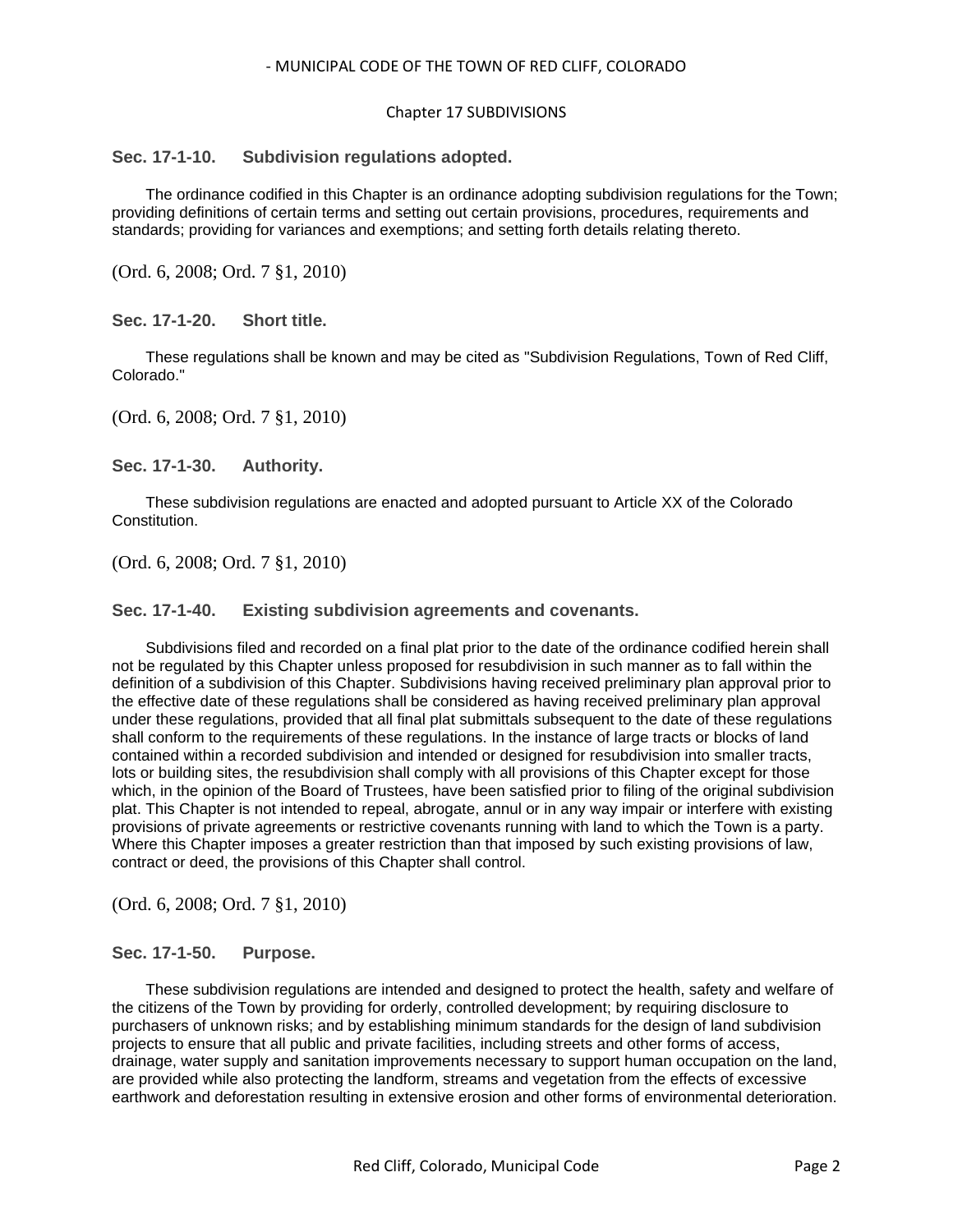Chapter 17 SUBDIVISIONS

### Sec. 17-1-10. Subdivision regulations adopted.

The ordinance codified in this Chapter is an ordinance adopting subdivision regulations for the Town; providing definitions of certain terms and setting out certain provisions, procedures, requirements and standards; providing for variances and exemptions; and setting forth details relating thereto.

(Ord. 6, 2008; Ord. 7 §1, 2010)

### Sec. 17-1-20. Short title.

These regulations shall be known and may be cited as "Subdivision Regulations, Town of Red Cliff, Colorado."

(Ord. 6, 2008; Ord. 7 §1, 2010)

### Sec. 17-1-30. Authority.

These subdivision regulations are enacted and adopted pursuant to Article XX of the Colorado Constitution.

(Ord. 6, 2008; Ord. 7 §1, 2010)

### Sec. 17-1-40. Existing subdivision agreements and covenants.

Subdivisions filed and recorded on a final plat prior to the date of the ordinance codified herein shall not be regulated by this Chapter unless proposed for resubdivision in such manner as to fall within the definition of a subdivision of this Chapter. Subdivisions having received preliminary plan approval prior to the effective date of these regulations shall be considered as having received preliminary plan approval under these regulations, provided that all final plat submittals subsequent to the date of these regulations shall conform to the requirements of these regulations. In the instance of large tracts or blocks of land contained within a recorded subdivision and intended or designed for resubdivision into smaller tracts, lots or building sites, the resubdivision shall comply with all provisions of this Chapter except for those which, in the opinion of the Board of Trustees, have been satisfied prior to filing of the original subdivision plat. This Chapter is not intended to repeal, abrogate, annul or in any way impair or interfere with existing provisions of private agreements or restrictive covenants running with land to which the Town is a party. Where this Chapter imposes a greater restriction than that imposed by such existing provisions of law, contract or deed, the provisions of this Chapter shall control.

(Ord. 6, 2008; Ord. 7 §1, 2010)

### Sec. 17-1-50. Purpose.

These subdivision regulations are intended and designed to protect the health, safety and welfare of the citizens of the Town by providing for orderly, controlled development; by requiring disclosure to purchasers of unknown risks; and by establishing minimum standards for the design of land subdivision projects to ensure that all public and private facilities, including streets and other forms of access, drainage, water supply and sanitation improvements necessary to support human occupation on the land, are provided while also protecting the landform, streams and vegetation from the effects of excessive earthwork and deforestation resulting in extensive erosion and other forms of environmental deterioration.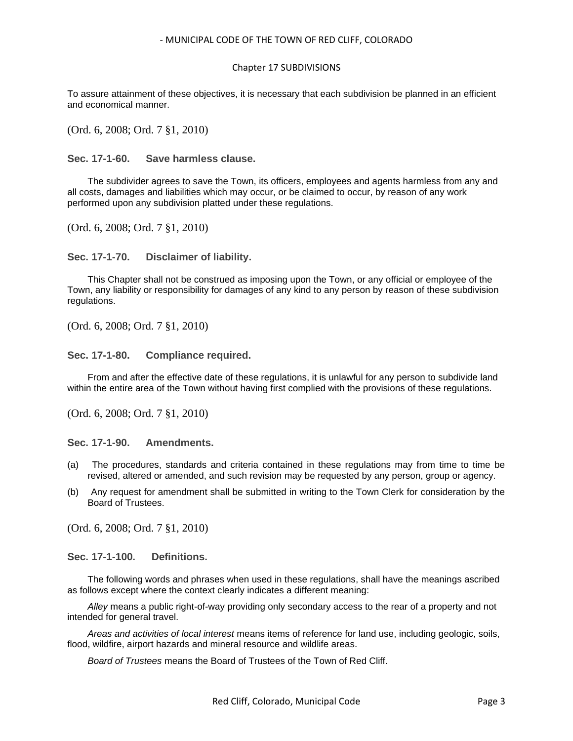To assure attainment of these objectives, it is necessary that each subdivision be planned in an efficient and economical manner.

(Ord. 6, 2008; Ord. 7 §1, 2010)

### Sec. 17-1-60. Save harmless clause.

The subdivider agrees to save the Town, its officers, employees and agents harmless from any and all costs, damages and liabilities which may occur, or be claimed to occur, by reason of any work performed upon any subdivision platted under these regulations.

(Ord. 6, 2008; Ord. 7 §1, 2010)

### Sec. 17-1-70. Disclaimer of liability.

This Chapter shall not be construed as imposing upon the Town, or any official or employee of the Town, any liability or responsibility for damages of any kind to any person by reason of these subdivision regulations.

(Ord. 6, 2008; Ord. 7 §1, 2010)

### Sec. 17-1-80. Compliance required.

From and after the effective date of these regulations, it is unlawful for any person to subdivide land within the entire area of the Town without having first complied with the provisions of these regulations.

(Ord. 6, 2008; Ord. 7 §1, 2010)

### Sec. 17-1-90. Amendments.

(a) The procedures, standards and criteria contained in these regulations may from time to time be revised, altered or amended, and such revision may be requested by any person, group or agency.

(b) Any request for amendment shall be submitted in writing to the Town Clerk for consideration by the Board of Trustees.

(Ord. 6, 2008; Ord. 7 §1, 2010)

### Sec. 17-1-100. Definitions.

The following words and phrases when used in these regulations, shall have the meanings ascribed as follows except where the context clearly indicates a different meaning:

*Alley* means a public right-of-way providing only secondary access to the rear of a property and not intended for general travel.

*Areas and activities of local interest* means items of reference for land use, including geologic, soils, flood, wildfire, airport hazards and mineral resource and wildlife areas.

*Board of Trustees* means the Board of Trustees of the Town of Red Cliff.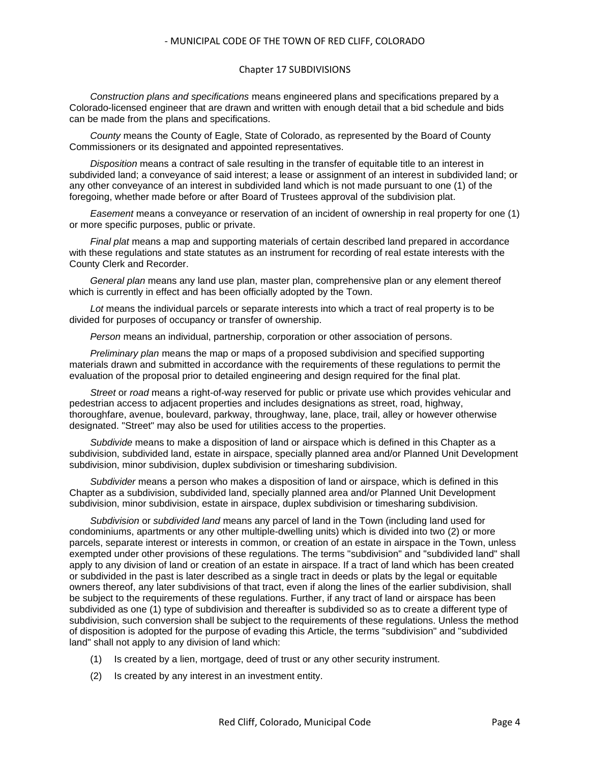*Construction plans and specifications* means engineered plans and specifications prepared by a Colorado-licensed engineer that are drawn and written with enough detail that a bid schedule and bids can be made from the plans and specifications.

*County* means the County of Eagle, State of Colorado, as represented by the Board of County Commissioners or its designated and appointed representatives.

*Disposition* means a contract of sale resulting in the transfer of equitable title to an interest in subdivided land; a conveyance of said interest; a lease or assignment of an interest in subdivided land; or any other conveyance of an interest in subdivided land which is not made pursuant to one (1) of the foregoing, whether made before or after Board of Trustees approval of the subdivision plat.

*Easement* means a conveyance or reservation of an incident of ownership in real property for one (1) or more specific purposes, public or private.

*Final plat* means a map and supporting materials of certain described land prepared in accordance with these regulations and state statutes as an instrument for recording of real estate interests with the County Clerk and Recorder.

*General plan* means any land use plan, master plan, comprehensive plan or any element thereof which is currently in effect and has been officially adopted by the Town.

*Lot* means the individual parcels or separate interests into which a tract of real property is to be divided for purposes of occupancy or transfer of ownership.

*Person* means an individual, partnership, corporation or other association of persons.

*Preliminary plan* means the map or maps of a proposed subdivision and specified supporting materials drawn and submitted in accordance with the requirements of these regulations to permit the evaluation of the proposal prior to detailed engineering and design required for the final plat.

*Street* or *road* means a right-of-way reserved for public or private use which provides vehicular and pedestrian access to adjacent properties and includes designations as street, road, highway, thoroughfare, avenue, boulevard, parkway, throughway, lane, place, trail, alley or however otherwise designated. "Street" may also be used for utilities access to the properties.

*Subdivide* means to make a disposition of land or airspace which is defined in this Chapter as a subdivision, subdivided land, estate in airspace, specially planned area and/or Planned Unit Development subdivision, minor subdivision, duplex subdivision or timesharing subdivision.

*Subdivider* means a person who makes a disposition of land or airspace, which is defined in this Chapter as a subdivision, subdivided land, specially planned area and/or Planned Unit Development subdivision, minor subdivision, estate in airspace, duplex subdivision or timesharing subdivision.

*Subdivision* or *subdivided land* means any parcel of land in the Town (including land used for condominiums, apartments or any other multiple-dwelling units) which is divided into two (2) or more parcels, separate interest or interests in common, or creation of an estate in airspace in the Town, unless exempted under other provisions of these regulations. The terms "subdivision" and "subdivided land" shall apply to any division of land or creation of an estate in airspace. If a tract of land which has been created or subdivided in the past is later described as a single tract in deeds or plats by the legal or equitable owners thereof, any later subdivisions of that tract, even if along the lines of the earlier subdivision, shall be subject to the requirements of these regulations. Further, if any tract of land or airspace has been subdivided as one (1) type of subdivision and thereafter is subdivided so as to create a different type of subdivision, such conversion shall be subject to the requirements of these regulations. Unless the method of disposition is adopted for the purpose of evading this Article, the terms "subdivision" and "subdivided land" shall not apply to any division of land which:

(1) Is created by a lien, mortgage, deed of trust or any other security instrument.

(2) Is created by any interest in an investment entity.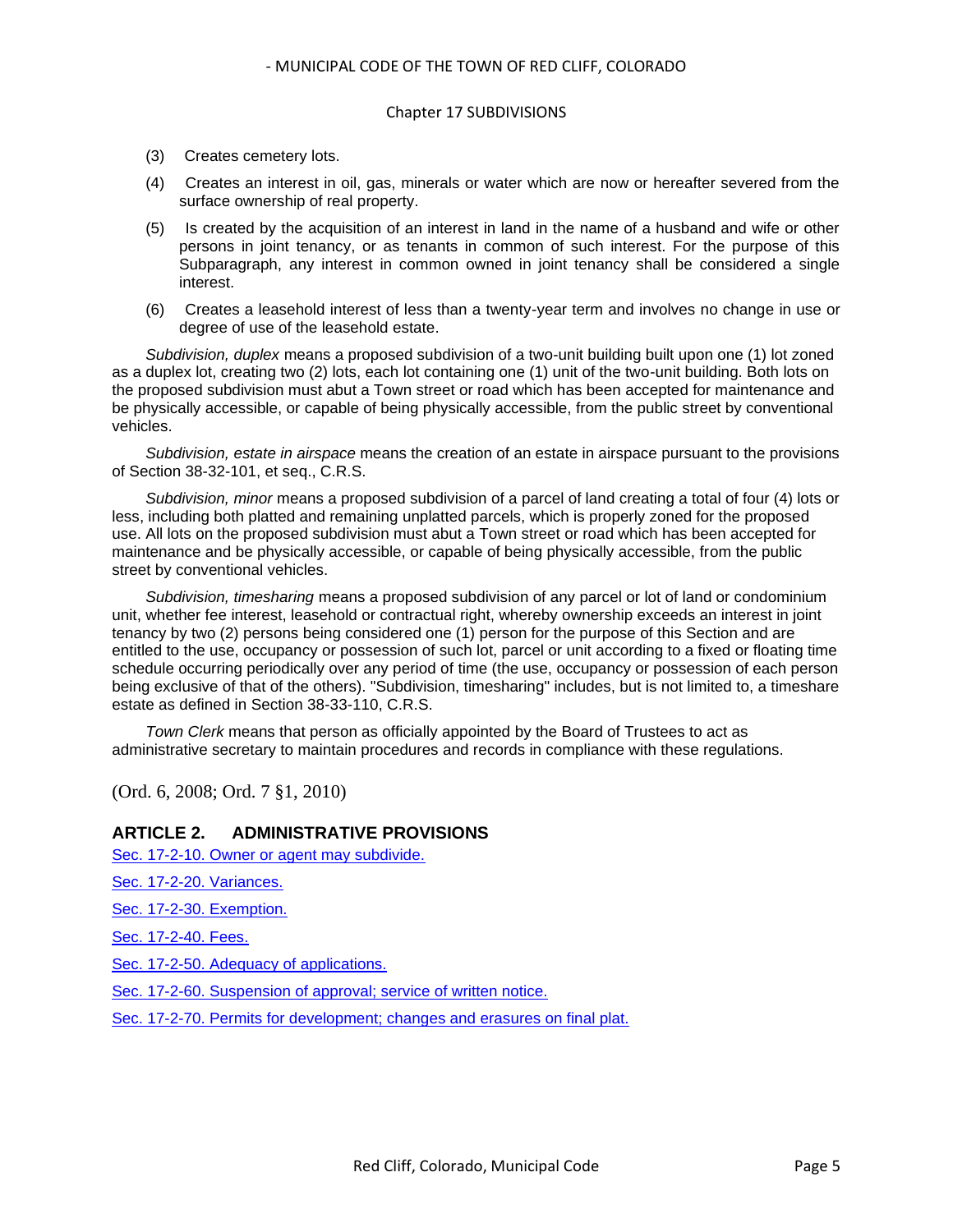(3) Creates cemetery lots.

(4) Creates an interest in oil, gas, minerals or water which are now or hereafter severed from the surface ownership of real property.

(5) Is created by the acquisition of an interest in land in the name of a husband and wife or other persons in joint tenancy, or as tenants in common of such interest. For the purpose of this Subparagraph, any interest in common owned in joint tenancy shall be considered a single interest.

(6) Creates a leasehold interest of less than a twenty-year term and involves no change in use or degree of use of the leasehold estate.

*Subdivision, duplex* means a proposed subdivision of a two-unit building built upon one (1) lot zoned as a duplex lot, creating two (2) lots, each lot containing one (1) unit of the two-unit building. Both lots on the proposed subdivision must abut a Town street or road which has been accepted for maintenance and be physically accessible, or capable of being physically accessible, from the public street by conventional vehicles.

*Subdivision, estate in airspace* means the creation of an estate in airspace pursuant to the provisions of Section 38-32-101, et seq., C.R.S.

*Subdivision, minor* means a proposed subdivision of a parcel of land creating a total of four (4) lots or less, including both platted and remaining unplatted parcels, which is properly zoned for the proposed use. All lots on the proposed subdivision must abut a Town street or road which has been accepted for maintenance and be physically accessible, or capable of being physically accessible, from the public street by conventional vehicles.

*Subdivision, timesharing* means a proposed subdivision of any parcel or lot of land or condominium unit, whether fee interest, leasehold or contractual right, whereby ownership exceeds an interest in joint tenancy by two (2) persons being considered one (1) person for the purpose of this Section and are entitled to the use, occupancy or possession of such lot, parcel or unit according to a fixed or floating time schedule occurring periodically over any period of time (the use, occupancy or possession of each person being exclusive of that of the others). "Subdivision, timesharing" includes, but is not limited to, a timeshare estate as defined in Section 38-33-110, C.R.S.

*Town Clerk* means that person as officially appointed by the Board of Trustees to act as administrative secretary to maintain procedures and records in compliance with these regulations.

(Ord. 6, 2008; Ord. 7 §1, 2010)

## ARTICLE 2. ADMINISTRATIVE PROVISIONS

Sec. 17-2-10. Owner or agent may subdivide.

Sec. 17-2-20. Variances.

Sec. 17-2-30. Exemption.

Sec. 17-2-40. Fees.

Sec. 17-2-50. Adequacy of applications.

Sec. 17-2-60. Suspension of approval; service of written notice.

Sec. 17-2-70. Permits for development; changes and erasures on final plat.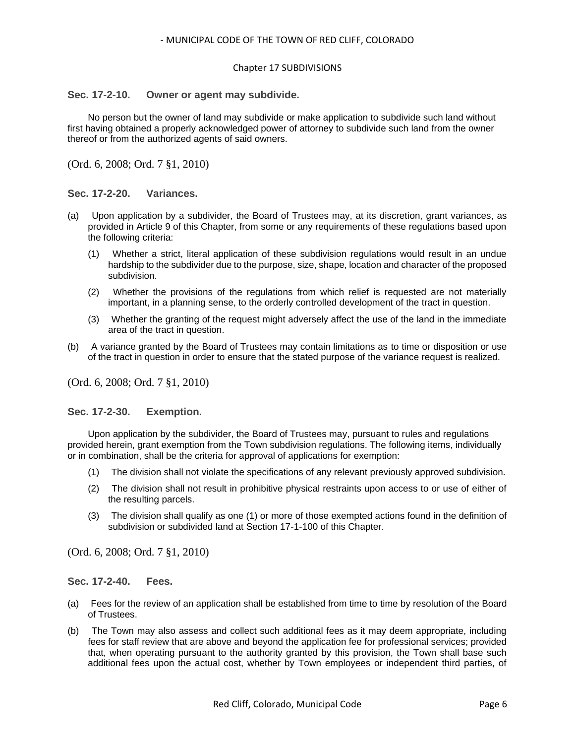### Sec. 17-2-10. Owner or agent may subdivide.

No person but the owner of land may subdivide or make application to subdivide such land without first having obtained a properly acknowledged power of attorney to subdivide such land from the owner thereof or from the authorized agents of said owners.

(Ord. 6, 2008; Ord. 7 §1, 2010)

### Sec. 17-2-20. Variances.

(a) Upon application by a subdivider, the Board of Trustees may, at its discretion, grant variances, as provided in Article 9 of this Chapter, from some or any requirements of these regulations based upon the following criteria:

(1) Whether a strict, literal application of these subdivision regulations would result in an undue hardship to the subdivider due to the purpose, size, shape, location and character of the proposed subdivision.

(2) Whether the provisions of the regulations from which relief is requested are not materially important, in a planning sense, to the orderly controlled development of the tract in question.

(3) Whether the granting of the request might adversely affect the use of the land in the immediate area of the tract in question.

(b) A variance granted by the Board of Trustees may contain limitations as to time or disposition or use of the tract in question in order to ensure that the stated purpose of the variance request is realized.

(Ord. 6, 2008; Ord. 7 §1, 2010)

### Sec. 17-2-30. Exemption.

Upon application by the subdivider, the Board of Trustees may, pursuant to rules and regulations provided herein, grant exemption from the Town subdivision regulations. The following items, individually or in combination, shall be the criteria for approval of applications for exemption:

(1) The division shall not violate the specifications of any relevant previously approved subdivision.

(2) The division shall not result in prohibitive physical restraints upon access to or use of either of the resulting parcels.

(3) The division shall qualify as one (1) or more of those exempted actions found in the definition of subdivision or subdivided land at Section 17-1-100 of this Chapter.

(Ord. 6, 2008; Ord. 7 §1, 2010)

### Sec. 17-2-40. Fees.

(a) Fees for the review of an application shall be established from time to time by resolution of the Board of Trustees.

(b) The Town may also assess and collect such additional fees as it may deem appropriate, including fees for staff review that are above and beyond the application fee for professional services; provided that, when operating pursuant to the authority granted by this provision, the Town shall base such additional fees upon the actual cost, whether by Town employees or independent third parties, of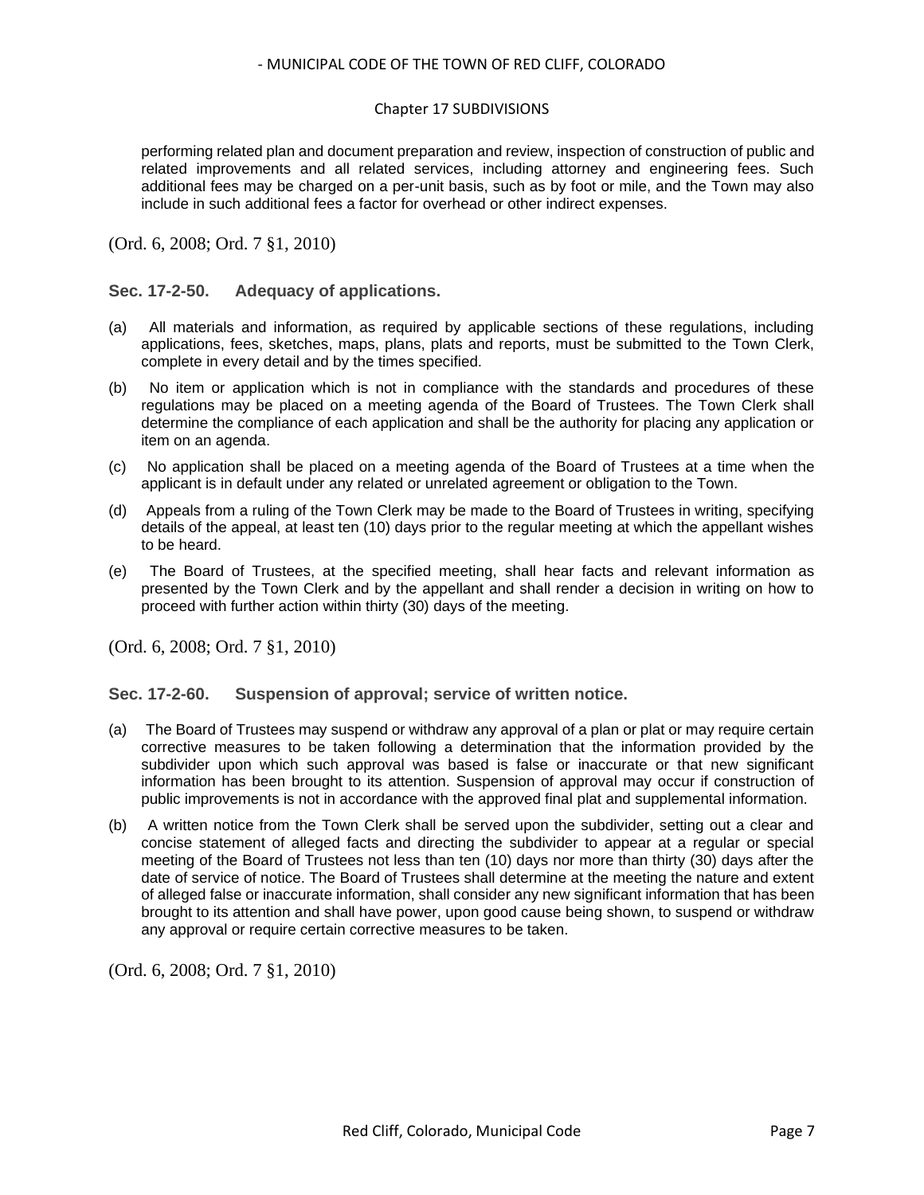performing related plan and document preparation and review, inspection of construction of public and related improvements and all related services, including attorney and engineering fees. Such additional fees may be charged on a per-unit basis, such as by foot or mile, and the Town may also include in such additional fees a factor for overhead or other indirect expenses.

(Ord. 6, 2008; Ord. 7 §1, 2010)

### Sec. 17-2-50. Adequacy of applications.

(a) All materials and information, as required by applicable sections of these regulations, including applications, fees, sketches, maps, plans, plats and reports, must be submitted to the Town Clerk, complete in every detail and by the times specified.

(b) No item or application which is not in compliance with the standards and procedures of these regulations may be placed on a meeting agenda of the Board of Trustees. The Town Clerk shall determine the compliance of each application and shall be the authority for placing any application or item on an agenda.

(c) No application shall be placed on a meeting agenda of the Board of Trustees at a time when the applicant is in default under any related or unrelated agreement or obligation to the Town.

(d) Appeals from a ruling of the Town Clerk may be made to the Board of Trustees in writing, specifying details of the appeal, at least ten (10) days prior to the regular meeting at which the appellant wishes to be heard.

(e) The Board of Trustees, at the specified meeting, shall hear facts and relevant information as presented by the Town Clerk and by the appellant and shall render a decision in writing on how to proceed with further action within thirty (30) days of the meeting.

(Ord. 6, 2008; Ord. 7 §1, 2010)

### Sec. 17-2-60. Suspension of approval; service of written notice.

(a) The Board of Trustees may suspend or withdraw any approval of a plan or plat or may require certain corrective measures to be taken following a determination that the information provided by the subdivider upon which such approval was based is false or inaccurate or that new significant information has been brought to its attention. Suspension of approval may occur if construction of public improvements is not in accordance with the approved final plat and supplemental information.

(b) A written notice from the Town Clerk shall be served upon the subdivider, setting out a clear and concise statement of alleged facts and directing the subdivider to appear at a regular or special meeting of the Board of Trustees not less than ten (10) days nor more than thirty (30) days after the date of service of notice. The Board of Trustees shall determine at the meeting the nature and extent of alleged false or inaccurate information, shall consider any new significant information that has been brought to its attention and shall have power, upon good cause being shown, to suspend or withdraw any approval or require certain corrective measures to be taken.

(Ord. 6, 2008; Ord. 7 §1, 2010)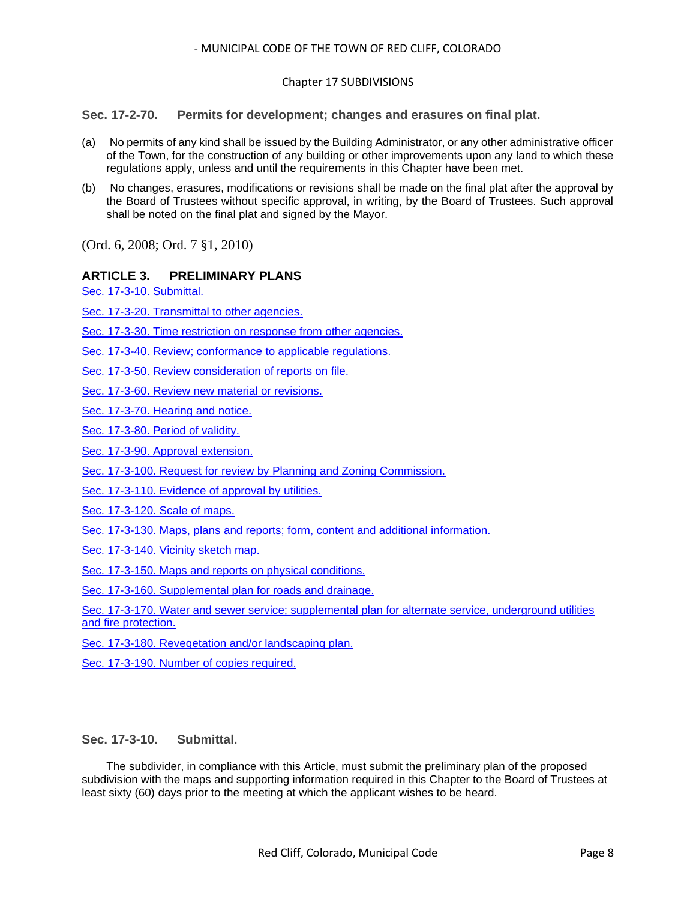### Sec. 17-2-70. Permits for development; changes and erasures on final plat.

(a) No permits of any kind shall be issued by the Building Administrator, or any other administrative officer of the Town, for the construction of any building or other improvements upon any land to which these regulations apply, unless and until the requirements in this Chapter have been met.

(b) No changes, erasures, modifications or revisions shall be made on the final plat after the approval by the Board of Trustees without specific approval, in writing, by the Board of Trustees. Such approval shall be noted on the final plat and signed by the Mayor.

(Ord. 6, 2008; Ord. 7 §1, 2010)

## ARTICLE 3. PRELIMINARY PLANS

Sec. 17-3-10. Submittal.

Sec. 17-3-20. Transmittal to other agencies.

Sec. 17-3-30. Time restriction on response from other agencies.

Sec. 17-3-40. Review; conformance to applicable regulations.

Sec. 17-3-50. Review consideration of reports on file.

Sec. 17-3-60. Review new material or revisions.

Sec. 17-3-70. Hearing and notice.

Sec. 17-3-80. Period of validity.

Sec. 17-3-90. Approval extension.

Sec. 17-3-100. Request for review by Planning and Zoning Commission.

Sec. 17-3-110. Evidence of approval by utilities.

Sec. 17-3-120. Scale of maps.

Sec. 17-3-130. Maps, plans and reports; form, content and additional information.

Sec. 17-3-140. Vicinity sketch map.

Sec. 17-3-150. Maps and reports on physical conditions.

Sec. 17-3-160. Supplemental plan for roads and drainage.

Sec. 17-3-170. Water and sewer service; supplemental plan for alternate service, underground utilities and fire protection.

Sec. 17-3-180. Revegetation and/or landscaping plan.

Sec. 17-3-190. Number of copies required.

### Sec. 17-3-10. Submittal.

The subdivider, in compliance with this Article, must submit the preliminary plan of the proposed subdivision with the maps and supporting information required in this Chapter to the Board of Trustees at least sixty (60) days prior to the meeting at which the applicant wishes to be heard.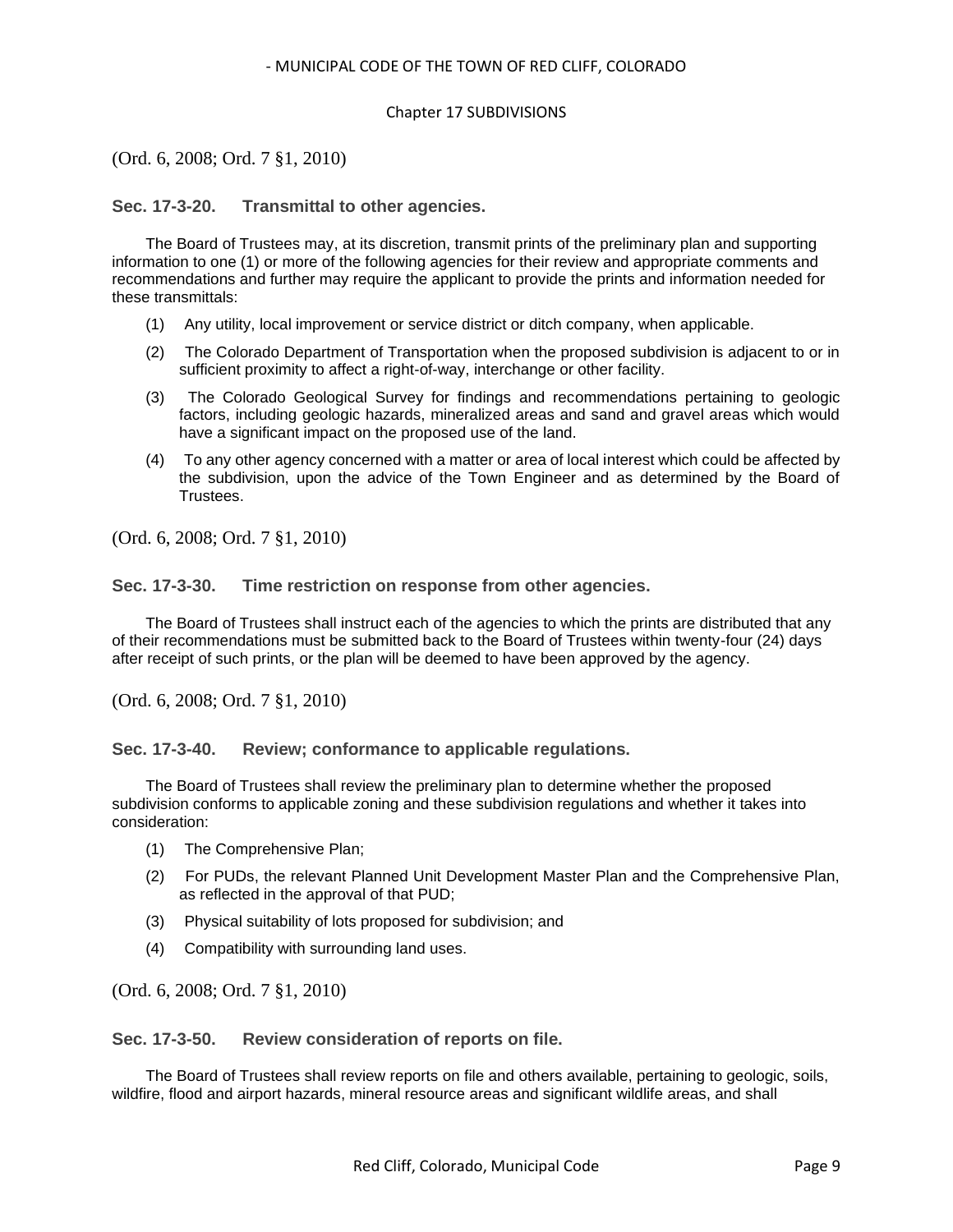(Ord. 6, 2008; Ord. 7 §1, 2010)

### Sec. 17-3-20. Transmittal to other agencies.

The Board of Trustees may, at its discretion, transmit prints of the preliminary plan and supporting information to one (1) or more of the following agencies for their review and appropriate comments and recommendations and further may require the applicant to provide the prints and information needed for these transmittals:

(1) Any utility, local improvement or service district or ditch company, when applicable.

(2) The Colorado Department of Transportation when the proposed subdivision is adjacent to or in sufficient proximity to affect a right-of-way, interchange or other facility.

(3) The Colorado Geological Survey for findings and recommendations pertaining to geologic factors, including geologic hazards, mineralized areas and sand and gravel areas which would have a significant impact on the proposed use of the land.

(4) To any other agency concerned with a matter or area of local interest which could be affected by the subdivision, upon the advice of the Town Engineer and as determined by the Board of Trustees.

(Ord. 6, 2008; Ord. 7 §1, 2010)

### Sec. 17-3-30. Time restriction on response from other agencies.

The Board of Trustees shall instruct each of the agencies to which the prints are distributed that any of their recommendations must be submitted back to the Board of Trustees within twenty-four (24) days after receipt of such prints, or the plan will be deemed to have been approved by the agency.

(Ord. 6, 2008; Ord. 7 §1, 2010)

### Sec. 17-3-40. Review; conformance to applicable regulations.

The Board of Trustees shall review the preliminary plan to determine whether the proposed subdivision conforms to applicable zoning and these subdivision regulations and whether it takes into consideration:

(1) The Comprehensive Plan;

(2) For PUDs, the relevant Planned Unit Development Master Plan and the Comprehensive Plan, as reflected in the approval of that PUD;

(3) Physical suitability of lots proposed for subdivision; and

(4) Compatibility with surrounding land uses.

(Ord. 6, 2008; Ord. 7 §1, 2010)

### Sec. 17-3-50. Review consideration of reports on file.

The Board of Trustees shall review reports on file and others available, pertaining to geologic, soils, wildfire, flood and airport hazards, mineral resource areas and significant wildlife areas, and shall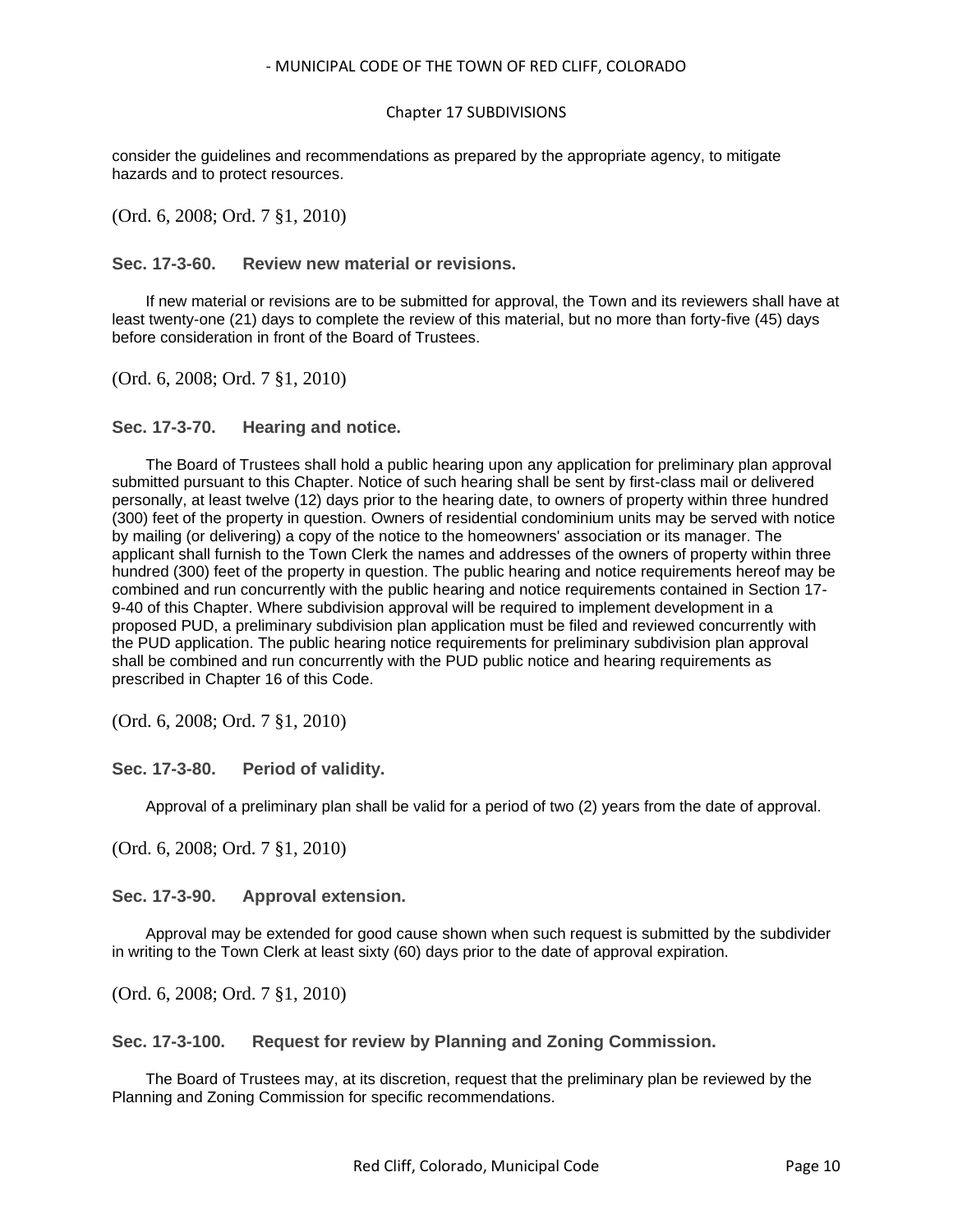consider the guidelines and recommendations as prepared by the appropriate agency, to mitigate hazards and to protect resources.

(Ord. 6, 2008; Ord. 7 §1, 2010)

### Sec. 17-3-60. Review new material or revisions.

If new material or revisions are to be submitted for approval, the Town and its reviewers shall have at least twenty-one (21) days to complete the review of this material, but no more than forty-five (45) days before consideration in front of the Board of Trustees.

(Ord. 6, 2008; Ord. 7 §1, 2010)

### Sec. 17-3-70. Hearing and notice.

The Board of Trustees shall hold a public hearing upon any application for preliminary plan approval submitted pursuant to this Chapter. Notice of such hearing shall be sent by first-class mail or delivered personally, at least twelve (12) days prior to the hearing date, to owners of property within three hundred (300) feet of the property in question. Owners of residential condominium units may be served with notice by mailing (or delivering) a copy of the notice to the homeowners' association or its manager. The applicant shall furnish to the Town Clerk the names and addresses of the owners of property within three hundred (300) feet of the property in question. The public hearing and notice requirements hereof may be combined and run concurrently with the public hearing and notice requirements contained in Section 17-9-40 of this Chapter. Where subdivision approval will be required to implement development in a proposed PUD, a preliminary subdivision plan application must be filed and reviewed concurrently with the PUD application. The public hearing notice requirements for preliminary subdivision plan approval shall be combined and run concurrently with the PUD public notice and hearing requirements as prescribed in Chapter 16 of this Code.

(Ord. 6, 2008; Ord. 7 §1, 2010)

### Sec. 17-3-80. Period of validity.

Approval of a preliminary plan shall be valid for a period of two (2) years from the date of approval.

(Ord. 6, 2008; Ord. 7 §1, 2010)

### Sec. 17-3-90. Approval extension.

Approval may be extended for good cause shown when such request is submitted by the subdivider in writing to the Town Clerk at least sixty (60) days prior to the date of approval expiration.

(Ord. 6, 2008; Ord. 7 §1, 2010)

### Sec. 17-3-100. Request for review by Planning and Zoning Commission.

The Board of Trustees may, at its discretion, request that the preliminary plan be reviewed by the Planning and Zoning Commission for specific recommendations.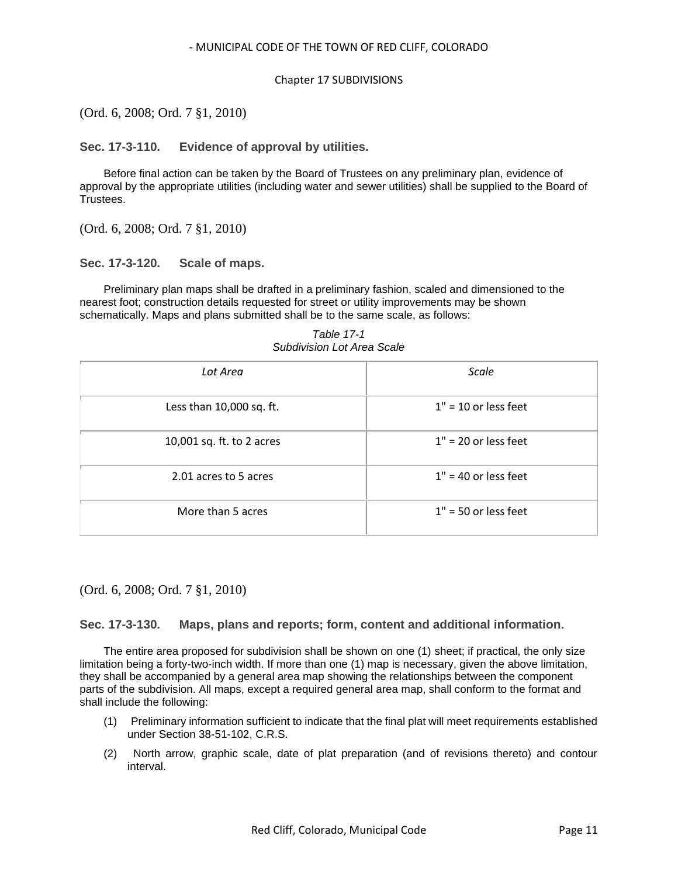(Ord. 6, 2008; Ord. 7 §1, 2010)

### Sec. 17-3-110. Evidence of approval by utilities.

Before final action can be taken by the Board of Trustees on any preliminary plan, evidence of approval by the appropriate utilities (including water and sewer utilities) shall be supplied to the Board of Trustees.

(Ord. 6, 2008; Ord. 7 §1, 2010)

### Sec. 17-3-120. Scale of maps.

Preliminary plan maps shall be drafted in a preliminary fashion, scaled and dimensioned to the nearest foot; construction details requested for street or utility improvements may be shown schematically. Maps and plans submitted shall be to the same scale, as follows:

*Table 17-1*
*Subdivision Lot Area Scale*

| *Lot Area* | *Scale* |
|---|---|
| Less than 10,000 sq. ft. | 1" = 10 or less feet |
| 10,001 sq. ft. to 2 acres | 1" = 20 or less feet |
| 2.01 acres to 5 acres | 1" = 40 or less feet |
| More than 5 acres | 1" = 50 or less feet |

(Ord. 6, 2008; Ord. 7 §1, 2010)

### Sec. 17-3-130. Maps, plans and reports; form, content and additional information.

The entire area proposed for subdivision shall be shown on one (1) sheet; if practical, the only size limitation being a forty-two-inch width. If more than one (1) map is necessary, given the above limitation, they shall be accompanied by a general area map showing the relationships between the component parts of the subdivision. All maps, except a required general area map, shall conform to the format and shall include the following:

(1) Preliminary information sufficient to indicate that the final plat will meet requirements established under Section 38-51-102, C.R.S.

(2) North arrow, graphic scale, date of plat preparation (and of revisions thereto) and contour interval.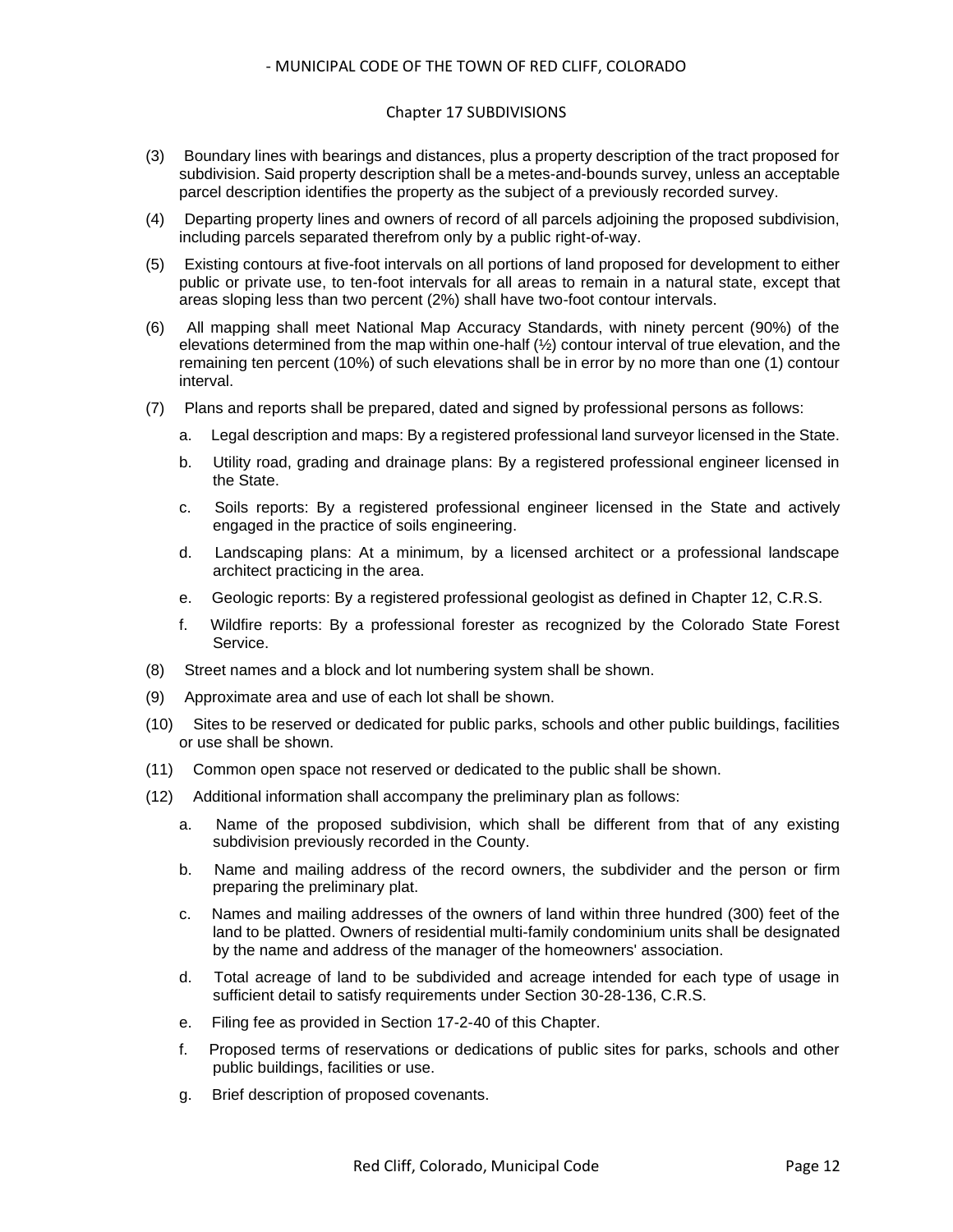(3) Boundary lines with bearings and distances, plus a property description of the tract proposed for subdivision. Said property description shall be a metes-and-bounds survey, unless an acceptable parcel description identifies the property as the subject of a previously recorded survey.

(4) Departing property lines and owners of record of all parcels adjoining the proposed subdivision, including parcels separated therefrom only by a public right-of-way.

(5) Existing contours at five-foot intervals on all portions of land proposed for development to either public or private use, to ten-foot intervals for all areas to remain in a natural state, except that areas sloping less than two percent (2%) shall have two-foot contour intervals.

(6) All mapping shall meet National Map Accuracy Standards, with ninety percent (90%) of the elevations determined from the map within one-half (½) contour interval of true elevation, and the remaining ten percent (10%) of such elevations shall be in error by no more than one (1) contour interval.

(7) Plans and reports shall be prepared, dated and signed by professional persons as follows:

   a. Legal description and maps: By a registered professional land surveyor licensed in the State.

   b. Utility road, grading and drainage plans: By a registered professional engineer licensed in the State.

   c. Soils reports: By a registered professional engineer licensed in the State and actively engaged in the practice of soils engineering.

   d. Landscaping plans: At a minimum, by a licensed architect or a professional landscape architect practicing in the area.

   e. Geologic reports: By a registered professional geologist as defined in Chapter 12, C.R.S.

   f. Wildfire reports: By a professional forester as recognized by the Colorado State Forest Service.

(8) Street names and a block and lot numbering system shall be shown.

(9) Approximate area and use of each lot shall be shown.

(10) Sites to be reserved or dedicated for public parks, schools and other public buildings, facilities or use shall be shown.

(11) Common open space not reserved or dedicated to the public shall be shown.

(12) Additional information shall accompany the preliminary plan as follows:

   a. Name of the proposed subdivision, which shall be different from that of any existing subdivision previously recorded in the County.

   b. Name and mailing address of the record owners, the subdivider and the person or firm preparing the preliminary plat.

   c. Names and mailing addresses of the owners of land within three hundred (300) feet of the land to be platted. Owners of residential multi-family condominium units shall be designated by the name and address of the manager of the homeowners' association.

   d. Total acreage of land to be subdivided and acreage intended for each type of usage in sufficient detail to satisfy requirements under Section 30-28-136, C.R.S.

   e. Filing fee as provided in Section 17-2-40 of this Chapter.

   f. Proposed terms of reservations or dedications of public sites for parks, schools and other public buildings, facilities or use.

   g. Brief description of proposed covenants.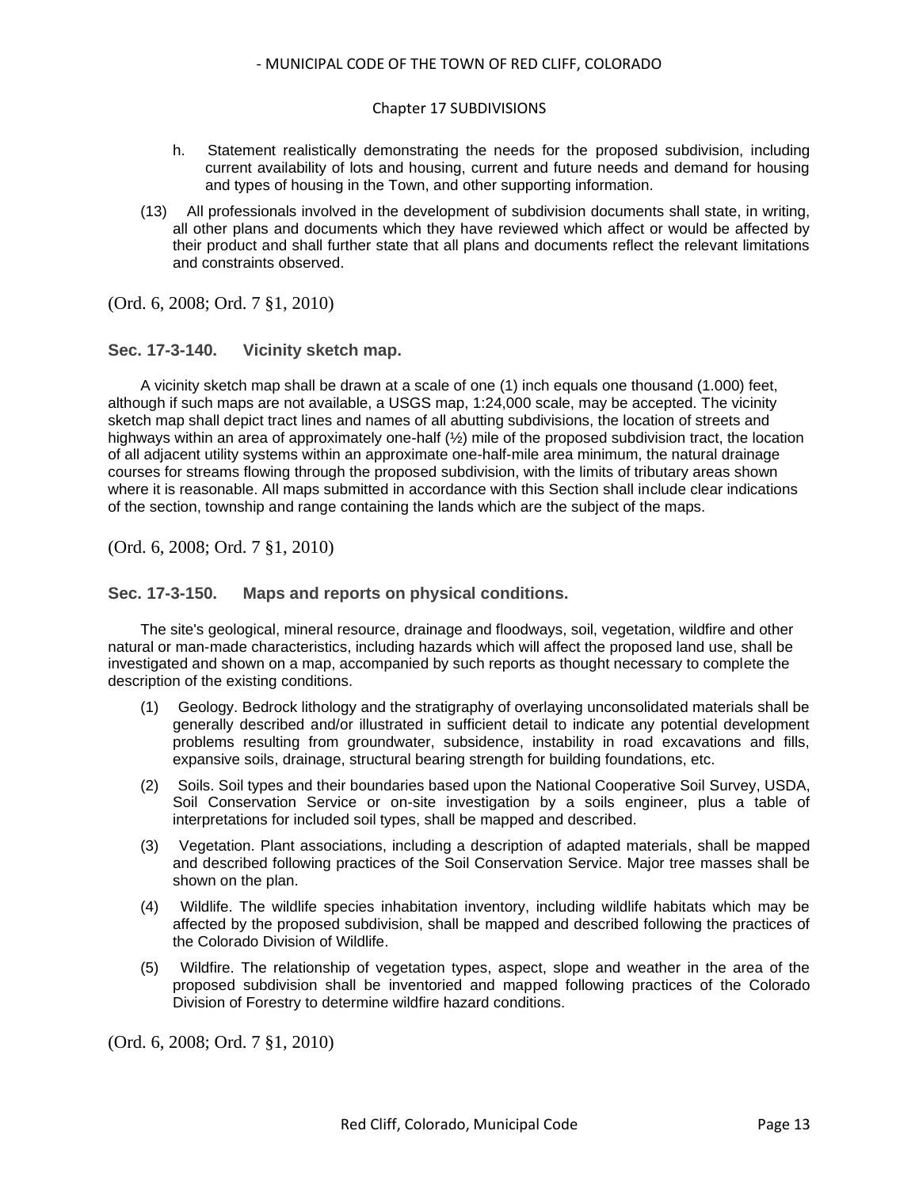h. Statement realistically demonstrating the needs for the proposed subdivision, including current availability of lots and housing, current and future needs and demand for housing and types of housing in the Town, and other supporting information.

(13) All professionals involved in the development of subdivision documents shall state, in writing, all other plans and documents which they have reviewed which affect or would be affected by their product and shall further state that all plans and documents reflect the relevant limitations and constraints observed.

(Ord. 6, 2008; Ord. 7 §1, 2010)

### Sec. 17-3-140. Vicinity sketch map.

A vicinity sketch map shall be drawn at a scale of one (1) inch equals one thousand (1.000) feet, although if such maps are not available, a USGS map, 1:24,000 scale, may be accepted. The vicinity sketch map shall depict tract lines and names of all abutting subdivisions, the location of streets and highways within an area of approximately one-half (½) mile of the proposed subdivision tract, the location of all adjacent utility systems within an approximate one-half-mile area minimum, the natural drainage courses for streams flowing through the proposed subdivision, with the limits of tributary areas shown where it is reasonable. All maps submitted in accordance with this Section shall include clear indications of the section, township and range containing the lands which are the subject of the maps.

(Ord. 6, 2008; Ord. 7 §1, 2010)

### Sec. 17-3-150. Maps and reports on physical conditions.

The site's geological, mineral resource, drainage and floodways, soil, vegetation, wildfire and other natural or man-made characteristics, including hazards which will affect the proposed land use, shall be investigated and shown on a map, accompanied by such reports as thought necessary to complete the description of the existing conditions.

(1) Geology. Bedrock lithology and the stratigraphy of overlaying unconsolidated materials shall be generally described and/or illustrated in sufficient detail to indicate any potential development problems resulting from groundwater, subsidence, instability in road excavations and fills, expansive soils, drainage, structural bearing strength for building foundations, etc.

(2) Soils. Soil types and their boundaries based upon the National Cooperative Soil Survey, USDA, Soil Conservation Service or on-site investigation by a soils engineer, plus a table of interpretations for included soil types, shall be mapped and described.

(3) Vegetation. Plant associations, including a description of adapted materials, shall be mapped and described following practices of the Soil Conservation Service. Major tree masses shall be shown on the plan.

(4) Wildlife. The wildlife species inhabitation inventory, including wildlife habitats which may be affected by the proposed subdivision, shall be mapped and described following the practices of the Colorado Division of Wildlife.

(5) Wildfire. The relationship of vegetation types, aspect, slope and weather in the area of the proposed subdivision shall be inventoried and mapped following practices of the Colorado Division of Forestry to determine wildfire hazard conditions.

(Ord. 6, 2008; Ord. 7 §1, 2010)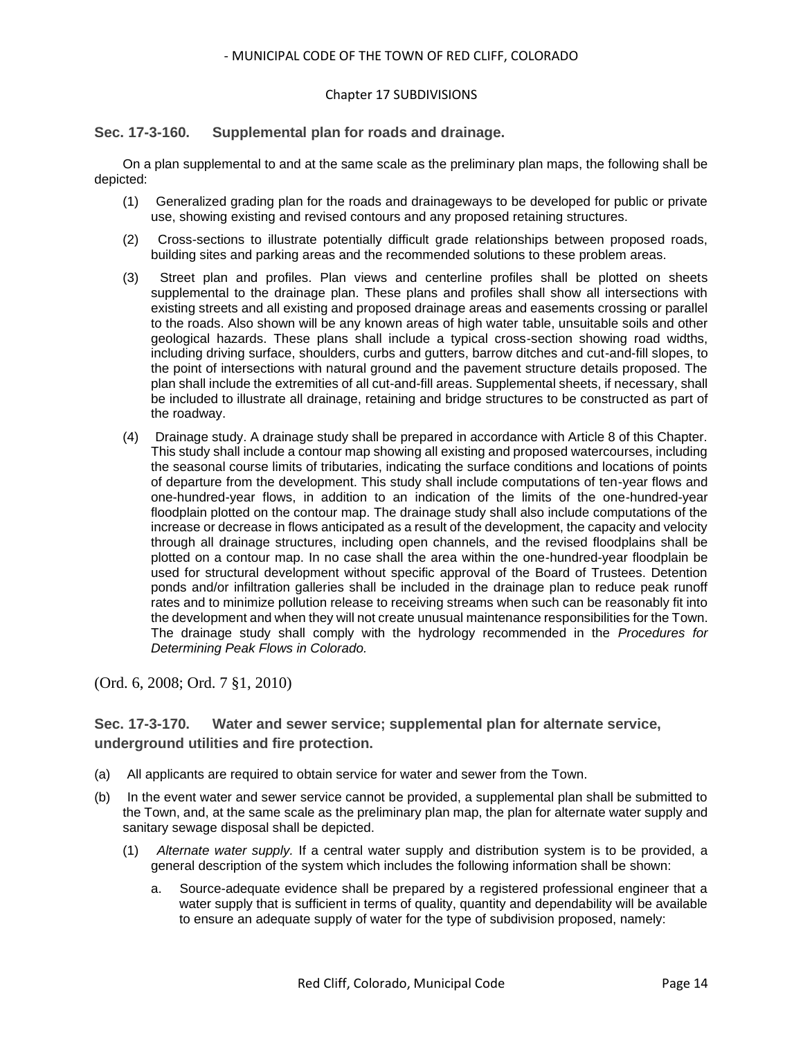## Sec. 17-3-160. Supplemental plan for roads and drainage.

On a plan supplemental to and at the same scale as the preliminary plan maps, the following shall be depicted:

(1) Generalized grading plan for the roads and drainageways to be developed for public or private use, showing existing and revised contours and any proposed retaining structures.

(2) Cross-sections to illustrate potentially difficult grade relationships between proposed roads, building sites and parking areas and the recommended solutions to these problem areas.

(3) Street plan and profiles. Plan views and centerline profiles shall be plotted on sheets supplemental to the drainage plan. These plans and profiles shall show all intersections with existing streets and all existing and proposed drainage areas and easements crossing or parallel to the roads. Also shown will be any known areas of high water table, unsuitable soils and other geological hazards. These plans shall include a typical cross-section showing road widths, including driving surface, shoulders, curbs and gutters, barrow ditches and cut-and-fill slopes, to the point of intersections with natural ground and the pavement structure details proposed. The plan shall include the extremities of all cut-and-fill areas. Supplemental sheets, if necessary, shall be included to illustrate all drainage, retaining and bridge structures to be constructed as part of the roadway.

(4) Drainage study. A drainage study shall be prepared in accordance with Article 8 of this Chapter. This study shall include a contour map showing all existing and proposed watercourses, including the seasonal course limits of tributaries, indicating the surface conditions and locations of points of departure from the development. This study shall include computations of ten-year flows and one-hundred-year flows, in addition to an indication of the limits of the one-hundred-year floodplain plotted on the contour map. The drainage study shall also include computations of the increase or decrease in flows anticipated as a result of the development, the capacity and velocity through all drainage structures, including open channels, and the revised floodplains shall be plotted on a contour map. In no case shall the area within the one-hundred-year floodplain be used for structural development without specific approval of the Board of Trustees. Detention ponds and/or infiltration galleries shall be included in the drainage plan to reduce peak runoff rates and to minimize pollution release to receiving streams when such can be reasonably fit into the development and when they will not create unusual maintenance responsibilities for the Town. The drainage study shall comply with the hydrology recommended in the *Procedures for Determining Peak Flows in Colorado.*

(Ord. 6, 2008; Ord. 7 §1, 2010)

## Sec. 17-3-170. Water and sewer service; supplemental plan for alternate service, underground utilities and fire protection.

(a) All applicants are required to obtain service for water and sewer from the Town.

(b) In the event water and sewer service cannot be provided, a supplemental plan shall be submitted to the Town, and, at the same scale as the preliminary plan map, the plan for alternate water supply and sanitary sewage disposal shall be depicted.

(1) *Alternate water supply.* If a central water supply and distribution system is to be provided, a general description of the system which includes the following information shall be shown:

a. Source-adequate evidence shall be prepared by a registered professional engineer that a water supply that is sufficient in terms of quality, quantity and dependability will be available to ensure an adequate supply of water for the type of subdivision proposed, namely: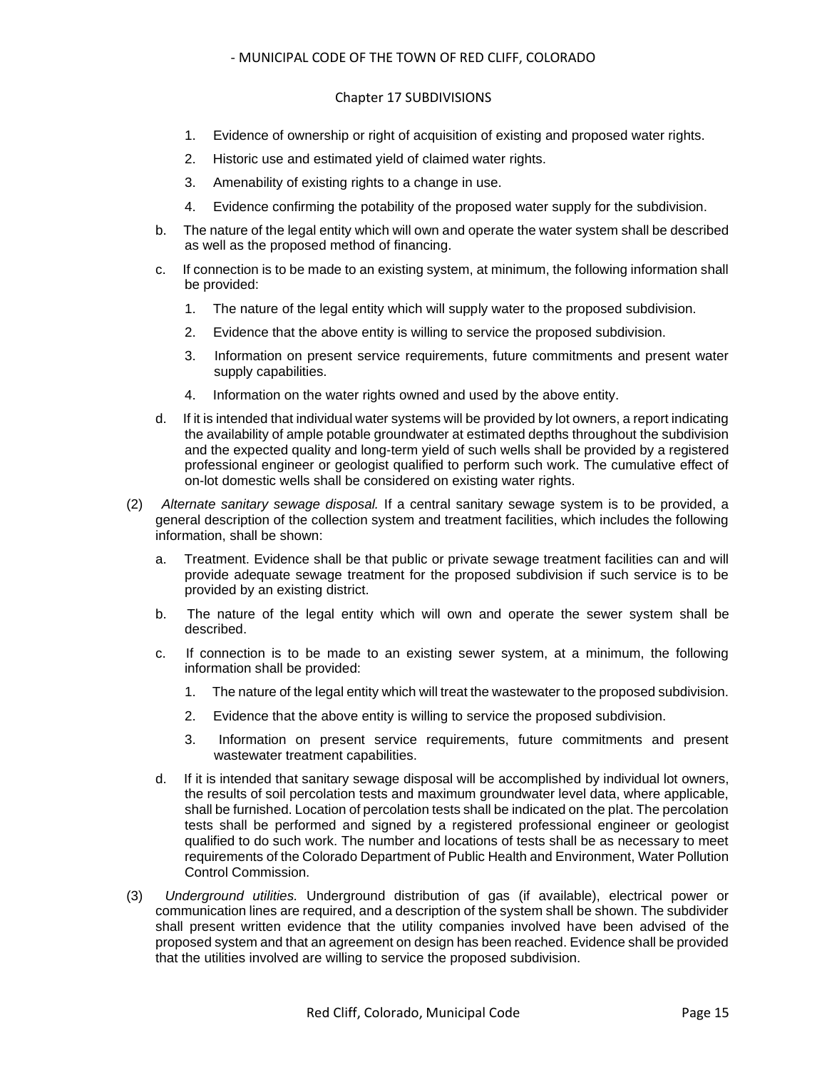1. Evidence of ownership or right of acquisition of existing and proposed water rights.

2. Historic use and estimated yield of claimed water rights.

3. Amenability of existing rights to a change in use.

4. Evidence confirming the potability of the proposed water supply for the subdivision.

b. The nature of the legal entity which will own and operate the water system shall be described as well as the proposed method of financing.

c. If connection is to be made to an existing system, at minimum, the following information shall be provided:

1. The nature of the legal entity which will supply water to the proposed subdivision.

2. Evidence that the above entity is willing to service the proposed subdivision.

3. Information on present service requirements, future commitments and present water supply capabilities.

4. Information on the water rights owned and used by the above entity.

d. If it is intended that individual water systems will be provided by lot owners, a report indicating the availability of ample potable groundwater at estimated depths throughout the subdivision and the expected quality and long-term yield of such wells shall be provided by a registered professional engineer or geologist qualified to perform such work. The cumulative effect of on-lot domestic wells shall be considered on existing water rights.

(2) *Alternate sanitary sewage disposal.* If a central sanitary sewage system is to be provided, a general description of the collection system and treatment facilities, which includes the following information, shall be shown:

a. Treatment. Evidence shall be that public or private sewage treatment facilities can and will provide adequate sewage treatment for the proposed subdivision if such service is to be provided by an existing district.

b. The nature of the legal entity which will own and operate the sewer system shall be described.

c. If connection is to be made to an existing sewer system, at a minimum, the following information shall be provided:

1. The nature of the legal entity which will treat the wastewater to the proposed subdivision.

2. Evidence that the above entity is willing to service the proposed subdivision.

3. Information on present service requirements, future commitments and present wastewater treatment capabilities.

d. If it is intended that sanitary sewage disposal will be accomplished by individual lot owners, the results of soil percolation tests and maximum groundwater level data, where applicable, shall be furnished. Location of percolation tests shall be indicated on the plat. The percolation tests shall be performed and signed by a registered professional engineer or geologist qualified to do such work. The number and locations of tests shall be as necessary to meet requirements of the Colorado Department of Public Health and Environment, Water Pollution Control Commission.

(3) *Underground utilities.* Underground distribution of gas (if available), electrical power or communication lines are required, and a description of the system shall be shown. The subdivider shall present written evidence that the utility companies involved have been advised of the proposed system and that an agreement on design has been reached. Evidence shall be provided that the utilities involved are willing to service the proposed subdivision.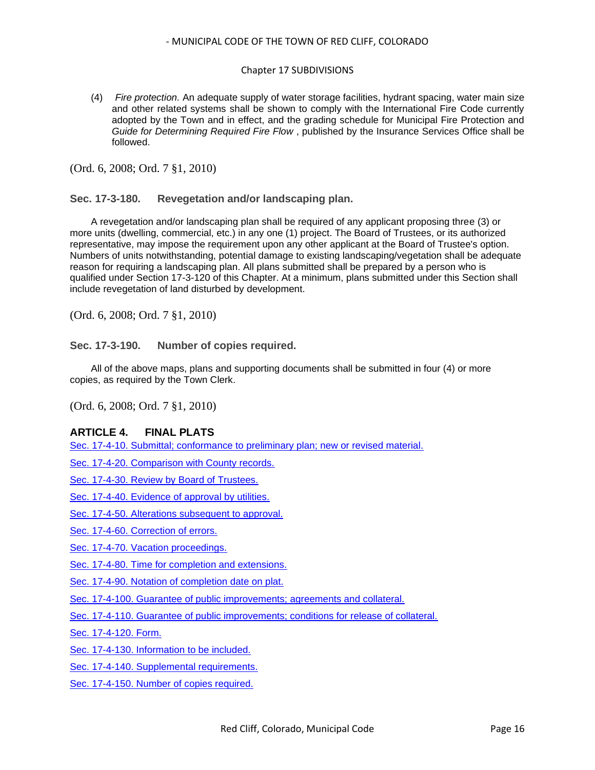(4) *Fire protection.* An adequate supply of water storage facilities, hydrant spacing, water main size and other related systems shall be shown to comply with the International Fire Code currently adopted by the Town and in effect, and the grading schedule for Municipal Fire Protection and *Guide for Determining Required Fire Flow* , published by the Insurance Services Office shall be followed.

(Ord. 6, 2008; Ord. 7 §1, 2010)

### Sec. 17-3-180. Revegetation and/or landscaping plan.

A revegetation and/or landscaping plan shall be required of any applicant proposing three (3) or more units (dwelling, commercial, etc.) in any one (1) project. The Board of Trustees, or its authorized representative, may impose the requirement upon any other applicant at the Board of Trustee's option. Numbers of units notwithstanding, potential damage to existing landscaping/vegetation shall be adequate reason for requiring a landscaping plan. All plans submitted shall be prepared by a person who is qualified under Section 17-3-120 of this Chapter. At a minimum, plans submitted under this Section shall include revegetation of land disturbed by development.

(Ord. 6, 2008; Ord. 7 §1, 2010)

### Sec. 17-3-190. Number of copies required.

All of the above maps, plans and supporting documents shall be submitted in four (4) or more copies, as required by the Town Clerk.

(Ord. 6, 2008; Ord. 7 §1, 2010)

## ARTICLE 4. FINAL PLATS

Sec. 17-4-10. Submittal; conformance to preliminary plan; new or revised material.

Sec. 17-4-20. Comparison with County records.

Sec. 17-4-30. Review by Board of Trustees.

Sec. 17-4-40. Evidence of approval by utilities.

Sec. 17-4-50. Alterations subsequent to approval.

Sec. 17-4-60. Correction of errors.

Sec. 17-4-70. Vacation proceedings.

Sec. 17-4-80. Time for completion and extensions.

Sec. 17-4-90. Notation of completion date on plat.

Sec. 17-4-100. Guarantee of public improvements; agreements and collateral.

Sec. 17-4-110. Guarantee of public improvements; conditions for release of collateral.

Sec. 17-4-120. Form.

Sec. 17-4-130. Information to be included.

Sec. 17-4-140. Supplemental requirements.

Sec. 17-4-150. Number of copies required.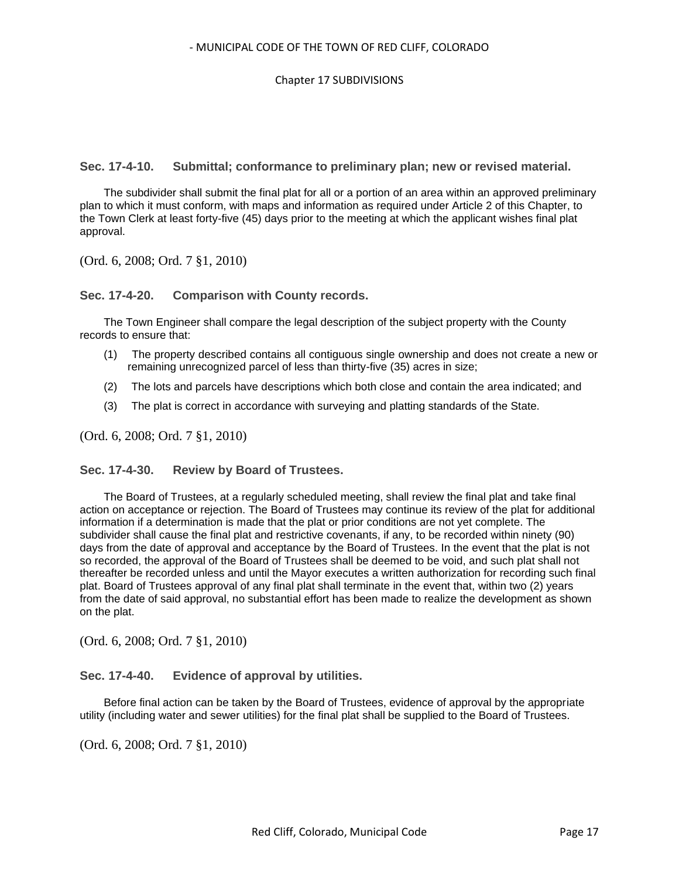### Sec. 17-4-10. Submittal; conformance to preliminary plan; new or revised material.

The subdivider shall submit the final plat for all or a portion of an area within an approved preliminary plan to which it must conform, with maps and information as required under Article 2 of this Chapter, to the Town Clerk at least forty-five (45) days prior to the meeting at which the applicant wishes final plat approval.

(Ord. 6, 2008; Ord. 7 §1, 2010)

### Sec. 17-4-20. Comparison with County records.

The Town Engineer shall compare the legal description of the subject property with the County records to ensure that:

(1) The property described contains all contiguous single ownership and does not create a new or remaining unrecognized parcel of less than thirty-five (35) acres in size;

(2) The lots and parcels have descriptions which both close and contain the area indicated; and

(3) The plat is correct in accordance with surveying and platting standards of the State.

(Ord. 6, 2008; Ord. 7 §1, 2010)

### Sec. 17-4-30. Review by Board of Trustees.

The Board of Trustees, at a regularly scheduled meeting, shall review the final plat and take final action on acceptance or rejection. The Board of Trustees may continue its review of the plat for additional information if a determination is made that the plat or prior conditions are not yet complete. The subdivider shall cause the final plat and restrictive covenants, if any, to be recorded within ninety (90) days from the date of approval and acceptance by the Board of Trustees. In the event that the plat is not so recorded, the approval of the Board of Trustees shall be deemed to be void, and such plat shall not thereafter be recorded unless and until the Mayor executes a written authorization for recording such final plat. Board of Trustees approval of any final plat shall terminate in the event that, within two (2) years from the date of said approval, no substantial effort has been made to realize the development as shown on the plat.

(Ord. 6, 2008; Ord. 7 §1, 2010)

### Sec. 17-4-40. Evidence of approval by utilities.

Before final action can be taken by the Board of Trustees, evidence of approval by the appropriate utility (including water and sewer utilities) for the final plat shall be supplied to the Board of Trustees.

(Ord. 6, 2008; Ord. 7 §1, 2010)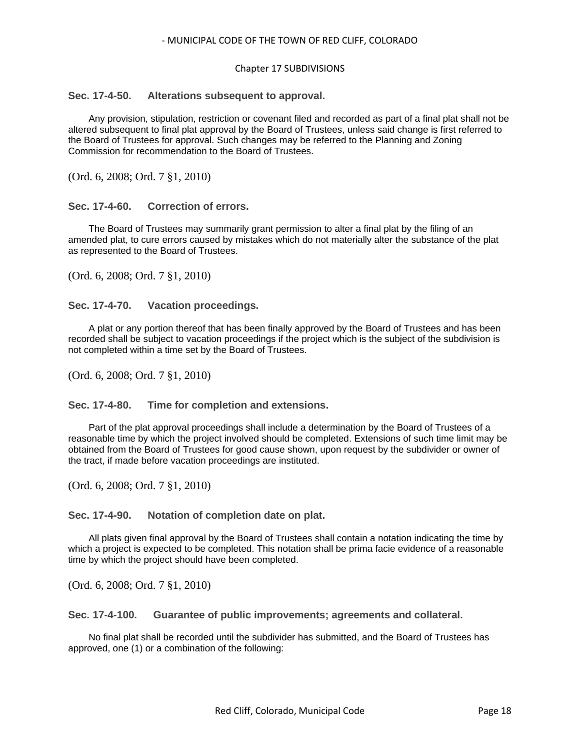### Sec. 17-4-50. Alterations subsequent to approval.

Any provision, stipulation, restriction or covenant filed and recorded as part of a final plat shall not be altered subsequent to final plat approval by the Board of Trustees, unless said change is first referred to the Board of Trustees for approval. Such changes may be referred to the Planning and Zoning Commission for recommendation to the Board of Trustees.

(Ord. 6, 2008; Ord. 7 §1, 2010)

### Sec. 17-4-60. Correction of errors.

The Board of Trustees may summarily grant permission to alter a final plat by the filing of an amended plat, to cure errors caused by mistakes which do not materially alter the substance of the plat as represented to the Board of Trustees.

(Ord. 6, 2008; Ord. 7 §1, 2010)

### Sec. 17-4-70. Vacation proceedings.

A plat or any portion thereof that has been finally approved by the Board of Trustees and has been recorded shall be subject to vacation proceedings if the project which is the subject of the subdivision is not completed within a time set by the Board of Trustees.

(Ord. 6, 2008; Ord. 7 §1, 2010)

### Sec. 17-4-80. Time for completion and extensions.

Part of the plat approval proceedings shall include a determination by the Board of Trustees of a reasonable time by which the project involved should be completed. Extensions of such time limit may be obtained from the Board of Trustees for good cause shown, upon request by the subdivider or owner of the tract, if made before vacation proceedings are instituted.

(Ord. 6, 2008; Ord. 7 §1, 2010)

### Sec. 17-4-90. Notation of completion date on plat.

All plats given final approval by the Board of Trustees shall contain a notation indicating the time by which a project is expected to be completed. This notation shall be prima facie evidence of a reasonable time by which the project should have been completed.

(Ord. 6, 2008; Ord. 7 §1, 2010)

### Sec. 17-4-100. Guarantee of public improvements; agreements and collateral.

No final plat shall be recorded until the subdivider has submitted, and the Board of Trustees has approved, one (1) or a combination of the following: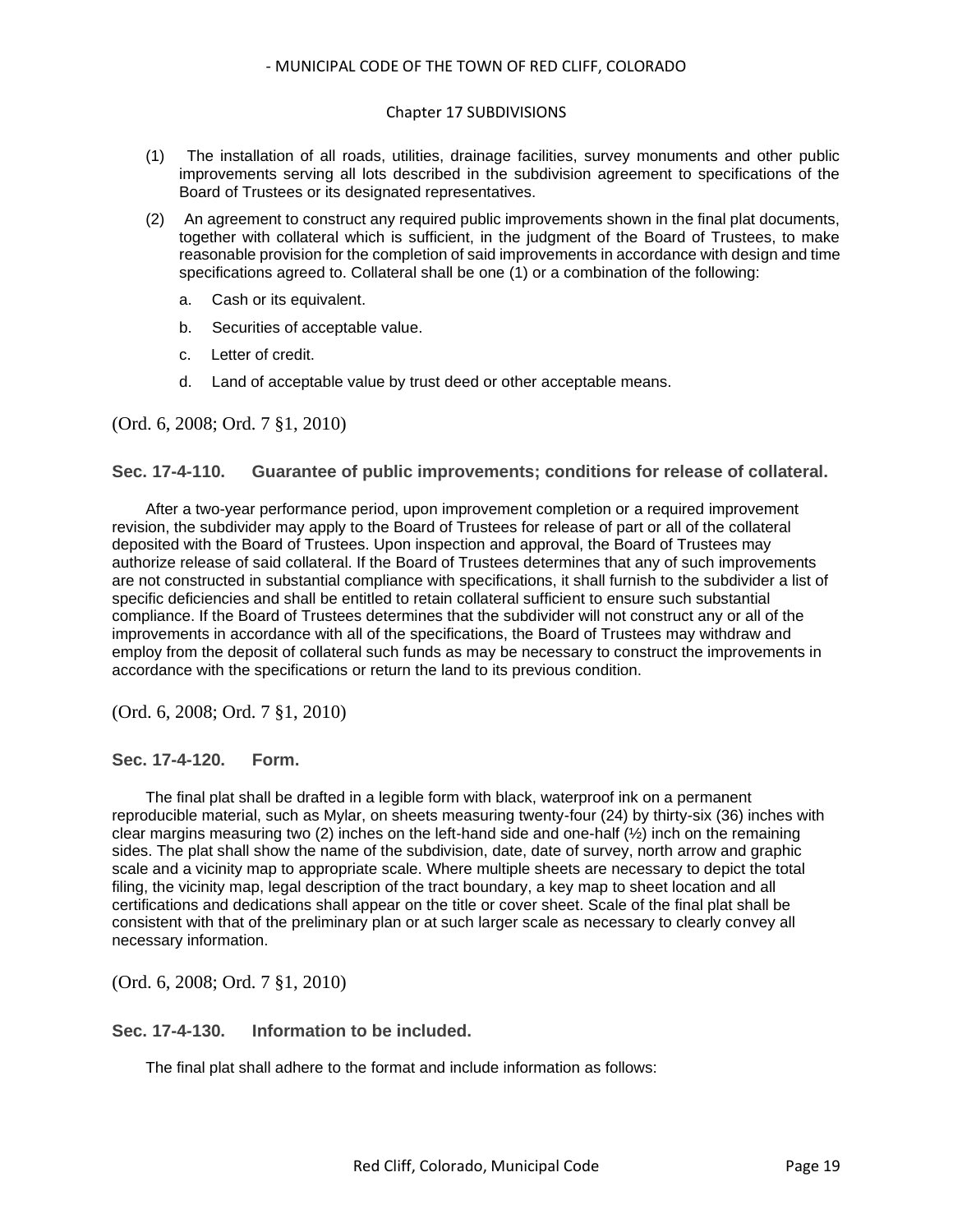(1) The installation of all roads, utilities, drainage facilities, survey monuments and other public improvements serving all lots described in the subdivision agreement to specifications of the Board of Trustees or its designated representatives.

(2) An agreement to construct any required public improvements shown in the final plat documents, together with collateral which is sufficient, in the judgment of the Board of Trustees, to make reasonable provision for the completion of said improvements in accordance with design and time specifications agreed to. Collateral shall be one (1) or a combination of the following:

a. Cash or its equivalent.

b. Securities of acceptable value.

c. Letter of credit.

d. Land of acceptable value by trust deed or other acceptable means.

(Ord. 6, 2008; Ord. 7 §1, 2010)

### Sec. 17-4-110. Guarantee of public improvements; conditions for release of collateral.

After a two-year performance period, upon improvement completion or a required improvement revision, the subdivider may apply to the Board of Trustees for release of part or all of the collateral deposited with the Board of Trustees. Upon inspection and approval, the Board of Trustees may authorize release of said collateral. If the Board of Trustees determines that any of such improvements are not constructed in substantial compliance with specifications, it shall furnish to the subdivider a list of specific deficiencies and shall be entitled to retain collateral sufficient to ensure such substantial compliance. If the Board of Trustees determines that the subdivider will not construct any or all of the improvements in accordance with all of the specifications, the Board of Trustees may withdraw and employ from the deposit of collateral such funds as may be necessary to construct the improvements in accordance with the specifications or return the land to its previous condition.

(Ord. 6, 2008; Ord. 7 §1, 2010)

### Sec. 17-4-120. Form.

The final plat shall be drafted in a legible form with black, waterproof ink on a permanent reproducible material, such as Mylar, on sheets measuring twenty-four (24) by thirty-six (36) inches with clear margins measuring two (2) inches on the left-hand side and one-half (½) inch on the remaining sides. The plat shall show the name of the subdivision, date, date of survey, north arrow and graphic scale and a vicinity map to appropriate scale. Where multiple sheets are necessary to depict the total filing, the vicinity map, legal description of the tract boundary, a key map to sheet location and all certifications and dedications shall appear on the title or cover sheet. Scale of the final plat shall be consistent with that of the preliminary plan or at such larger scale as necessary to clearly convey all necessary information.

(Ord. 6, 2008; Ord. 7 §1, 2010)

### Sec. 17-4-130. Information to be included.

The final plat shall adhere to the format and include information as follows: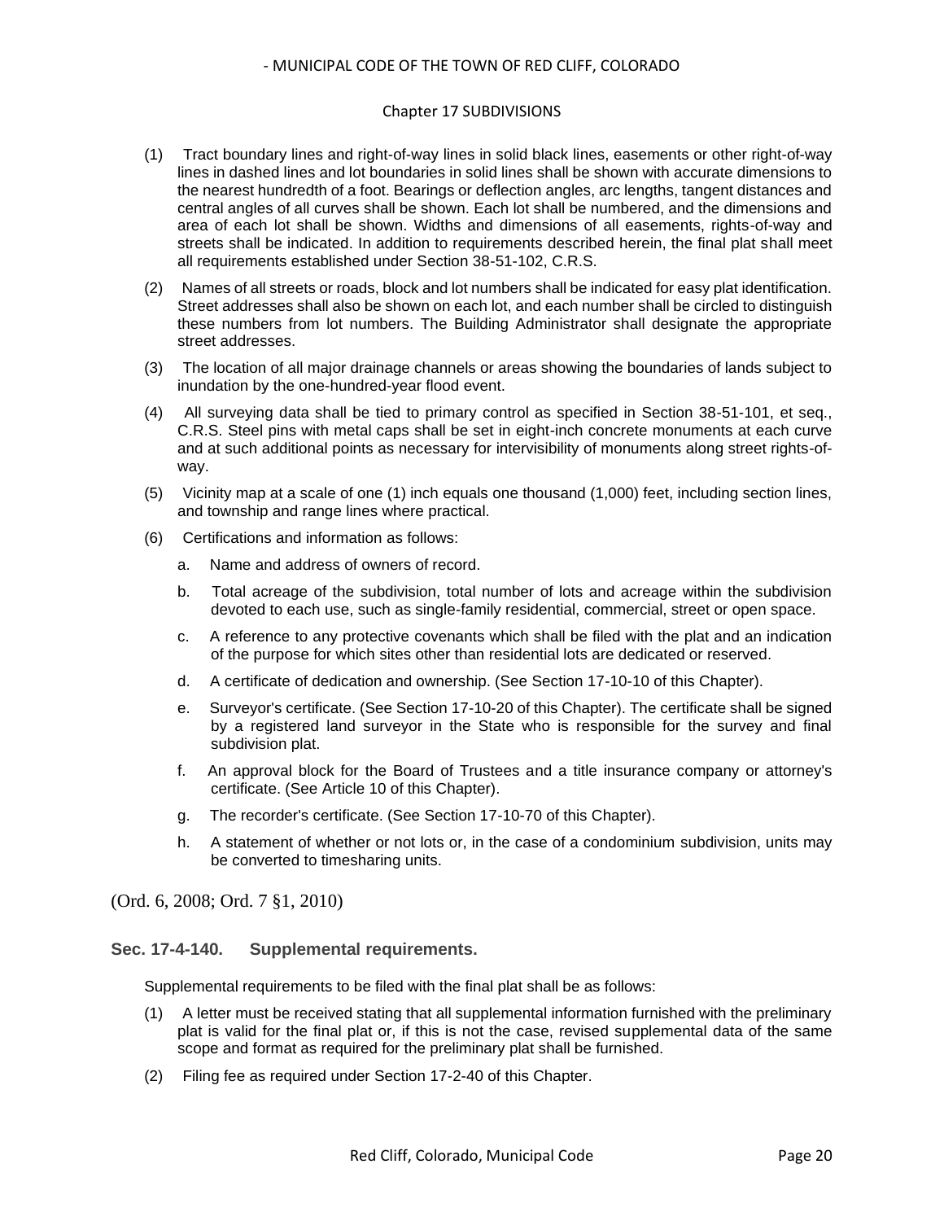(1) Tract boundary lines and right-of-way lines in solid black lines, easements or other right-of-way lines in dashed lines and lot boundaries in solid lines shall be shown with accurate dimensions to the nearest hundredth of a foot. Bearings or deflection angles, arc lengths, tangent distances and central angles of all curves shall be shown. Each lot shall be numbered, and the dimensions and area of each lot shall be shown. Widths and dimensions of all easements, rights-of-way and streets shall be indicated. In addition to requirements described herein, the final plat shall meet all requirements established under Section 38-51-102, C.R.S.

(2) Names of all streets or roads, block and lot numbers shall be indicated for easy plat identification. Street addresses shall also be shown on each lot, and each number shall be circled to distinguish these numbers from lot numbers. The Building Administrator shall designate the appropriate street addresses.

(3) The location of all major drainage channels or areas showing the boundaries of lands subject to inundation by the one-hundred-year flood event.

(4) All surveying data shall be tied to primary control as specified in Section 38-51-101, et seq., C.R.S. Steel pins with metal caps shall be set in eight-inch concrete monuments at each curve and at such additional points as necessary for intervisibility of monuments along street rights-of-way.

(5) Vicinity map at a scale of one (1) inch equals one thousand (1,000) feet, including section lines, and township and range lines where practical.

(6) Certifications and information as follows:

a. Name and address of owners of record.

b. Total acreage of the subdivision, total number of lots and acreage within the subdivision devoted to each use, such as single-family residential, commercial, street or open space.

c. A reference to any protective covenants which shall be filed with the plat and an indication of the purpose for which sites other than residential lots are dedicated or reserved.

d. A certificate of dedication and ownership. (See Section 17-10-10 of this Chapter).

e. Surveyor's certificate. (See Section 17-10-20 of this Chapter). The certificate shall be signed by a registered land surveyor in the State who is responsible for the survey and final subdivision plat.

f. An approval block for the Board of Trustees and a title insurance company or attorney's certificate. (See Article 10 of this Chapter).

g. The recorder's certificate. (See Section 17-10-70 of this Chapter).

h. A statement of whether or not lots or, in the case of a condominium subdivision, units may be converted to timesharing units.

(Ord. 6, 2008; Ord. 7 §1, 2010)

### Sec. 17-4-140. Supplemental requirements.

Supplemental requirements to be filed with the final plat shall be as follows:

(1) A letter must be received stating that all supplemental information furnished with the preliminary plat is valid for the final plat or, if this is not the case, revised supplemental data of the same scope and format as required for the preliminary plat shall be furnished.

(2) Filing fee as required under Section 17-2-40 of this Chapter.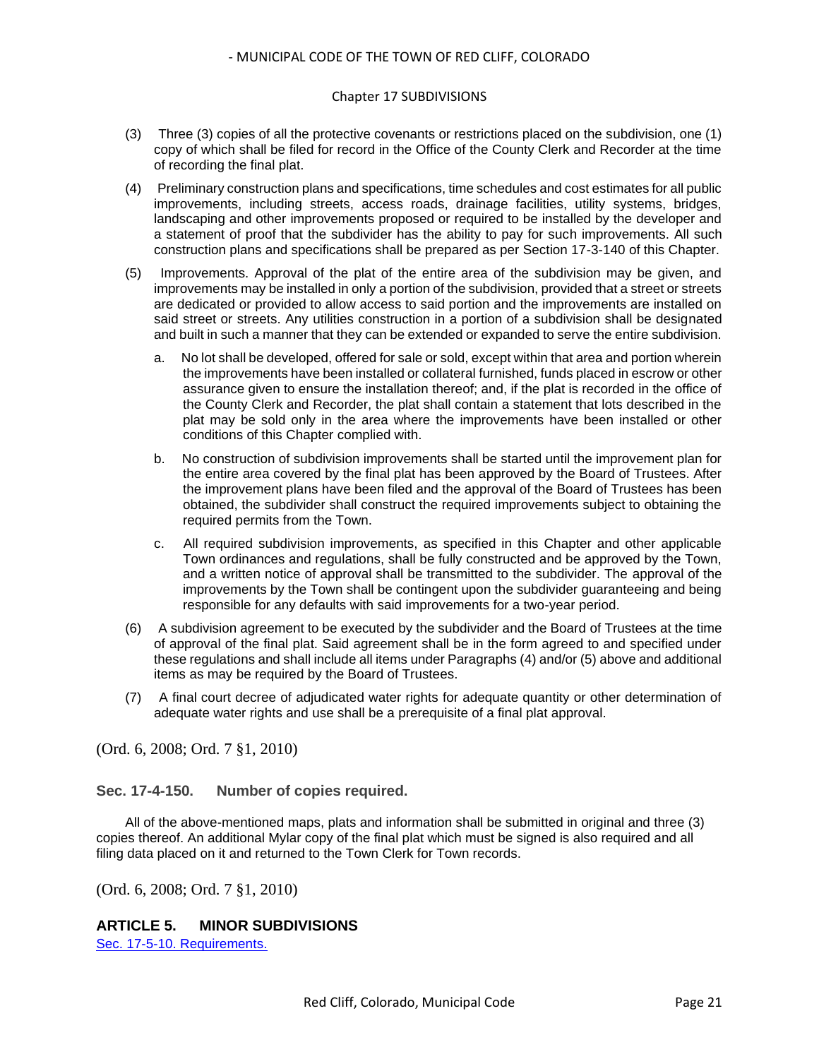(3) Three (3) copies of all the protective covenants or restrictions placed on the subdivision, one (1) copy of which shall be filed for record in the Office of the County Clerk and Recorder at the time of recording the final plat.

(4) Preliminary construction plans and specifications, time schedules and cost estimates for all public improvements, including streets, access roads, drainage facilities, utility systems, bridges, landscaping and other improvements proposed or required to be installed by the developer and a statement of proof that the subdivider has the ability to pay for such improvements. All such construction plans and specifications shall be prepared as per Section 17-3-140 of this Chapter.

(5) Improvements. Approval of the plat of the entire area of the subdivision may be given, and improvements may be installed in only a portion of the subdivision, provided that a street or streets are dedicated or provided to allow access to said portion and the improvements are installed on said street or streets. Any utilities construction in a portion of a subdivision shall be designated and built in such a manner that they can be extended or expanded to serve the entire subdivision.

   a. No lot shall be developed, offered for sale or sold, except within that area and portion wherein the improvements have been installed or collateral furnished, funds placed in escrow or other assurance given to ensure the installation thereof; and, if the plat is recorded in the office of the County Clerk and Recorder, the plat shall contain a statement that lots described in the plat may be sold only in the area where the improvements have been installed or other conditions of this Chapter complied with.

   b. No construction of subdivision improvements shall be started until the improvement plan for the entire area covered by the final plat has been approved by the Board of Trustees. After the improvement plans have been filed and the approval of the Board of Trustees has been obtained, the subdivider shall construct the required improvements subject to obtaining the required permits from the Town.

   c. All required subdivision improvements, as specified in this Chapter and other applicable Town ordinances and regulations, shall be fully constructed and be approved by the Town, and a written notice of approval shall be transmitted to the subdivider. The approval of the improvements by the Town shall be contingent upon the subdivider guaranteeing and being responsible for any defaults with said improvements for a two-year period.

(6) A subdivision agreement to be executed by the subdivider and the Board of Trustees at the time of approval of the final plat. Said agreement shall be in the form agreed to and specified under these regulations and shall include all items under Paragraphs (4) and/or (5) above and additional items as may be required by the Board of Trustees.

(7) A final court decree of adjudicated water rights for adequate quantity or other determination of adequate water rights and use shall be a prerequisite of a final plat approval.

(Ord. 6, 2008; Ord. 7 §1, 2010)

### Sec. 17-4-150. Number of copies required.

All of the above-mentioned maps, plats and information shall be submitted in original and three (3) copies thereof. An additional Mylar copy of the final plat which must be signed is also required and all filing data placed on it and returned to the Town Clerk for Town records.

(Ord. 6, 2008; Ord. 7 §1, 2010)

## ARTICLE 5. MINOR SUBDIVISIONS

Sec. 17-5-10. Requirements.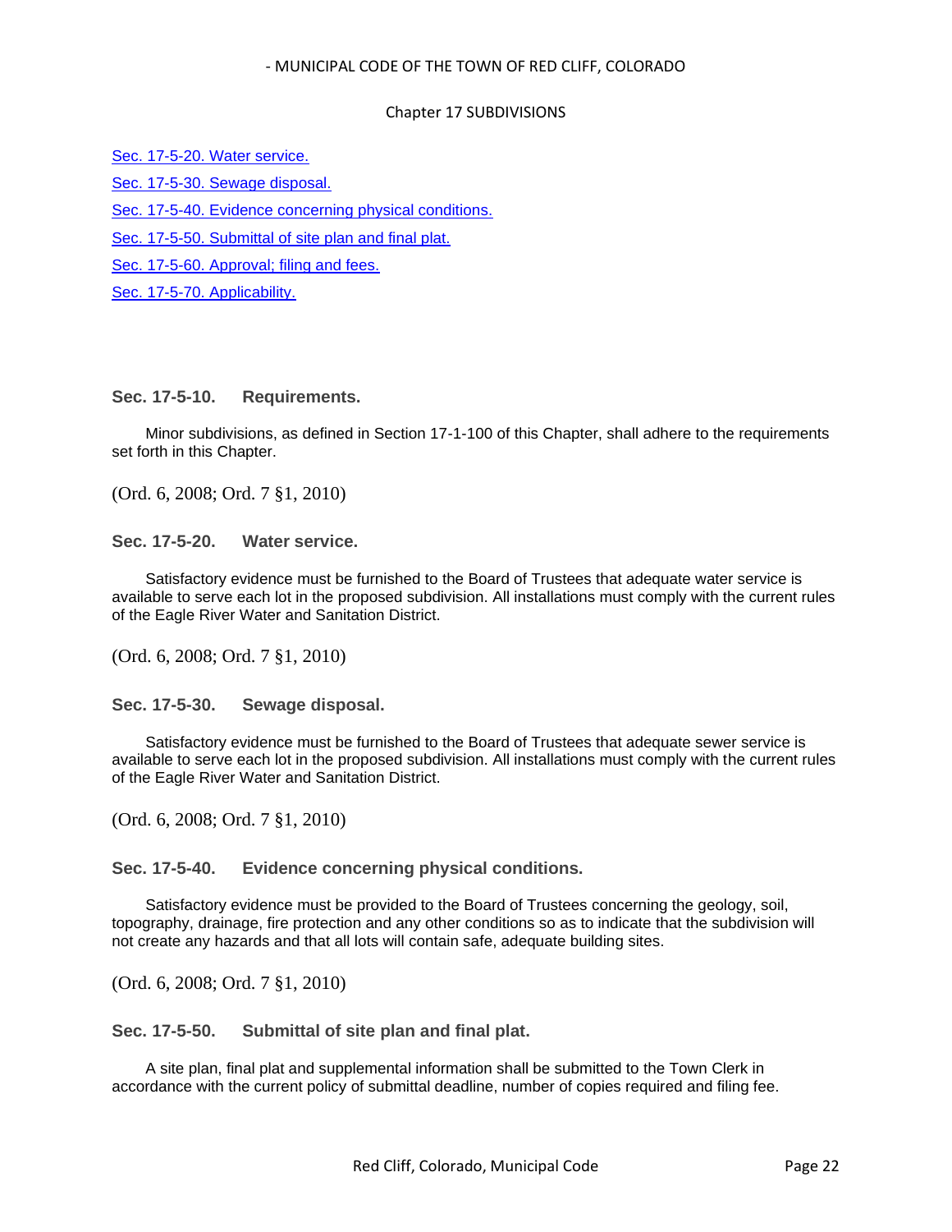[Sec. 17-5-20. Water service.](#)

[Sec. 17-5-30. Sewage disposal.](#)

[Sec. 17-5-40. Evidence concerning physical conditions.](#)

[Sec. 17-5-50. Submittal of site plan and final plat.](#)

[Sec. 17-5-60. Approval; filing and fees.](#)

[Sec. 17-5-70. Applicability.](#)

### Sec. 17-5-10. Requirements.

Minor subdivisions, as defined in Section 17-1-100 of this Chapter, shall adhere to the requirements set forth in this Chapter.

(Ord. 6, 2008; Ord. 7 §1, 2010)

### Sec. 17-5-20. Water service.

Satisfactory evidence must be furnished to the Board of Trustees that adequate water service is available to serve each lot in the proposed subdivision. All installations must comply with the current rules of the Eagle River Water and Sanitation District.

(Ord. 6, 2008; Ord. 7 §1, 2010)

### Sec. 17-5-30. Sewage disposal.

Satisfactory evidence must be furnished to the Board of Trustees that adequate sewer service is available to serve each lot in the proposed subdivision. All installations must comply with the current rules of the Eagle River Water and Sanitation District.

(Ord. 6, 2008; Ord. 7 §1, 2010)

### Sec. 17-5-40. Evidence concerning physical conditions.

Satisfactory evidence must be provided to the Board of Trustees concerning the geology, soil, topography, drainage, fire protection and any other conditions so as to indicate that the subdivision will not create any hazards and that all lots will contain safe, adequate building sites.

(Ord. 6, 2008; Ord. 7 §1, 2010)

### Sec. 17-5-50. Submittal of site plan and final plat.

A site plan, final plat and supplemental information shall be submitted to the Town Clerk in accordance with the current policy of submittal deadline, number of copies required and filing fee.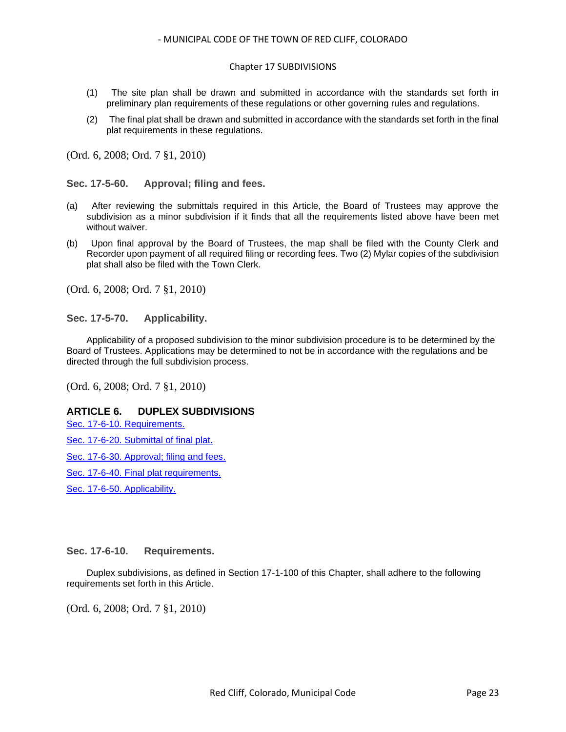(1) The site plan shall be drawn and submitted in accordance with the standards set forth in preliminary plan requirements of these regulations or other governing rules and regulations.

(2) The final plat shall be drawn and submitted in accordance with the standards set forth in the final plat requirements in these regulations.

(Ord. 6, 2008; Ord. 7 §1, 2010)

### Sec. 17-5-60. Approval; filing and fees.

(a) After reviewing the submittals required in this Article, the Board of Trustees may approve the subdivision as a minor subdivision if it finds that all the requirements listed above have been met without waiver.

(b) Upon final approval by the Board of Trustees, the map shall be filed with the County Clerk and Recorder upon payment of all required filing or recording fees. Two (2) Mylar copies of the subdivision plat shall also be filed with the Town Clerk.

(Ord. 6, 2008; Ord. 7 §1, 2010)

### Sec. 17-5-70. Applicability.

Applicability of a proposed subdivision to the minor subdivision procedure is to be determined by the Board of Trustees. Applications may be determined to not be in accordance with the regulations and be directed through the full subdivision process.

(Ord. 6, 2008; Ord. 7 §1, 2010)

## ARTICLE 6. DUPLEX SUBDIVISIONS

Sec. 17-6-10. Requirements.

Sec. 17-6-20. Submittal of final plat.

Sec. 17-6-30. Approval; filing and fees.

Sec. 17-6-40. Final plat requirements.

Sec. 17-6-50. Applicability.

### Sec. 17-6-10. Requirements.

Duplex subdivisions, as defined in Section 17-1-100 of this Chapter, shall adhere to the following requirements set forth in this Article.

(Ord. 6, 2008; Ord. 7 §1, 2010)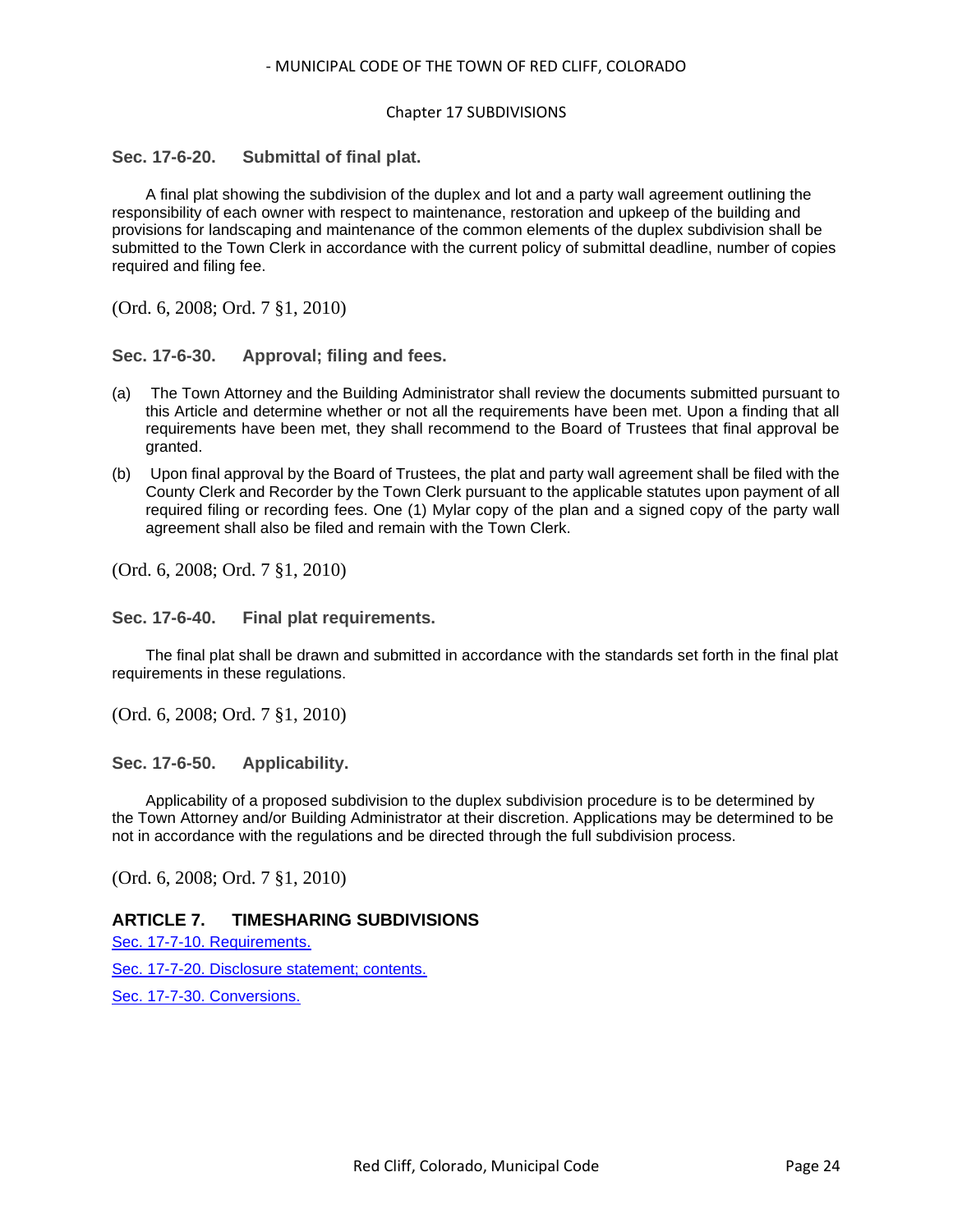### Sec. 17-6-20. Submittal of final plat.

A final plat showing the subdivision of the duplex and lot and a party wall agreement outlining the responsibility of each owner with respect to maintenance, restoration and upkeep of the building and provisions for landscaping and maintenance of the common elements of the duplex subdivision shall be submitted to the Town Clerk in accordance with the current policy of submittal deadline, number of copies required and filing fee.

(Ord. 6, 2008; Ord. 7 §1, 2010)

### Sec. 17-6-30. Approval; filing and fees.

(a) The Town Attorney and the Building Administrator shall review the documents submitted pursuant to this Article and determine whether or not all the requirements have been met. Upon a finding that all requirements have been met, they shall recommend to the Board of Trustees that final approval be granted.

(b) Upon final approval by the Board of Trustees, the plat and party wall agreement shall be filed with the County Clerk and Recorder by the Town Clerk pursuant to the applicable statutes upon payment of all required filing or recording fees. One (1) Mylar copy of the plan and a signed copy of the party wall agreement shall also be filed and remain with the Town Clerk.

(Ord. 6, 2008; Ord. 7 §1, 2010)

### Sec. 17-6-40. Final plat requirements.

The final plat shall be drawn and submitted in accordance with the standards set forth in the final plat requirements in these regulations.

(Ord. 6, 2008; Ord. 7 §1, 2010)

### Sec. 17-6-50. Applicability.

Applicability of a proposed subdivision to the duplex subdivision procedure is to be determined by the Town Attorney and/or Building Administrator at their discretion. Applications may be determined to be not in accordance with the regulations and be directed through the full subdivision process.

(Ord. 6, 2008; Ord. 7 §1, 2010)

## ARTICLE 7. TIMESHARING SUBDIVISIONS

Sec. 17-7-10. Requirements.

Sec. 17-7-20. Disclosure statement; contents.

Sec. 17-7-30. Conversions.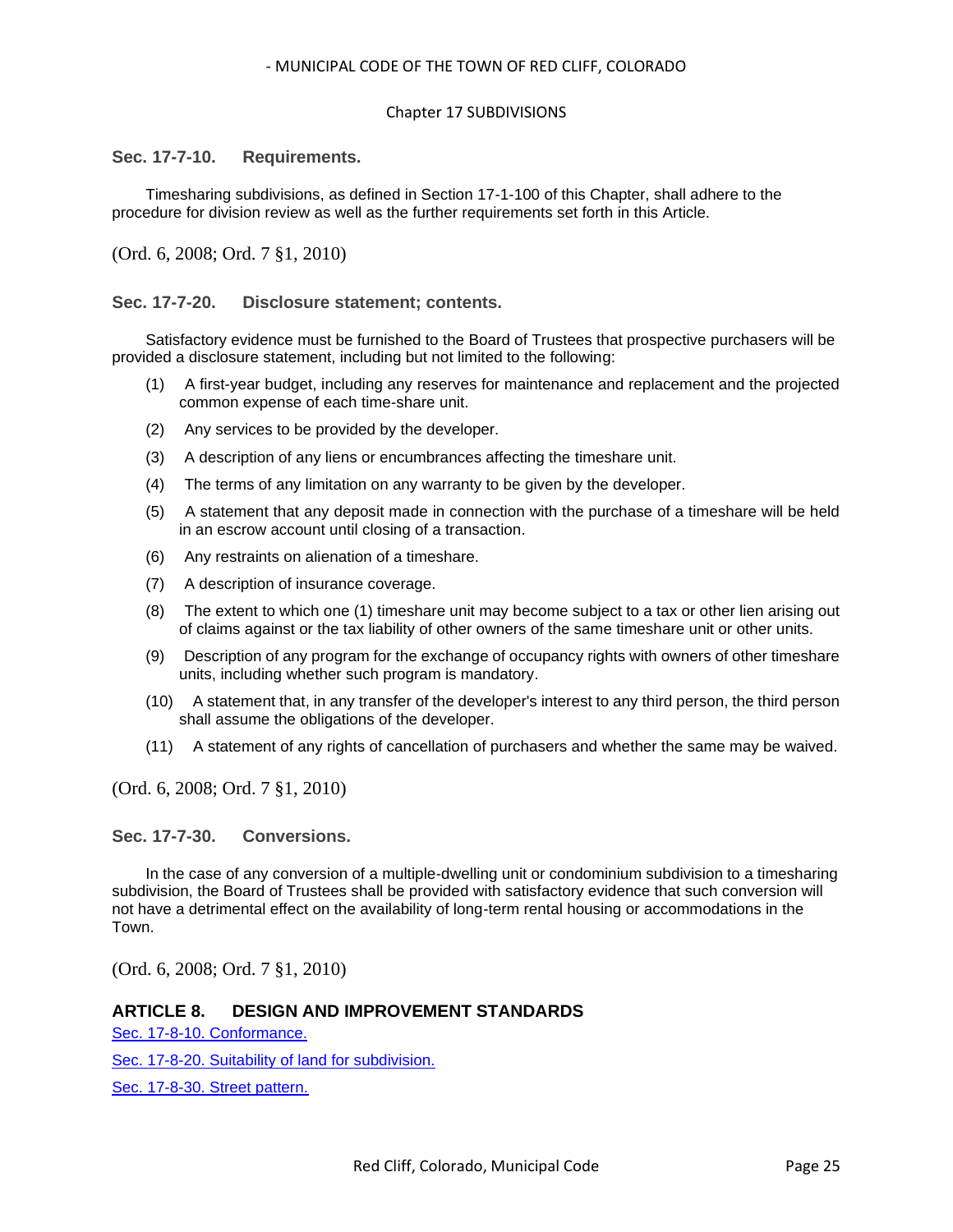### Sec. 17-7-10. Requirements.

Timesharing subdivisions, as defined in Section 17-1-100 of this Chapter, shall adhere to the procedure for division review as well as the further requirements set forth in this Article.

(Ord. 6, 2008; Ord. 7 §1, 2010)

### Sec. 17-7-20. Disclosure statement; contents.

Satisfactory evidence must be furnished to the Board of Trustees that prospective purchasers will be provided a disclosure statement, including but not limited to the following:

(1) A first-year budget, including any reserves for maintenance and replacement and the projected common expense of each time-share unit.

(2) Any services to be provided by the developer.

(3) A description of any liens or encumbrances affecting the timeshare unit.

(4) The terms of any limitation on any warranty to be given by the developer.

(5) A statement that any deposit made in connection with the purchase of a timeshare will be held in an escrow account until closing of a transaction.

(6) Any restraints on alienation of a timeshare.

(7) A description of insurance coverage.

(8) The extent to which one (1) timeshare unit may become subject to a tax or other lien arising out of claims against or the tax liability of other owners of the same timeshare unit or other units.

(9) Description of any program for the exchange of occupancy rights with owners of other timeshare units, including whether such program is mandatory.

(10) A statement that, in any transfer of the developer's interest to any third person, the third person shall assume the obligations of the developer.

(11) A statement of any rights of cancellation of purchasers and whether the same may be waived.

(Ord. 6, 2008; Ord. 7 §1, 2010)

### Sec. 17-7-30. Conversions.

In the case of any conversion of a multiple-dwelling unit or condominium subdivision to a timesharing subdivision, the Board of Trustees shall be provided with satisfactory evidence that such conversion will not have a detrimental effect on the availability of long-term rental housing or accommodations in the Town.

(Ord. 6, 2008; Ord. 7 §1, 2010)

## ARTICLE 8. DESIGN AND IMPROVEMENT STANDARDS

Sec. 17-8-10. Conformance.

Sec. 17-8-20. Suitability of land for subdivision.

Sec. 17-8-30. Street pattern.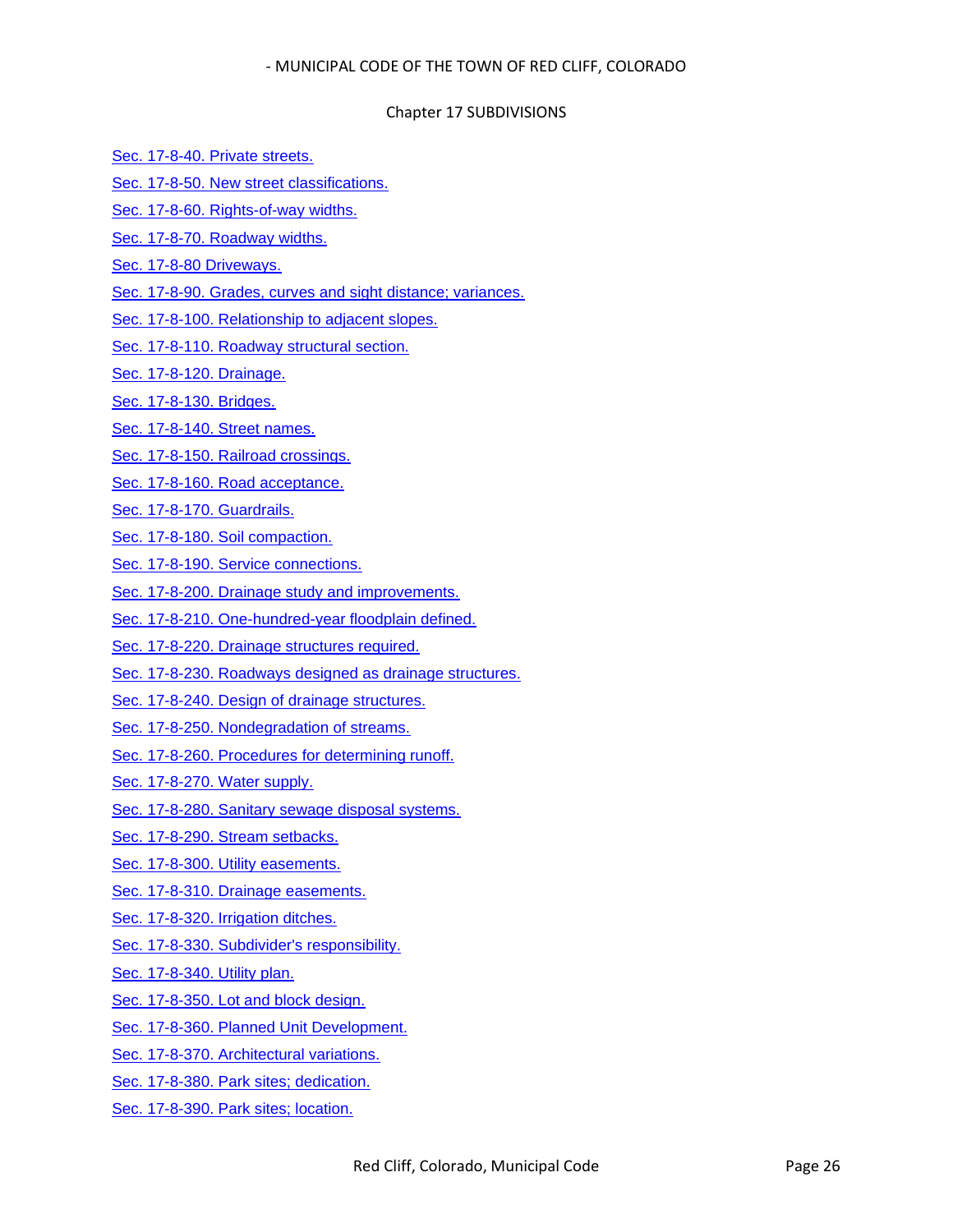Sec. 17-8-40. Private streets.

Sec. 17-8-50. New street classifications.

Sec. 17-8-60. Rights-of-way widths.

Sec. 17-8-70. Roadway widths.

Sec. 17-8-80 Driveways.

Sec. 17-8-90. Grades, curves and sight distance; variances.

Sec. 17-8-100. Relationship to adjacent slopes.

Sec. 17-8-110. Roadway structural section.

Sec. 17-8-120. Drainage.

Sec. 17-8-130. Bridges.

Sec. 17-8-140. Street names.

Sec. 17-8-150. Railroad crossings.

Sec. 17-8-160. Road acceptance.

Sec. 17-8-170. Guardrails.

Sec. 17-8-180. Soil compaction.

Sec. 17-8-190. Service connections.

Sec. 17-8-200. Drainage study and improvements.

Sec. 17-8-210. One-hundred-year floodplain defined.

Sec. 17-8-220. Drainage structures required.

Sec. 17-8-230. Roadways designed as drainage structures.

Sec. 17-8-240. Design of drainage structures.

Sec. 17-8-250. Nondegradation of streams.

Sec. 17-8-260. Procedures for determining runoff.

Sec. 17-8-270. Water supply.

Sec. 17-8-280. Sanitary sewage disposal systems.

Sec. 17-8-290. Stream setbacks.

Sec. 17-8-300. Utility easements.

Sec. 17-8-310. Drainage easements.

Sec. 17-8-320. Irrigation ditches.

Sec. 17-8-330. Subdivider's responsibility.

Sec. 17-8-340. Utility plan.

Sec. 17-8-350. Lot and block design.

Sec. 17-8-360. Planned Unit Development.

Sec. 17-8-370. Architectural variations.

Sec. 17-8-380. Park sites; dedication.

Sec. 17-8-390. Park sites; location.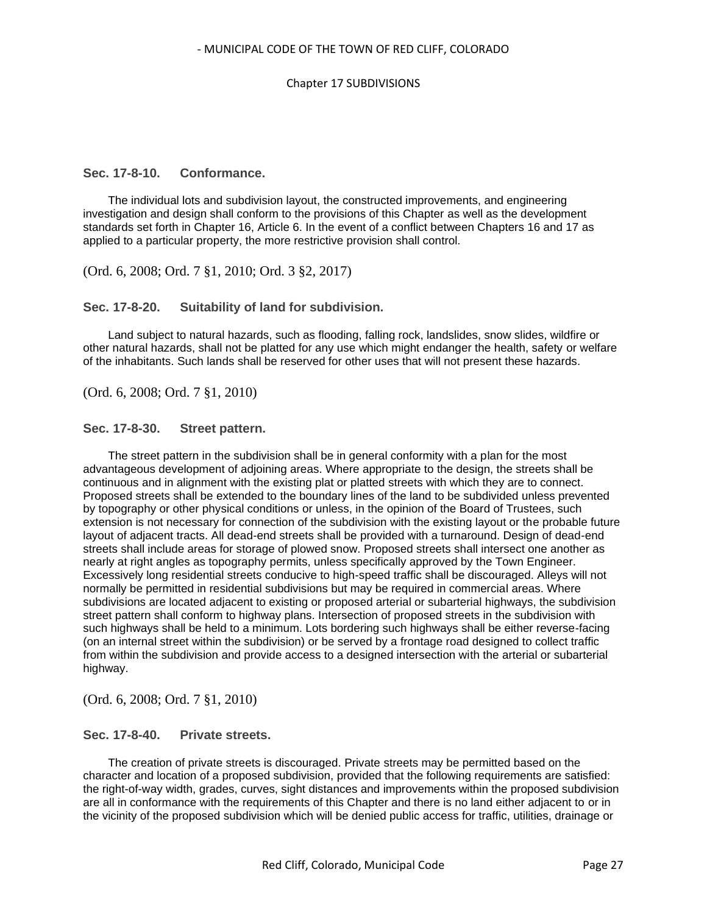### Sec. 17-8-10. Conformance.

The individual lots and subdivision layout, the constructed improvements, and engineering investigation and design shall conform to the provisions of this Chapter as well as the development standards set forth in Chapter 16, Article 6. In the event of a conflict between Chapters 16 and 17 as applied to a particular property, the more restrictive provision shall control.

(Ord. 6, 2008; Ord. 7 §1, 2010; Ord. 3 §2, 2017)

### Sec. 17-8-20. Suitability of land for subdivision.

Land subject to natural hazards, such as flooding, falling rock, landslides, snow slides, wildfire or other natural hazards, shall not be platted for any use which might endanger the health, safety or welfare of the inhabitants. Such lands shall be reserved for other uses that will not present these hazards.

(Ord. 6, 2008; Ord. 7 §1, 2010)

### Sec. 17-8-30. Street pattern.

The street pattern in the subdivision shall be in general conformity with a plan for the most advantageous development of adjoining areas. Where appropriate to the design, the streets shall be continuous and in alignment with the existing plat or platted streets with which they are to connect. Proposed streets shall be extended to the boundary lines of the land to be subdivided unless prevented by topography or other physical conditions or unless, in the opinion of the Board of Trustees, such extension is not necessary for connection of the subdivision with the existing layout or the probable future layout of adjacent tracts. All dead-end streets shall be provided with a turnaround. Design of dead-end streets shall include areas for storage of plowed snow. Proposed streets shall intersect one another as nearly at right angles as topography permits, unless specifically approved by the Town Engineer. Excessively long residential streets conducive to high-speed traffic shall be discouraged. Alleys will not normally be permitted in residential subdivisions but may be required in commercial areas. Where subdivisions are located adjacent to existing or proposed arterial or subarterial highways, the subdivision street pattern shall conform to highway plans. Intersection of proposed streets in the subdivision with such highways shall be held to a minimum. Lots bordering such highways shall be either reverse-facing (on an internal street within the subdivision) or be served by a frontage road designed to collect traffic from within the subdivision and provide access to a designed intersection with the arterial or subarterial highway.

(Ord. 6, 2008; Ord. 7 §1, 2010)

### Sec. 17-8-40. Private streets.

The creation of private streets is discouraged. Private streets may be permitted based on the character and location of a proposed subdivision, provided that the following requirements are satisfied: the right-of-way width, grades, curves, sight distances and improvements within the proposed subdivision are all in conformance with the requirements of this Chapter and there is no land either adjacent to or in the vicinity of the proposed subdivision which will be denied public access for traffic, utilities, drainage or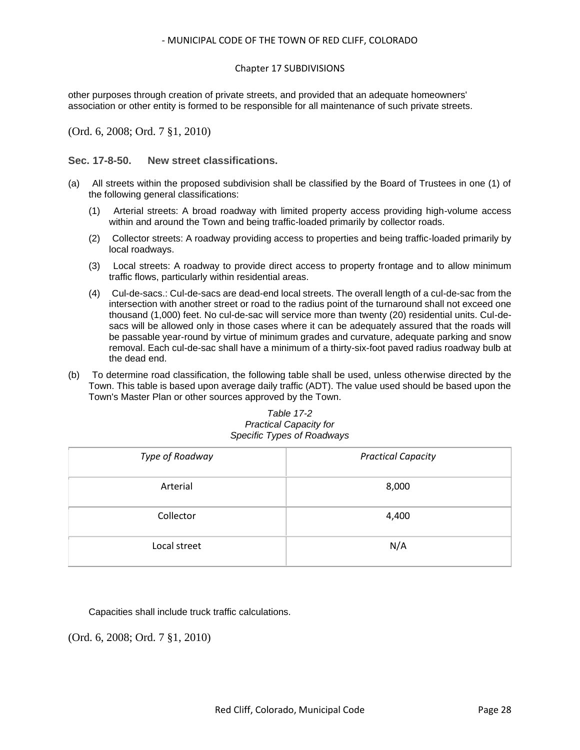other purposes through creation of private streets, and provided that an adequate homeowners' association or other entity is formed to be responsible for all maintenance of such private streets.

(Ord. 6, 2008; Ord. 7 §1, 2010)

### Sec. 17-8-50. New street classifications.

(a) All streets within the proposed subdivision shall be classified by the Board of Trustees in one (1) of the following general classifications:

(1) Arterial streets: A broad roadway with limited property access providing high-volume access within and around the Town and being traffic-loaded primarily by collector roads.

(2) Collector streets: A roadway providing access to properties and being traffic-loaded primarily by local roadways.

(3) Local streets: A roadway to provide direct access to property frontage and to allow minimum traffic flows, particularly within residential areas.

(4) Cul-de-sacs.: Cul-de-sacs are dead-end local streets. The overall length of a cul-de-sac from the intersection with another street or road to the radius point of the turnaround shall not exceed one thousand (1,000) feet. No cul-de-sac will service more than twenty (20) residential units. Cul-de-sacs will be allowed only in those cases where it can be adequately assured that the roads will be passable year-round by virtue of minimum grades and curvature, adequate parking and snow removal. Each cul-de-sac shall have a minimum of a thirty-six-foot paved radius roadway bulb at the dead end.

(b) To determine road classification, the following table shall be used, unless otherwise directed by the Town. This table is based upon average daily traffic (ADT). The value used should be based upon the Town's Master Plan or other sources approved by the Town.

*Table 17-2*
*Practical Capacity for*
*Specific Types of Roadways*

| *Type of Roadway* | *Practical Capacity* |
|---|---|
| Arterial | 8,000 |
| Collector | 4,400 |
| Local street | N/A |

Capacities shall include truck traffic calculations.

(Ord. 6, 2008; Ord. 7 §1, 2010)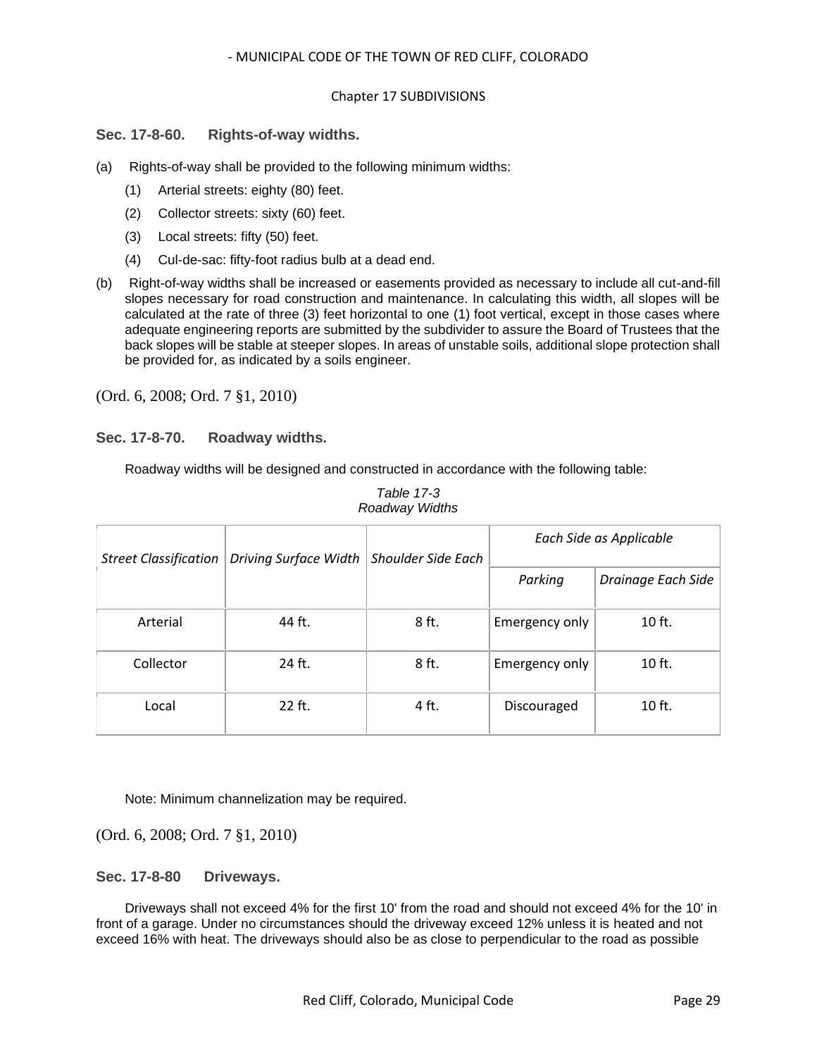### Sec. 17-8-60. Rights-of-way widths.

(a) Rights-of-way shall be provided to the following minimum widths:

(1) Arterial streets: eighty (80) feet.

(2) Collector streets: sixty (60) feet.

(3) Local streets: fifty (50) feet.

(4) Cul-de-sac: fifty-foot radius bulb at a dead end.

(b) Right-of-way widths shall be increased or easements provided as necessary to include all cut-and-fill slopes necessary for road construction and maintenance. In calculating this width, all slopes will be calculated at the rate of three (3) feet horizontal to one (1) foot vertical, except in those cases where adequate engineering reports are submitted by the subdivider to assure the Board of Trustees that the back slopes will be stable at steeper slopes. In areas of unstable soils, additional slope protection shall be provided for, as indicated by a soils engineer.

(Ord. 6, 2008; Ord. 7 §1, 2010)

### Sec. 17-8-70. Roadway widths.

Roadway widths will be designed and constructed in accordance with the following table:

*Table 17-3*
*Roadway Widths*

| *Street Classification* | *Driving Surface Width* | *Shoulder Side Each* | *Each Side as Applicable* | |
|---|---|---|---|---|
| | | | *Parking* | *Drainage Each Side* |
| Arterial | 44 ft. | 8 ft. | Emergency only | 10 ft. |
| Collector | 24 ft. | 8 ft. | Emergency only | 10 ft. |
| Local | 22 ft. | 4 ft. | Discouraged | 10 ft. |

Note: Minimum channelization may be required.

(Ord. 6, 2008; Ord. 7 §1, 2010)

### Sec. 17-8-80 Driveways.

Driveways shall not exceed 4% for the first 10' from the road and should not exceed 4% for the 10' in front of a garage. Under no circumstances should the driveway exceed 12% unless it is heated and not exceed 16% with heat. The driveways should also be as close to perpendicular to the road as possible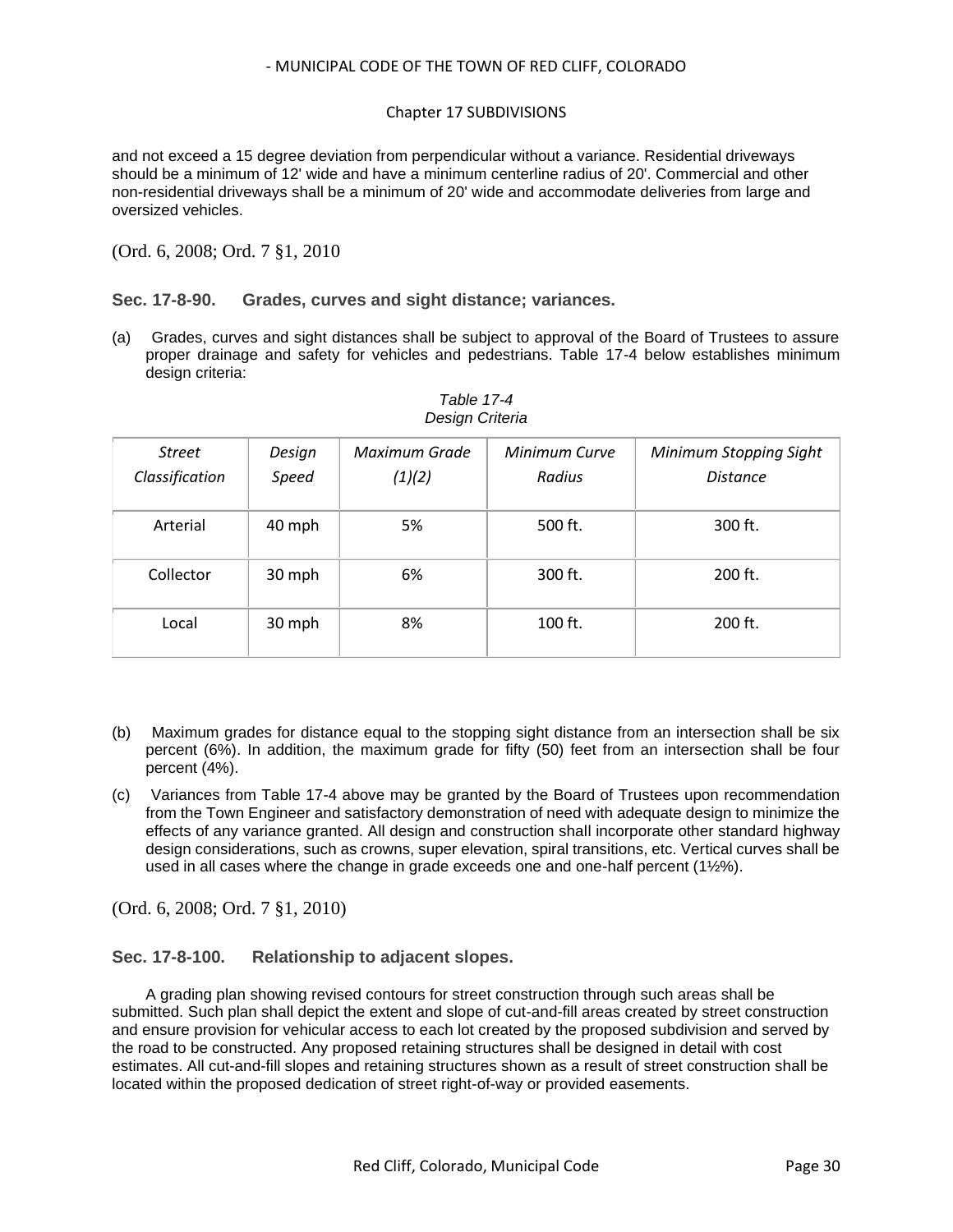and not exceed a 15 degree deviation from perpendicular without a variance. Residential driveways should be a minimum of 12' wide and have a minimum centerline radius of 20'. Commercial and other non-residential driveways shall be a minimum of 20' wide and accommodate deliveries from large and oversized vehicles.

(Ord. 6, 2008; Ord. 7 §1, 2010

### Sec. 17-8-90. Grades, curves and sight distance; variances.

(a) Grades, curves and sight distances shall be subject to approval of the Board of Trustees to assure proper drainage and safety for vehicles and pedestrians. Table 17-4 below establishes minimum design criteria:

*Table 17-4*
*Design Criteria*

| *Street Classification* | *Design Speed* | *Maximum Grade (1)(2)* | *Minimum Curve Radius* | *Minimum Stopping Sight Distance* |
|---|---|---|---|---|
| Arterial | 40 mph | 5% | 500 ft. | 300 ft. |
| Collector | 30 mph | 6% | 300 ft. | 200 ft. |
| Local | 30 mph | 8% | 100 ft. | 200 ft. |

(b) Maximum grades for distance equal to the stopping sight distance from an intersection shall be six percent (6%). In addition, the maximum grade for fifty (50) feet from an intersection shall be four percent (4%).

(c) Variances from Table 17-4 above may be granted by the Board of Trustees upon recommendation from the Town Engineer and satisfactory demonstration of need with adequate design to minimize the effects of any variance granted. All design and construction shall incorporate other standard highway design considerations, such as crowns, super elevation, spiral transitions, etc. Vertical curves shall be used in all cases where the change in grade exceeds one and one-half percent (1½%).

(Ord. 6, 2008; Ord. 7 §1, 2010)

### Sec. 17-8-100. Relationship to adjacent slopes.

A grading plan showing revised contours for street construction through such areas shall be submitted. Such plan shall depict the extent and slope of cut-and-fill areas created by street construction and ensure provision for vehicular access to each lot created by the proposed subdivision and served by the road to be constructed. Any proposed retaining structures shall be designed in detail with cost estimates. All cut-and-fill slopes and retaining structures shown as a result of street construction shall be located within the proposed dedication of street right-of-way or provided easements.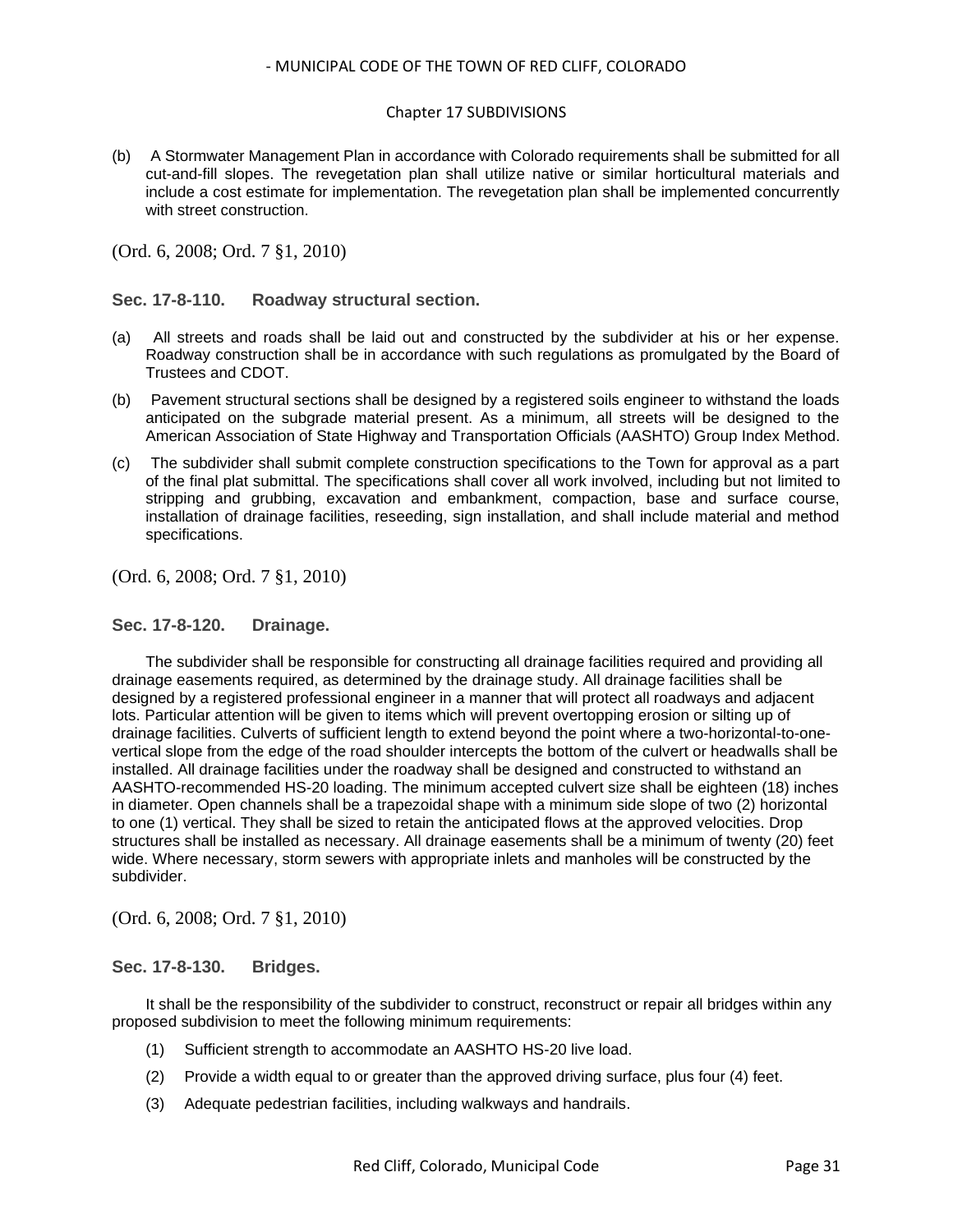(b) A Stormwater Management Plan in accordance with Colorado requirements shall be submitted for all cut-and-fill slopes. The revegetation plan shall utilize native or similar horticultural materials and include a cost estimate for implementation. The revegetation plan shall be implemented concurrently with street construction.

(Ord. 6, 2008; Ord. 7 §1, 2010)

### Sec. 17-8-110. Roadway structural section.

(a) All streets and roads shall be laid out and constructed by the subdivider at his or her expense. Roadway construction shall be in accordance with such regulations as promulgated by the Board of Trustees and CDOT.

(b) Pavement structural sections shall be designed by a registered soils engineer to withstand the loads anticipated on the subgrade material present. As a minimum, all streets will be designed to the American Association of State Highway and Transportation Officials (AASHTO) Group Index Method.

(c) The subdivider shall submit complete construction specifications to the Town for approval as a part of the final plat submittal. The specifications shall cover all work involved, including but not limited to stripping and grubbing, excavation and embankment, compaction, base and surface course, installation of drainage facilities, reseeding, sign installation, and shall include material and method specifications.

(Ord. 6, 2008; Ord. 7 §1, 2010)

### Sec. 17-8-120. Drainage.

The subdivider shall be responsible for constructing all drainage facilities required and providing all drainage easements required, as determined by the drainage study. All drainage facilities shall be designed by a registered professional engineer in a manner that will protect all roadways and adjacent lots. Particular attention will be given to items which will prevent overtopping erosion or silting up of drainage facilities. Culverts of sufficient length to extend beyond the point where a two-horizontal-to-one-vertical slope from the edge of the road shoulder intercepts the bottom of the culvert or headwalls shall be installed. All drainage facilities under the roadway shall be designed and constructed to withstand an AASHTO-recommended HS-20 loading. The minimum accepted culvert size shall be eighteen (18) inches in diameter. Open channels shall be a trapezoidal shape with a minimum side slope of two (2) horizontal to one (1) vertical. They shall be sized to retain the anticipated flows at the approved velocities. Drop structures shall be installed as necessary. All drainage easements shall be a minimum of twenty (20) feet wide. Where necessary, storm sewers with appropriate inlets and manholes will be constructed by the subdivider.

(Ord. 6, 2008; Ord. 7 §1, 2010)

### Sec. 17-8-130. Bridges.

It shall be the responsibility of the subdivider to construct, reconstruct or repair all bridges within any proposed subdivision to meet the following minimum requirements:

(1) Sufficient strength to accommodate an AASHTO HS-20 live load.

(2) Provide a width equal to or greater than the approved driving surface, plus four (4) feet.

(3) Adequate pedestrian facilities, including walkways and handrails.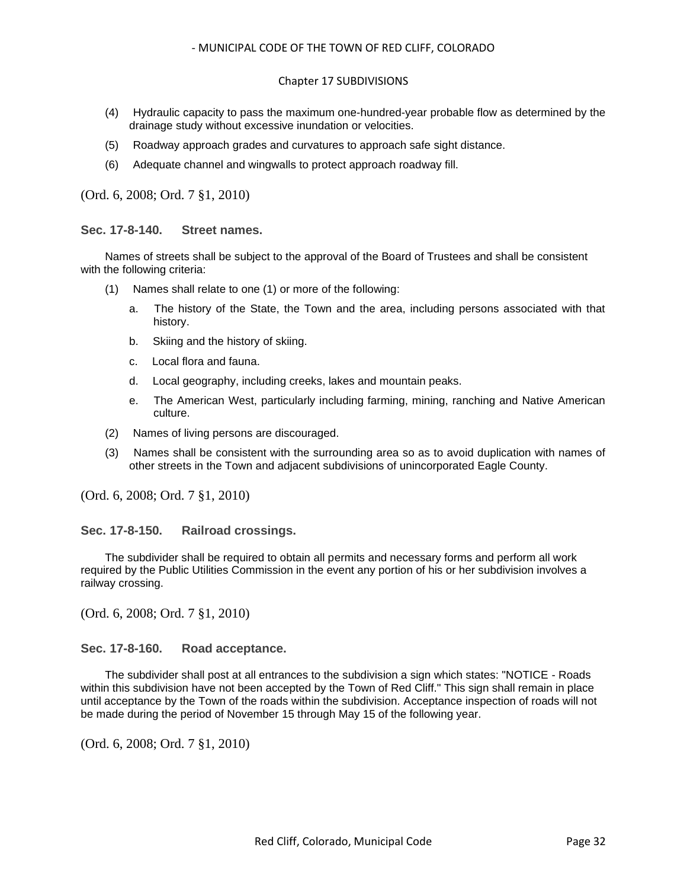(4) Hydraulic capacity to pass the maximum one-hundred-year probable flow as determined by the drainage study without excessive inundation or velocities.

(5) Roadway approach grades and curvatures to approach safe sight distance.

(6) Adequate channel and wingwalls to protect approach roadway fill.

(Ord. 6, 2008; Ord. 7 §1, 2010)

### Sec. 17-8-140. Street names.

Names of streets shall be subject to the approval of the Board of Trustees and shall be consistent with the following criteria:

(1) Names shall relate to one (1) or more of the following:

a. The history of the State, the Town and the area, including persons associated with that history.

b. Skiing and the history of skiing.

c. Local flora and fauna.

d. Local geography, including creeks, lakes and mountain peaks.

e. The American West, particularly including farming, mining, ranching and Native American culture.

(2) Names of living persons are discouraged.

(3) Names shall be consistent with the surrounding area so as to avoid duplication with names of other streets in the Town and adjacent subdivisions of unincorporated Eagle County.

(Ord. 6, 2008; Ord. 7 §1, 2010)

### Sec. 17-8-150. Railroad crossings.

The subdivider shall be required to obtain all permits and necessary forms and perform all work required by the Public Utilities Commission in the event any portion of his or her subdivision involves a railway crossing.

(Ord. 6, 2008; Ord. 7 §1, 2010)

### Sec. 17-8-160. Road acceptance.

The subdivider shall post at all entrances to the subdivision a sign which states: "NOTICE - Roads within this subdivision have not been accepted by the Town of Red Cliff." This sign shall remain in place until acceptance by the Town of the roads within the subdivision. Acceptance inspection of roads will not be made during the period of November 15 through May 15 of the following year.

(Ord. 6, 2008; Ord. 7 §1, 2010)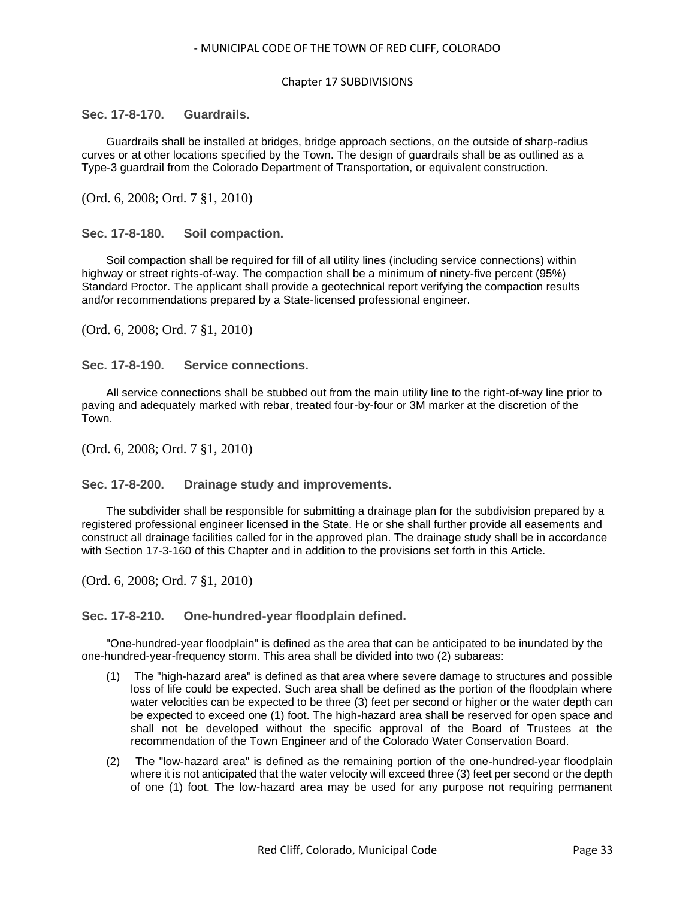### Sec. 17-8-170. Guardrails.

Guardrails shall be installed at bridges, bridge approach sections, on the outside of sharp-radius curves or at other locations specified by the Town. The design of guardrails shall be as outlined as a Type-3 guardrail from the Colorado Department of Transportation, or equivalent construction.

(Ord. 6, 2008; Ord. 7 §1, 2010)

### Sec. 17-8-180. Soil compaction.

Soil compaction shall be required for fill of all utility lines (including service connections) within highway or street rights-of-way. The compaction shall be a minimum of ninety-five percent (95%) Standard Proctor. The applicant shall provide a geotechnical report verifying the compaction results and/or recommendations prepared by a State-licensed professional engineer.

(Ord. 6, 2008; Ord. 7 §1, 2010)

### Sec. 17-8-190. Service connections.

All service connections shall be stubbed out from the main utility line to the right-of-way line prior to paving and adequately marked with rebar, treated four-by-four or 3M marker at the discretion of the Town.

(Ord. 6, 2008; Ord. 7 §1, 2010)

### Sec. 17-8-200. Drainage study and improvements.

The subdivider shall be responsible for submitting a drainage plan for the subdivision prepared by a registered professional engineer licensed in the State. He or she shall further provide all easements and construct all drainage facilities called for in the approved plan. The drainage study shall be in accordance with Section 17-3-160 of this Chapter and in addition to the provisions set forth in this Article.

(Ord. 6, 2008; Ord. 7 §1, 2010)

### Sec. 17-8-210. One-hundred-year floodplain defined.

"One-hundred-year floodplain" is defined as the area that can be anticipated to be inundated by the one-hundred-year-frequency storm. This area shall be divided into two (2) subareas:

(1) The "high-hazard area" is defined as that area where severe damage to structures and possible loss of life could be expected. Such area shall be defined as the portion of the floodplain where water velocities can be expected to be three (3) feet per second or higher or the water depth can be expected to exceed one (1) foot. The high-hazard area shall be reserved for open space and shall not be developed without the specific approval of the Board of Trustees at the recommendation of the Town Engineer and of the Colorado Water Conservation Board.

(2) The "low-hazard area" is defined as the remaining portion of the one-hundred-year floodplain where it is not anticipated that the water velocity will exceed three (3) feet per second or the depth of one (1) foot. The low-hazard area may be used for any purpose not requiring permanent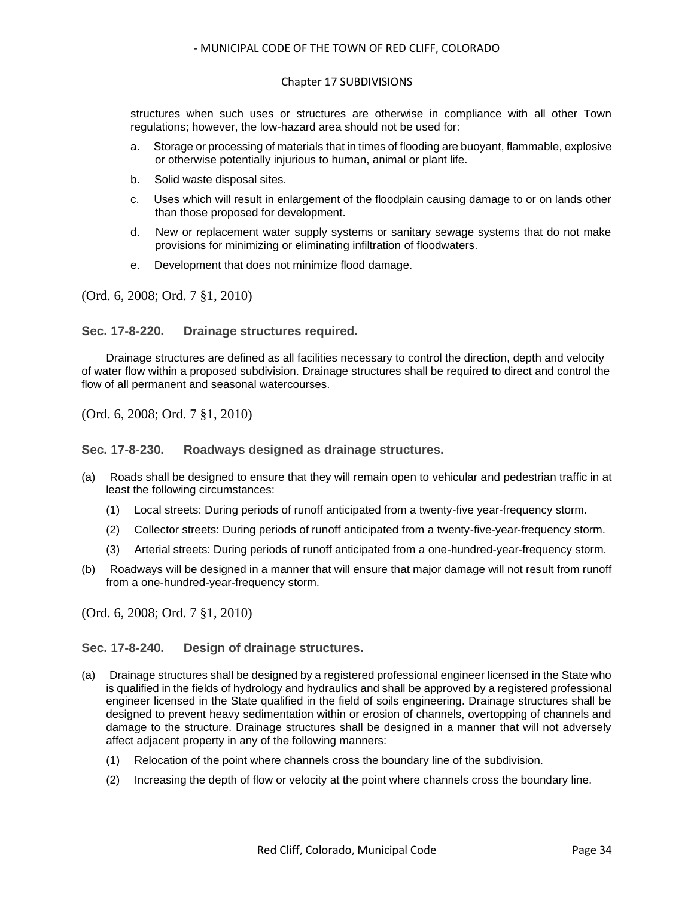structures when such uses or structures are otherwise in compliance with all other Town regulations; however, the low-hazard area should not be used for:

a. Storage or processing of materials that in times of flooding are buoyant, flammable, explosive or otherwise potentially injurious to human, animal or plant life.

b. Solid waste disposal sites.

c. Uses which will result in enlargement of the floodplain causing damage to or on lands other than those proposed for development.

d. New or replacement water supply systems or sanitary sewage systems that do not make provisions for minimizing or eliminating infiltration of floodwaters.

e. Development that does not minimize flood damage.

(Ord. 6, 2008; Ord. 7 §1, 2010)

### Sec. 17-8-220. Drainage structures required.

Drainage structures are defined as all facilities necessary to control the direction, depth and velocity of water flow within a proposed subdivision. Drainage structures shall be required to direct and control the flow of all permanent and seasonal watercourses.

(Ord. 6, 2008; Ord. 7 §1, 2010)

### Sec. 17-8-230. Roadways designed as drainage structures.

(a) Roads shall be designed to ensure that they will remain open to vehicular and pedestrian traffic in at least the following circumstances:

(1) Local streets: During periods of runoff anticipated from a twenty-five year-frequency storm.

(2) Collector streets: During periods of runoff anticipated from a twenty-five-year-frequency storm.

(3) Arterial streets: During periods of runoff anticipated from a one-hundred-year-frequency storm.

(b) Roadways will be designed in a manner that will ensure that major damage will not result from runoff from a one-hundred-year-frequency storm.

(Ord. 6, 2008; Ord. 7 §1, 2010)

### Sec. 17-8-240. Design of drainage structures.

(a) Drainage structures shall be designed by a registered professional engineer licensed in the State who is qualified in the fields of hydrology and hydraulics and shall be approved by a registered professional engineer licensed in the State qualified in the field of soils engineering. Drainage structures shall be designed to prevent heavy sedimentation within or erosion of channels, overtopping of channels and damage to the structure. Drainage structures shall be designed in a manner that will not adversely affect adjacent property in any of the following manners:

(1) Relocation of the point where channels cross the boundary line of the subdivision.

(2) Increasing the depth of flow or velocity at the point where channels cross the boundary line.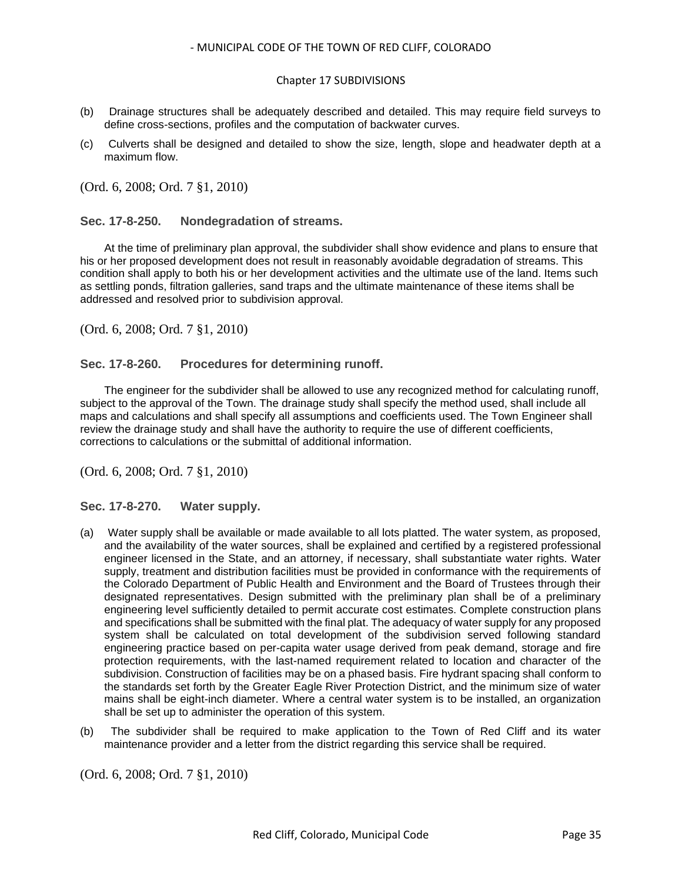(b) Drainage structures shall be adequately described and detailed. This may require field surveys to define cross-sections, profiles and the computation of backwater curves.

(c) Culverts shall be designed and detailed to show the size, length, slope and headwater depth at a maximum flow.

(Ord. 6, 2008; Ord. 7 §1, 2010)

### Sec. 17-8-250. Nondegradation of streams.

At the time of preliminary plan approval, the subdivider shall show evidence and plans to ensure that his or her proposed development does not result in reasonably avoidable degradation of streams. This condition shall apply to both his or her development activities and the ultimate use of the land. Items such as settling ponds, filtration galleries, sand traps and the ultimate maintenance of these items shall be addressed and resolved prior to subdivision approval.

(Ord. 6, 2008; Ord. 7 §1, 2010)

### Sec. 17-8-260. Procedures for determining runoff.

The engineer for the subdivider shall be allowed to use any recognized method for calculating runoff, subject to the approval of the Town. The drainage study shall specify the method used, shall include all maps and calculations and shall specify all assumptions and coefficients used. The Town Engineer shall review the drainage study and shall have the authority to require the use of different coefficients, corrections to calculations or the submittal of additional information.

(Ord. 6, 2008; Ord. 7 §1, 2010)

### Sec. 17-8-270. Water supply.

(a) Water supply shall be available or made available to all lots platted. The water system, as proposed, and the availability of the water sources, shall be explained and certified by a registered professional engineer licensed in the State, and an attorney, if necessary, shall substantiate water rights. Water supply, treatment and distribution facilities must be provided in conformance with the requirements of the Colorado Department of Public Health and Environment and the Board of Trustees through their designated representatives. Design submitted with the preliminary plan shall be of a preliminary engineering level sufficiently detailed to permit accurate cost estimates. Complete construction plans and specifications shall be submitted with the final plat. The adequacy of water supply for any proposed system shall be calculated on total development of the subdivision served following standard engineering practice based on per-capita water usage derived from peak demand, storage and fire protection requirements, with the last-named requirement related to location and character of the subdivision. Construction of facilities may be on a phased basis. Fire hydrant spacing shall conform to the standards set forth by the Greater Eagle River Protection District, and the minimum size of water mains shall be eight-inch diameter. Where a central water system is to be installed, an organization shall be set up to administer the operation of this system.

(b) The subdivider shall be required to make application to the Town of Red Cliff and its water maintenance provider and a letter from the district regarding this service shall be required.

(Ord. 6, 2008; Ord. 7 §1, 2010)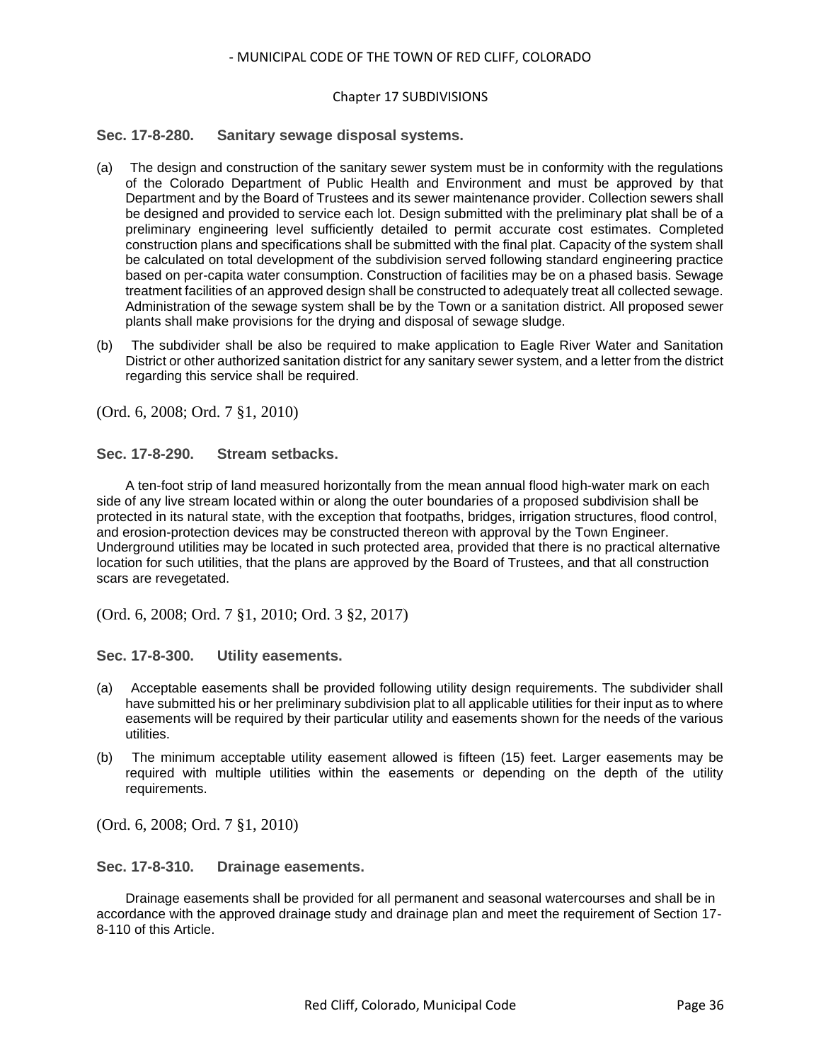### Sec. 17-8-280. Sanitary sewage disposal systems.

(a) The design and construction of the sanitary sewer system must be in conformity with the regulations of the Colorado Department of Public Health and Environment and must be approved by that Department and by the Board of Trustees and its sewer maintenance provider. Collection sewers shall be designed and provided to service each lot. Design submitted with the preliminary plat shall be of a preliminary engineering level sufficiently detailed to permit accurate cost estimates. Completed construction plans and specifications shall be submitted with the final plat. Capacity of the system shall be calculated on total development of the subdivision served following standard engineering practice based on per-capita water consumption. Construction of facilities may be on a phased basis. Sewage treatment facilities of an approved design shall be constructed to adequately treat all collected sewage. Administration of the sewage system shall be by the Town or a sanitation district. All proposed sewer plants shall make provisions for the drying and disposal of sewage sludge.

(b) The subdivider shall be also be required to make application to Eagle River Water and Sanitation District or other authorized sanitation district for any sanitary sewer system, and a letter from the district regarding this service shall be required.

(Ord. 6, 2008; Ord. 7 §1, 2010)

### Sec. 17-8-290. Stream setbacks.

A ten-foot strip of land measured horizontally from the mean annual flood high-water mark on each side of any live stream located within or along the outer boundaries of a proposed subdivision shall be protected in its natural state, with the exception that footpaths, bridges, irrigation structures, flood control, and erosion-protection devices may be constructed thereon with approval by the Town Engineer. Underground utilities may be located in such protected area, provided that there is no practical alternative location for such utilities, that the plans are approved by the Board of Trustees, and that all construction scars are revegetated.

(Ord. 6, 2008; Ord. 7 §1, 2010; Ord. 3 §2, 2017)

### Sec. 17-8-300. Utility easements.

(a) Acceptable easements shall be provided following utility design requirements. The subdivider shall have submitted his or her preliminary subdivision plat to all applicable utilities for their input as to where easements will be required by their particular utility and easements shown for the needs of the various utilities.

(b) The minimum acceptable utility easement allowed is fifteen (15) feet. Larger easements may be required with multiple utilities within the easements or depending on the depth of the utility requirements.

(Ord. 6, 2008; Ord. 7 §1, 2010)

### Sec. 17-8-310. Drainage easements.

Drainage easements shall be provided for all permanent and seasonal watercourses and shall be in accordance with the approved drainage study and drainage plan and meet the requirement of Section 17-8-110 of this Article.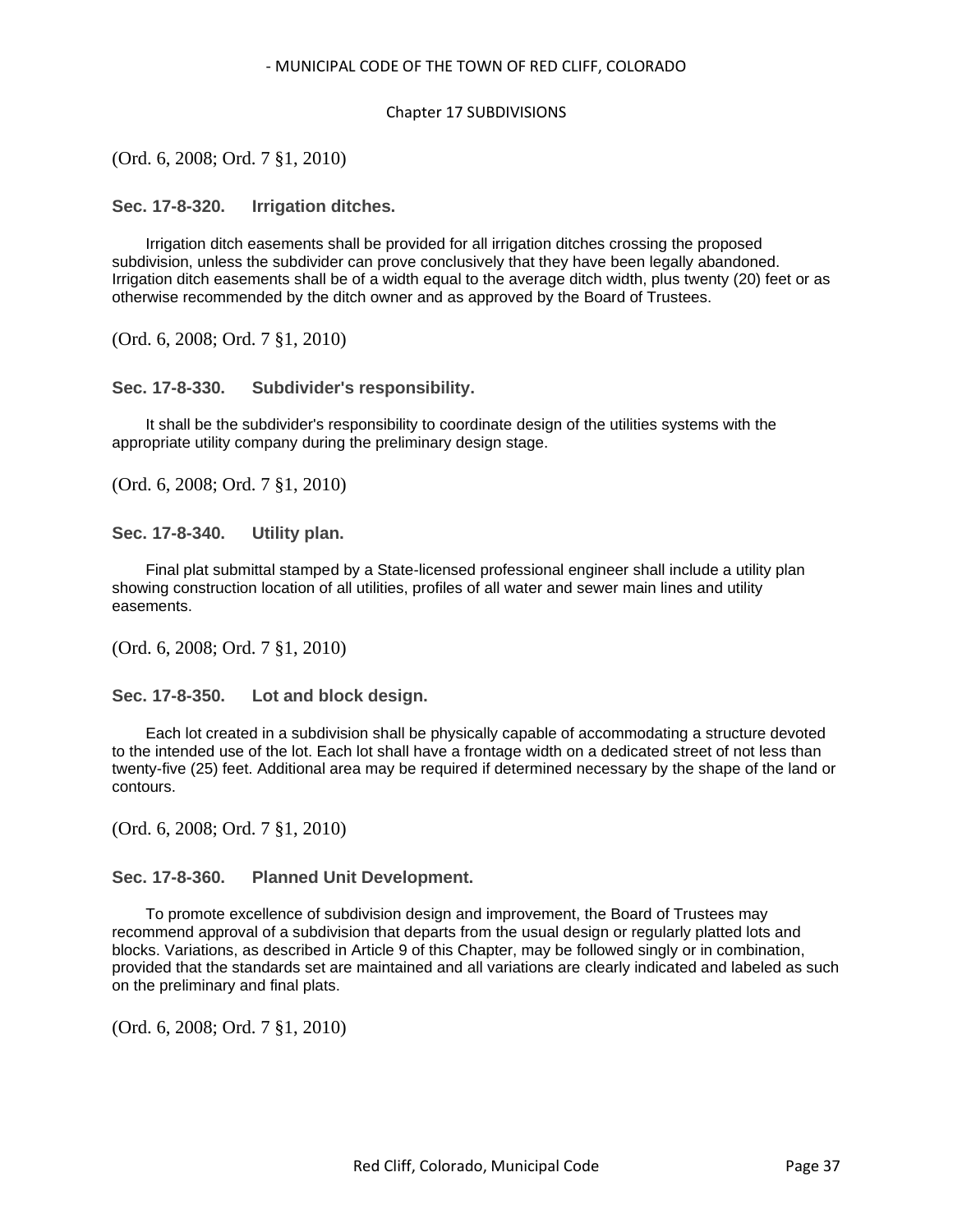(Ord. 6, 2008; Ord. 7 §1, 2010)

### Sec. 17-8-320. Irrigation ditches.

Irrigation ditch easements shall be provided for all irrigation ditches crossing the proposed subdivision, unless the subdivider can prove conclusively that they have been legally abandoned. Irrigation ditch easements shall be of a width equal to the average ditch width, plus twenty (20) feet or as otherwise recommended by the ditch owner and as approved by the Board of Trustees.

(Ord. 6, 2008; Ord. 7 §1, 2010)

### Sec. 17-8-330. Subdivider's responsibility.

It shall be the subdivider's responsibility to coordinate design of the utilities systems with the appropriate utility company during the preliminary design stage.

(Ord. 6, 2008; Ord. 7 §1, 2010)

### Sec. 17-8-340. Utility plan.

Final plat submittal stamped by a State-licensed professional engineer shall include a utility plan showing construction location of all utilities, profiles of all water and sewer main lines and utility easements.

(Ord. 6, 2008; Ord. 7 §1, 2010)

### Sec. 17-8-350. Lot and block design.

Each lot created in a subdivision shall be physically capable of accommodating a structure devoted to the intended use of the lot. Each lot shall have a frontage width on a dedicated street of not less than twenty-five (25) feet. Additional area may be required if determined necessary by the shape of the land or contours.

(Ord. 6, 2008; Ord. 7 §1, 2010)

### Sec. 17-8-360. Planned Unit Development.

To promote excellence of subdivision design and improvement, the Board of Trustees may recommend approval of a subdivision that departs from the usual design or regularly platted lots and blocks. Variations, as described in Article 9 of this Chapter, may be followed singly or in combination, provided that the standards set are maintained and all variations are clearly indicated and labeled as such on the preliminary and final plats.

(Ord. 6, 2008; Ord. 7 §1, 2010)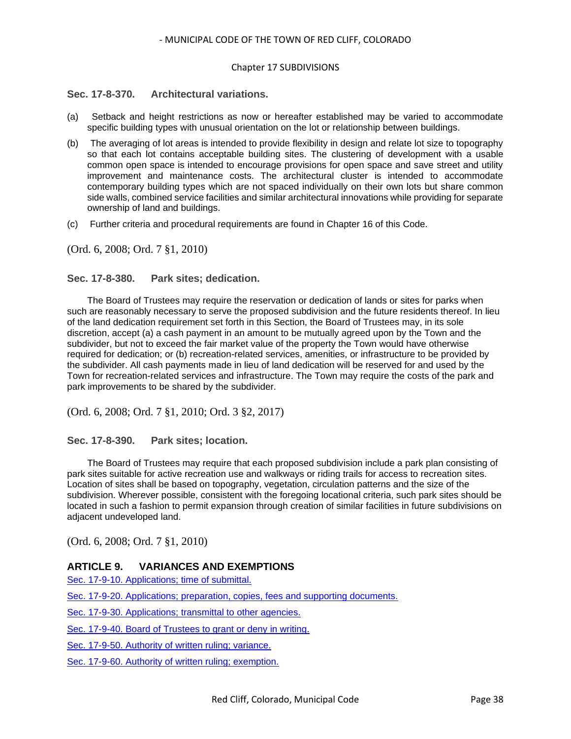### Sec. 17-8-370. Architectural variations.

(a) Setback and height restrictions as now or hereafter established may be varied to accommodate specific building types with unusual orientation on the lot or relationship between buildings.

(b) The averaging of lot areas is intended to provide flexibility in design and relate lot size to topography so that each lot contains acceptable building sites. The clustering of development with a usable common open space is intended to encourage provisions for open space and save street and utility improvement and maintenance costs. The architectural cluster is intended to accommodate contemporary building types which are not spaced individually on their own lots but share common side walls, combined service facilities and similar architectural innovations while providing for separate ownership of land and buildings.

(c) Further criteria and procedural requirements are found in Chapter 16 of this Code.

(Ord. 6, 2008; Ord. 7 §1, 2010)

### Sec. 17-8-380. Park sites; dedication.

The Board of Trustees may require the reservation or dedication of lands or sites for parks when such are reasonably necessary to serve the proposed subdivision and the future residents thereof. In lieu of the land dedication requirement set forth in this Section, the Board of Trustees may, in its sole discretion, accept (a) a cash payment in an amount to be mutually agreed upon by the Town and the subdivider, but not to exceed the fair market value of the property the Town would have otherwise required for dedication; or (b) recreation-related services, amenities, or infrastructure to be provided by the subdivider. All cash payments made in lieu of land dedication will be reserved for and used by the Town for recreation-related services and infrastructure. The Town may require the costs of the park and park improvements to be shared by the subdivider.

(Ord. 6, 2008; Ord. 7 §1, 2010; Ord. 3 §2, 2017)

### Sec. 17-8-390. Park sites; location.

The Board of Trustees may require that each proposed subdivision include a park plan consisting of park sites suitable for active recreation use and walkways or riding trails for access to recreation sites. Location of sites shall be based on topography, vegetation, circulation patterns and the size of the subdivision. Wherever possible, consistent with the foregoing locational criteria, such park sites should be located in such a fashion to permit expansion through creation of similar facilities in future subdivisions on adjacent undeveloped land.

(Ord. 6, 2008; Ord. 7 §1, 2010)

## ARTICLE 9. VARIANCES AND EXEMPTIONS

Sec. 17-9-10. Applications; time of submittal.

Sec. 17-9-20. Applications; preparation, copies, fees and supporting documents.

Sec. 17-9-30. Applications; transmittal to other agencies.

Sec. 17-9-40. Board of Trustees to grant or deny in writing.

Sec. 17-9-50. Authority of written ruling; variance.

Sec. 17-9-60. Authority of written ruling; exemption.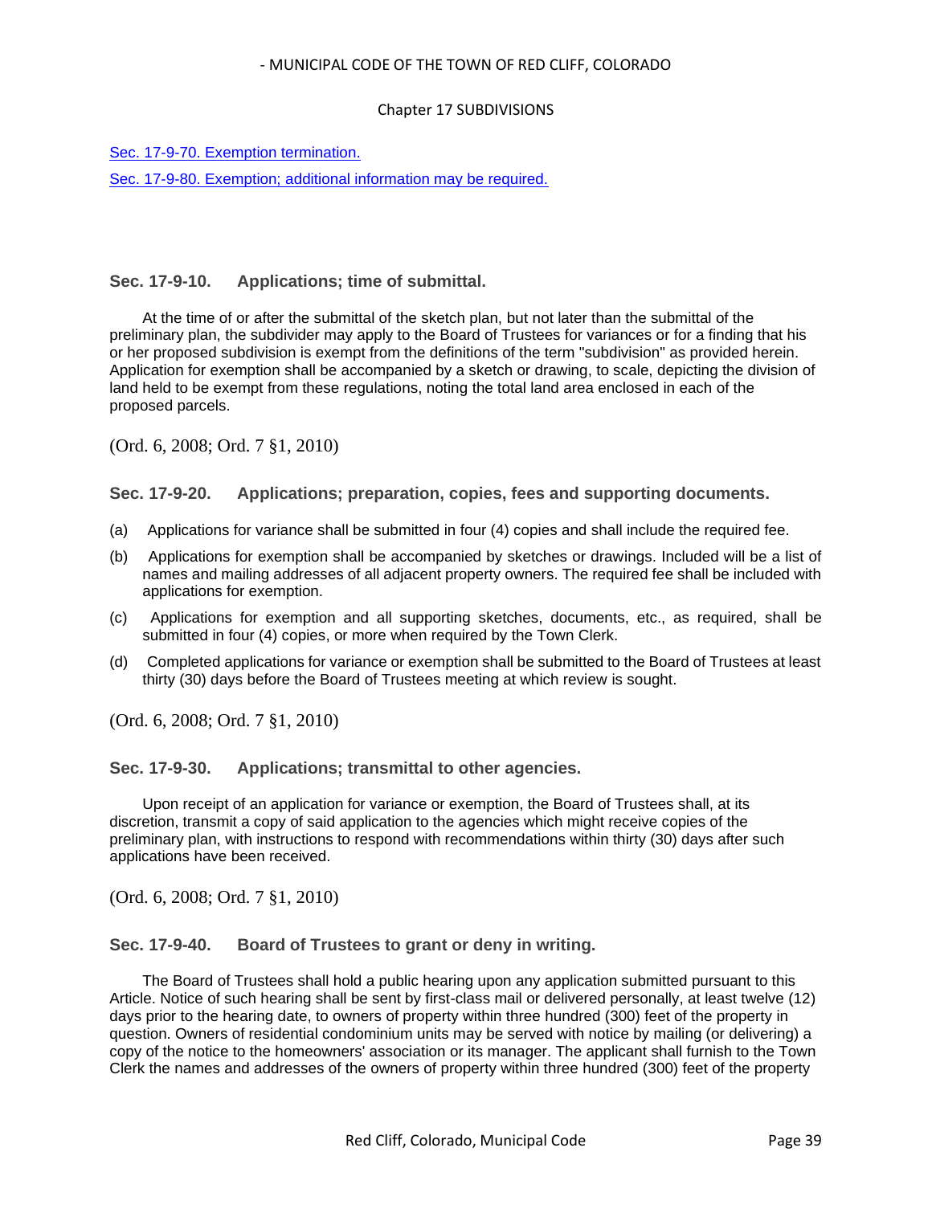[Sec. 17-9-70. Exemption termination.]

[Sec. 17-9-80. Exemption; additional information may be required.]

### Sec. 17-9-10. Applications; time of submittal.

At the time of or after the submittal of the sketch plan, but not later than the submittal of the preliminary plan, the subdivider may apply to the Board of Trustees for variances or for a finding that his or her proposed subdivision is exempt from the definitions of the term "subdivision" as provided herein. Application for exemption shall be accompanied by a sketch or drawing, to scale, depicting the division of land held to be exempt from these regulations, noting the total land area enclosed in each of the proposed parcels.

(Ord. 6, 2008; Ord. 7 §1, 2010)

### Sec. 17-9-20. Applications; preparation, copies, fees and supporting documents.

(a) Applications for variance shall be submitted in four (4) copies and shall include the required fee.

(b) Applications for exemption shall be accompanied by sketches or drawings. Included will be a list of names and mailing addresses of all adjacent property owners. The required fee shall be included with applications for exemption.

(c) Applications for exemption and all supporting sketches, documents, etc., as required, shall be submitted in four (4) copies, or more when required by the Town Clerk.

(d) Completed applications for variance or exemption shall be submitted to the Board of Trustees at least thirty (30) days before the Board of Trustees meeting at which review is sought.

(Ord. 6, 2008; Ord. 7 §1, 2010)

### Sec. 17-9-30. Applications; transmittal to other agencies.

Upon receipt of an application for variance or exemption, the Board of Trustees shall, at its discretion, transmit a copy of said application to the agencies which might receive copies of the preliminary plan, with instructions to respond with recommendations within thirty (30) days after such applications have been received.

(Ord. 6, 2008; Ord. 7 §1, 2010)

### Sec. 17-9-40. Board of Trustees to grant or deny in writing.

The Board of Trustees shall hold a public hearing upon any application submitted pursuant to this Article. Notice of such hearing shall be sent by first-class mail or delivered personally, at least twelve (12) days prior to the hearing date, to owners of property within three hundred (300) feet of the property in question. Owners of residential condominium units may be served with notice by mailing (or delivering) a copy of the notice to the homeowners' association or its manager. The applicant shall furnish to the Town Clerk the names and addresses of the owners of property within three hundred (300) feet of the property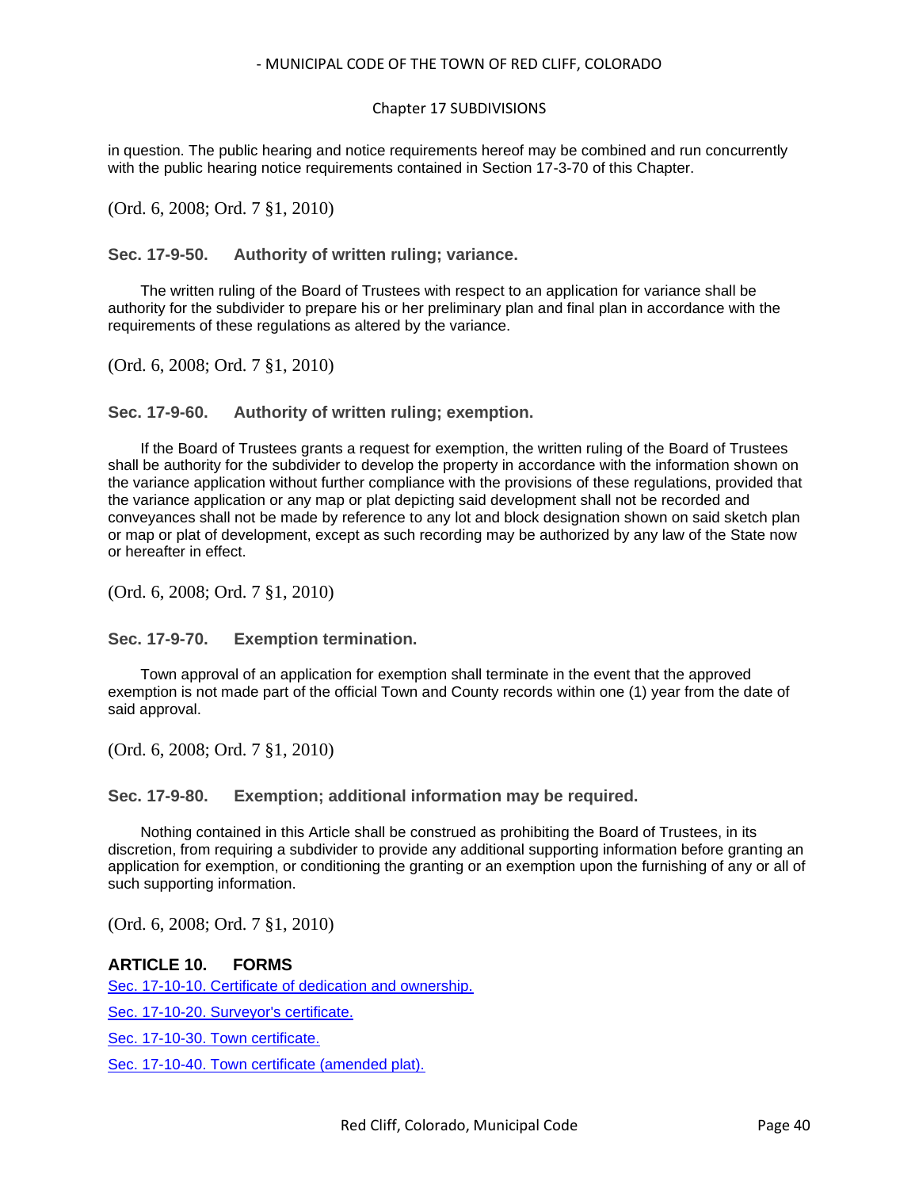in question. The public hearing and notice requirements hereof may be combined and run concurrently with the public hearing notice requirements contained in Section 17-3-70 of this Chapter.

(Ord. 6, 2008; Ord. 7 §1, 2010)

### Sec. 17-9-50. Authority of written ruling; variance.

The written ruling of the Board of Trustees with respect to an application for variance shall be authority for the subdivider to prepare his or her preliminary plan and final plan in accordance with the requirements of these regulations as altered by the variance.

(Ord. 6, 2008; Ord. 7 §1, 2010)

### Sec. 17-9-60. Authority of written ruling; exemption.

If the Board of Trustees grants a request for exemption, the written ruling of the Board of Trustees shall be authority for the subdivider to develop the property in accordance with the information shown on the variance application without further compliance with the provisions of these regulations, provided that the variance application or any map or plat depicting said development shall not be recorded and conveyances shall not be made by reference to any lot and block designation shown on said sketch plan or map or plat of development, except as such recording may be authorized by any law of the State now or hereafter in effect.

(Ord. 6, 2008; Ord. 7 §1, 2010)

### Sec. 17-9-70. Exemption termination.

Town approval of an application for exemption shall terminate in the event that the approved exemption is not made part of the official Town and County records within one (1) year from the date of said approval.

(Ord. 6, 2008; Ord. 7 §1, 2010)

### Sec. 17-9-80. Exemption; additional information may be required.

Nothing contained in this Article shall be construed as prohibiting the Board of Trustees, in its discretion, from requiring a subdivider to provide any additional supporting information before granting an application for exemption, or conditioning the granting or an exemption upon the furnishing of any or all of such supporting information.

(Ord. 6, 2008; Ord. 7 §1, 2010)

## ARTICLE 10. FORMS

Sec. 17-10-10. Certificate of dedication and ownership.

Sec. 17-10-20. Surveyor's certificate.

Sec. 17-10-30. Town certificate.

Sec. 17-10-40. Town certificate (amended plat).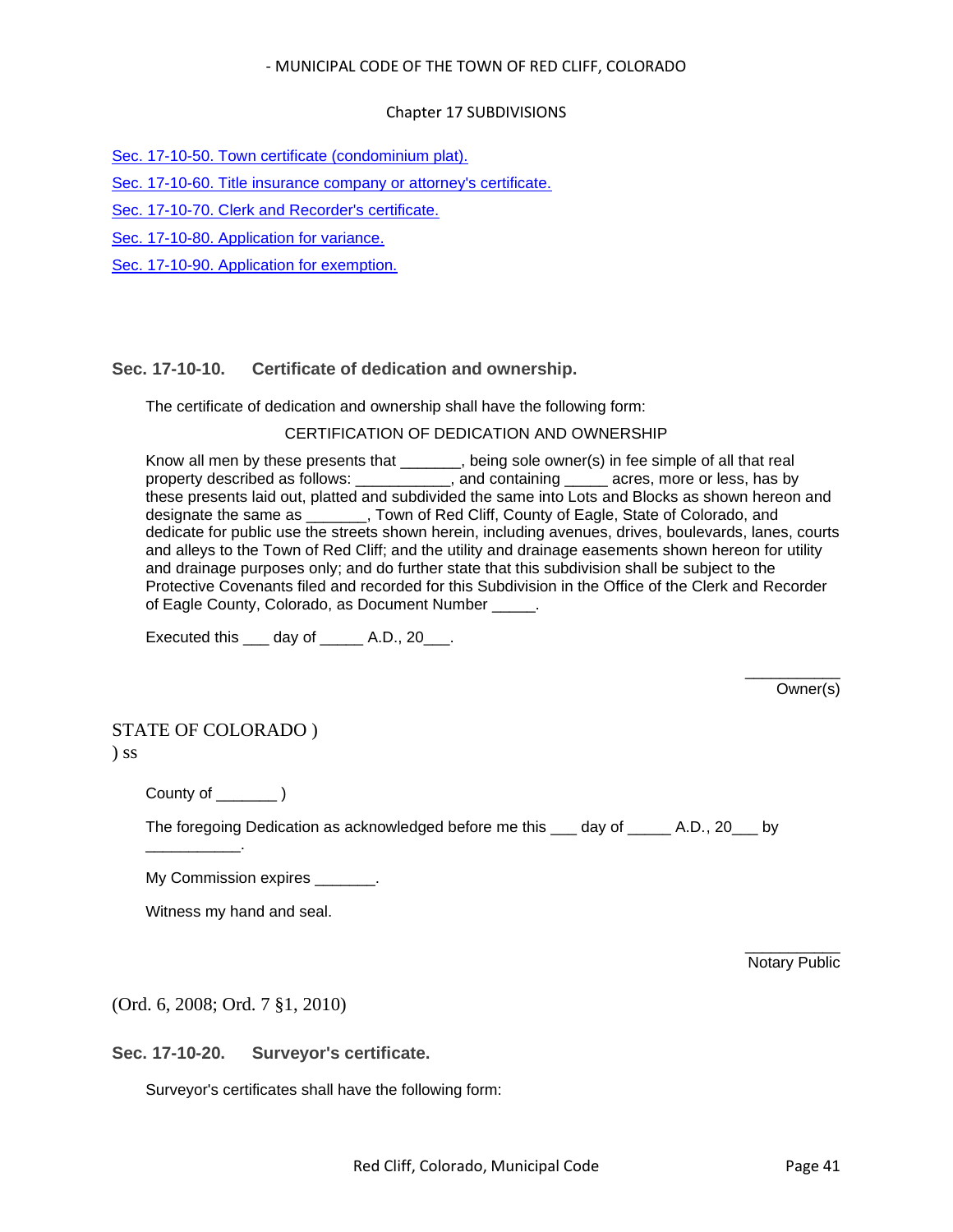[Sec. 17-10-50. Town certificate (condominium plat).](#)

[Sec. 17-10-60. Title insurance company or attorney's certificate.](#)

[Sec. 17-10-70. Clerk and Recorder's certificate.](#)

[Sec. 17-10-80. Application for variance.](#)

[Sec. 17-10-90. Application for exemption.](#)

### Sec. 17-10-10. Certificate of dedication and ownership.

The certificate of dedication and ownership shall have the following form:

CERTIFICATION OF DEDICATION AND OWNERSHIP

Know all men by these presents that _______, being sole owner(s) in fee simple of all that real property described as follows: ___________, and containing _____ acres, more or less, has by these presents laid out, platted and subdivided the same into Lots and Blocks as shown hereon and designate the same as _______, Town of Red Cliff, County of Eagle, State of Colorado, and dedicate for public use the streets shown herein, including avenues, drives, boulevards, lanes, courts and alleys to the Town of Red Cliff; and the utility and drainage easements shown hereon for utility and drainage purposes only; and do further state that this subdivision shall be subject to the Protective Covenants filed and recorded for this Subdivision in the Office of the Clerk and Recorder of Eagle County, Colorado, as Document Number _____.

Executed this ___ day of _____ A.D., 20___.

___________
Owner(s)

STATE OF COLORADO )
) ss

County of _______ )

The foregoing Dedication as acknowledged before me this ___ day of _____ A.D., 20___ by ___________.

My Commission expires _______.

Witness my hand and seal.

___________
Notary Public

(Ord. 6, 2008; Ord. 7 §1, 2010)

### Sec. 17-10-20. Surveyor's certificate.

Surveyor's certificates shall have the following form: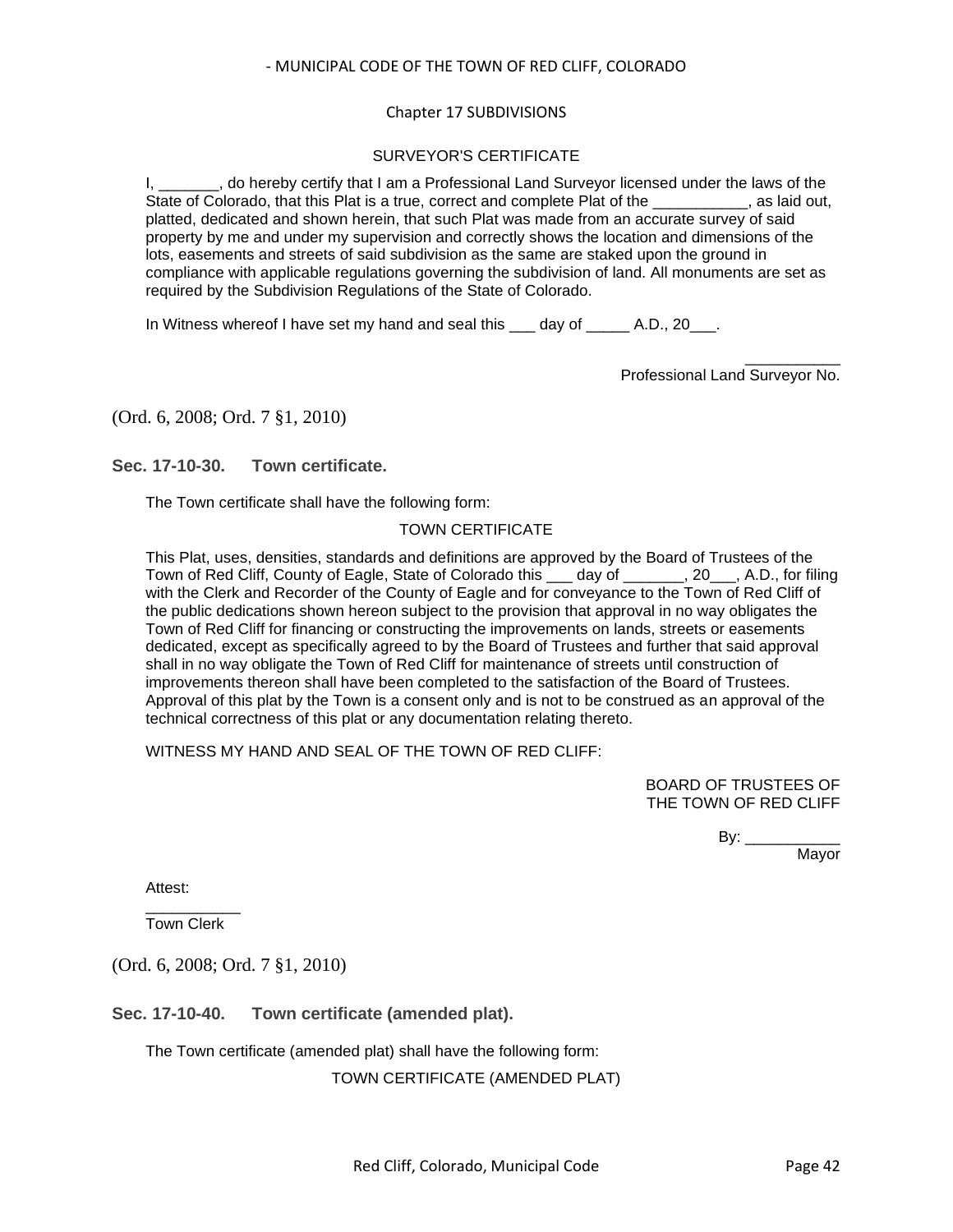SURVEYOR'S CERTIFICATE

I, _______, do hereby certify that I am a Professional Land Surveyor licensed under the laws of the State of Colorado, that this Plat is a true, correct and complete Plat of the ___________, as laid out, platted, dedicated and shown herein, that such Plat was made from an accurate survey of said property by me and under my supervision and correctly shows the location and dimensions of the lots, easements and streets of said subdivision as the same are staked upon the ground in compliance with applicable regulations governing the subdivision of land. All monuments are set as required by the Subdivision Regulations of the State of Colorado.

In Witness whereof I have set my hand and seal this ___ day of _____ A.D., 20___.

___________
Professional Land Surveyor No.

(Ord. 6, 2008; Ord. 7 §1, 2010)

### Sec. 17-10-30. Town certificate.

The Town certificate shall have the following form:

TOWN CERTIFICATE

This Plat, uses, densities, standards and definitions are approved by the Board of Trustees of the Town of Red Cliff, County of Eagle, State of Colorado this ___ day of _______, 20___, A.D., for filing with the Clerk and Recorder of the County of Eagle and for conveyance to the Town of Red Cliff of the public dedications shown hereon subject to the provision that approval in no way obligates the Town of Red Cliff for financing or constructing the improvements on lands, streets or easements dedicated, except as specifically agreed to by the Board of Trustees and further that said approval shall in no way obligate the Town of Red Cliff for maintenance of streets until construction of improvements thereon shall have been completed to the satisfaction of the Board of Trustees. Approval of this plat by the Town is a consent only and is not to be construed as an approval of the technical correctness of this plat or any documentation relating thereto.

WITNESS MY HAND AND SEAL OF THE TOWN OF RED CLIFF:

BOARD OF TRUSTEES OF
THE TOWN OF RED CLIFF

By: ___________
Mayor

Attest:

___________
Town Clerk

(Ord. 6, 2008; Ord. 7 §1, 2010)

### Sec. 17-10-40. Town certificate (amended plat).

The Town certificate (amended plat) shall have the following form:

TOWN CERTIFICATE (AMENDED PLAT)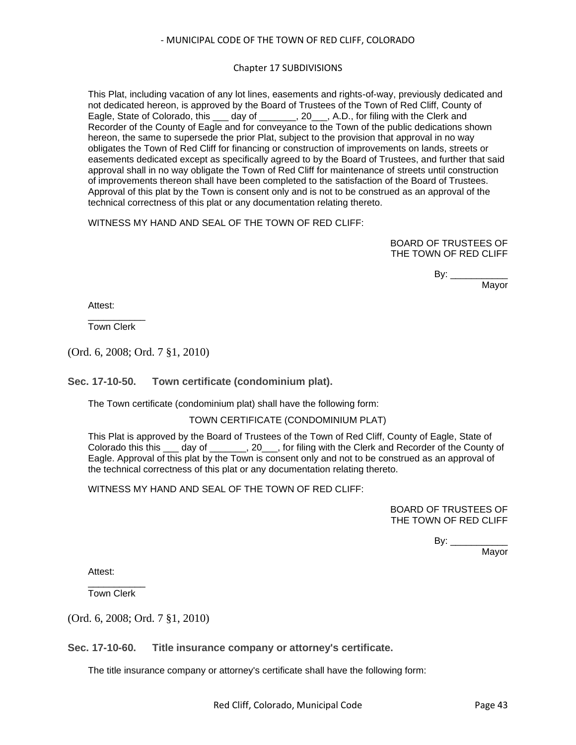This Plat, including vacation of any lot lines, easements and rights-of-way, previously dedicated and not dedicated hereon, is approved by the Board of Trustees of the Town of Red Cliff, County of Eagle, State of Colorado, this ___ day of _______, 20___, A.D., for filing with the Clerk and Recorder of the County of Eagle and for conveyance to the Town of the public dedications shown hereon, the same to supersede the prior Plat, subject to the provision that approval in no way obligates the Town of Red Cliff for financing or construction of improvements on lands, streets or easements dedicated except as specifically agreed to by the Board of Trustees, and further that said approval shall in no way obligate the Town of Red Cliff for maintenance of streets until construction of improvements thereon shall have been completed to the satisfaction of the Board of Trustees. Approval of this plat by the Town is consent only and is not to be construed as an approval of the technical correctness of this plat or any documentation relating thereto.

WITNESS MY HAND AND SEAL OF THE TOWN OF RED CLIFF:

BOARD OF TRUSTEES OF THE TOWN OF RED CLIFF

By: ___________
Mayor

Attest:

___________
Town Clerk

(Ord. 6, 2008; Ord. 7 §1, 2010)

### Sec. 17-10-50. Town certificate (condominium plat).

The Town certificate (condominium plat) shall have the following form:

TOWN CERTIFICATE (CONDOMINIUM PLAT)

This Plat is approved by the Board of Trustees of the Town of Red Cliff, County of Eagle, State of Colorado this this ___ day of _______, 20___, for filing with the Clerk and Recorder of the County of Eagle. Approval of this plat by the Town is consent only and not to be construed as an approval of the technical correctness of this plat or any documentation relating thereto.

WITNESS MY HAND AND SEAL OF THE TOWN OF RED CLIFF:

BOARD OF TRUSTEES OF THE TOWN OF RED CLIFF

By: ___________
Mayor

Attest:

___________
Town Clerk

(Ord. 6, 2008; Ord. 7 §1, 2010)

### Sec. 17-10-60. Title insurance company or attorney's certificate.

The title insurance company or attorney's certificate shall have the following form: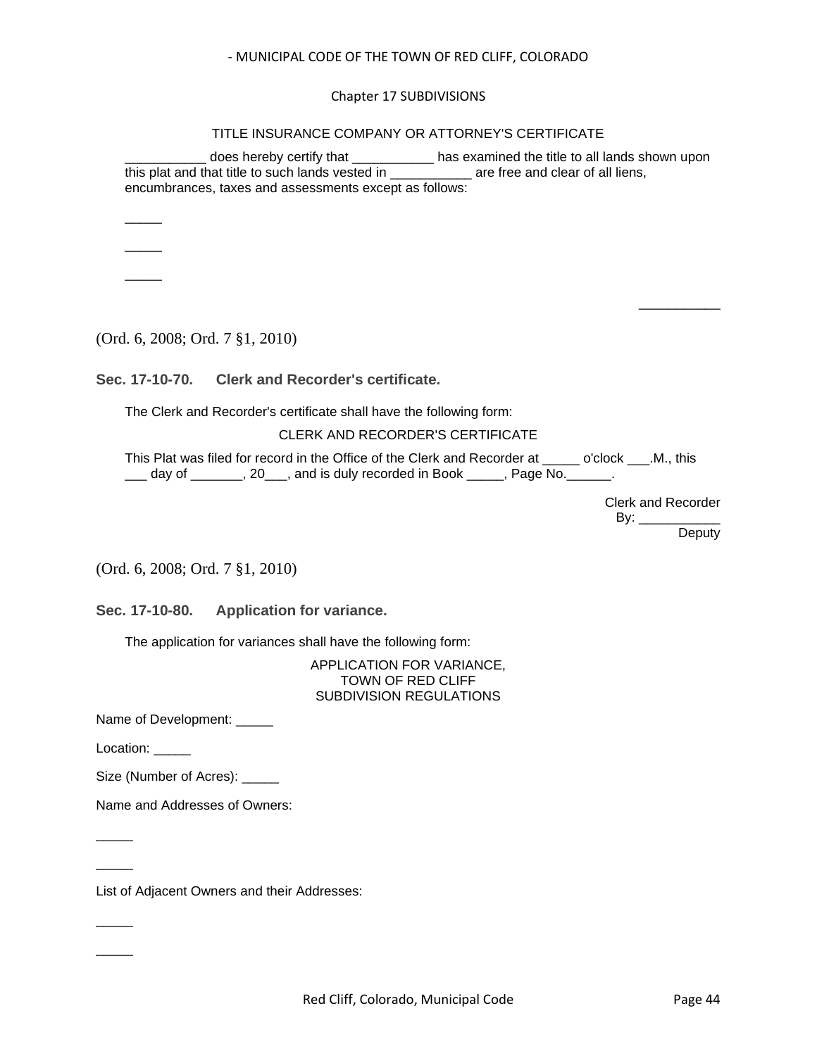TITLE INSURANCE COMPANY OR ATTORNEY'S CERTIFICATE

___________ does hereby certify that ___________ has examined the title to all lands shown upon this plat and that title to such lands vested in ___________ are free and clear of all liens, encumbrances, taxes and assessments except as follows:

_____

_____

_____

___________

(Ord. 6, 2008; Ord. 7 §1, 2010)

### Sec. 17-10-70. Clerk and Recorder's certificate.

The Clerk and Recorder's certificate shall have the following form:

CLERK AND RECORDER'S CERTIFICATE

This Plat was filed for record in the Office of the Clerk and Recorder at _____ o'clock ___.M., this ___ day of _______, 20___, and is duly recorded in Book _____, Page No.______.

Clerk and Recorder
By: ___________
Deputy

(Ord. 6, 2008; Ord. 7 §1, 2010)

### Sec. 17-10-80. Application for variance.

The application for variances shall have the following form:

APPLICATION FOR VARIANCE,
TOWN OF RED CLIFF
SUBDIVISION REGULATIONS

Name of Development: _____

Location: _____

Size (Number of Acres): _____

Name and Addresses of Owners:

_____

_____

List of Adjacent Owners and their Addresses:

_____

_____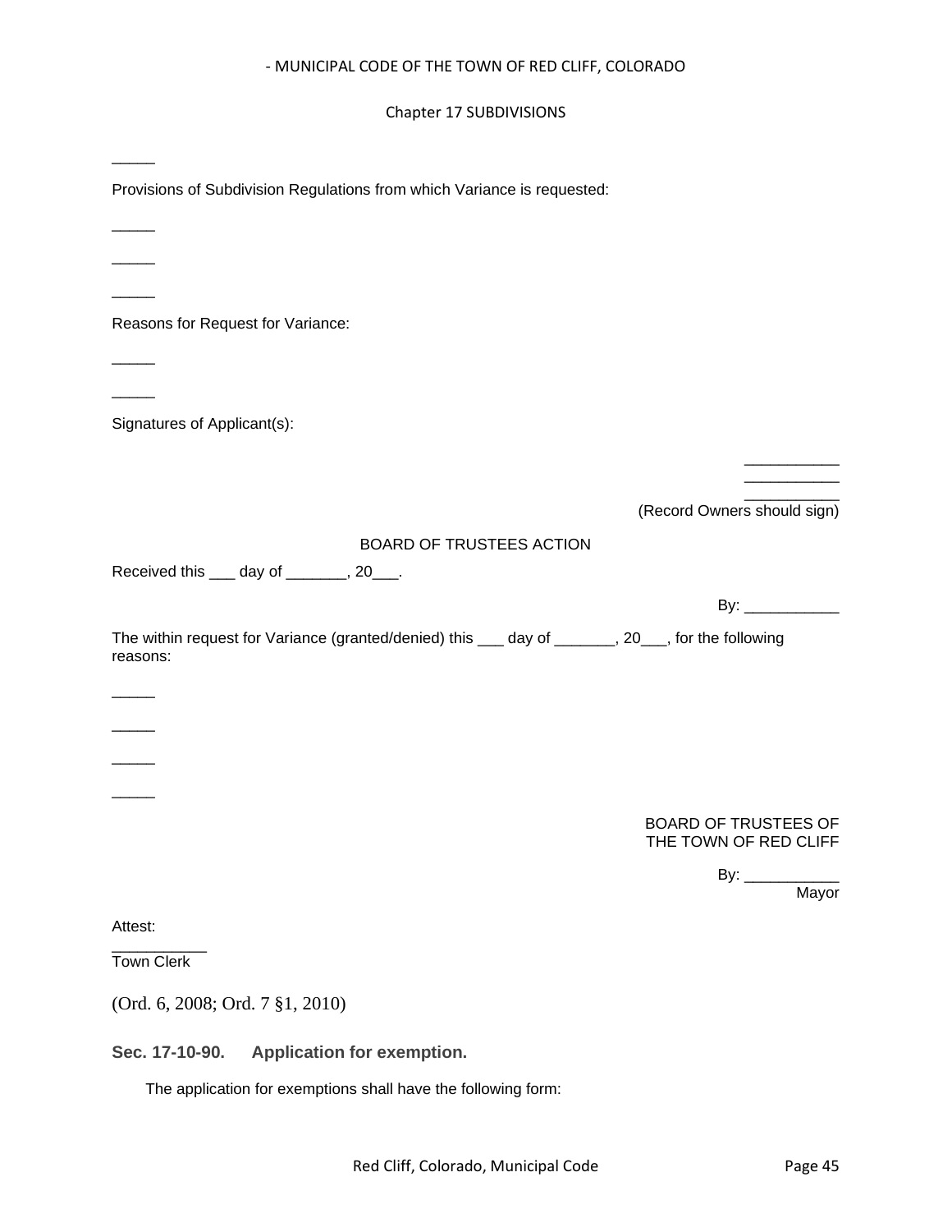_____

Provisions of Subdivision Regulations from which Variance is requested:

_____

_____

_____

Reasons for Request for Variance:

_____

_____

Signatures of Applicant(s):

___________
___________
___________
(Record Owners should sign)

BOARD OF TRUSTEES ACTION

Received this ___ day of _______, 20___.

By: ___________

The within request for Variance (granted/denied) this ___ day of _______, 20___, for the following reasons:

_____

_____

_____

_____

BOARD OF TRUSTEES OF
THE TOWN OF RED CLIFF

By: ___________
Mayor

Attest:

___________
Town Clerk

(Ord. 6, 2008; Ord. 7 §1, 2010)

### Sec. 17-10-90. Application for exemption.

The application for exemptions shall have the following form: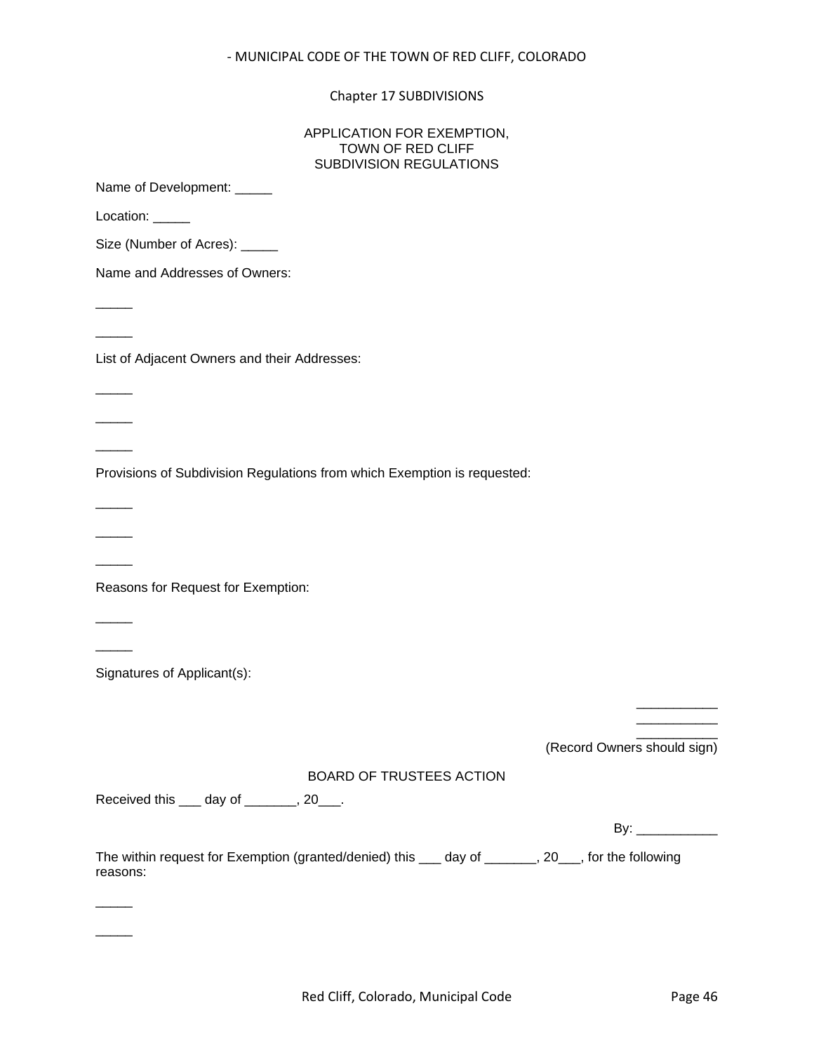APPLICATION FOR EXEMPTION,
TOWN OF RED CLIFF
SUBDIVISION REGULATIONS

Name of Development: _____

Location: _____

Size (Number of Acres): _____

Name and Addresses of Owners:

_____

_____

List of Adjacent Owners and their Addresses:

_____

_____

_____

Provisions of Subdivision Regulations from which Exemption is requested:

_____

_____

_____

Reasons for Request for Exemption:

_____

_____

Signatures of Applicant(s):

___________
___________
___________
(Record Owners should sign)

BOARD OF TRUSTEES ACTION

Received this ___ day of _______, 20___.

By: ___________

The within request for Exemption (granted/denied) this ___ day of _______, 20___, for the following reasons:

_____

_____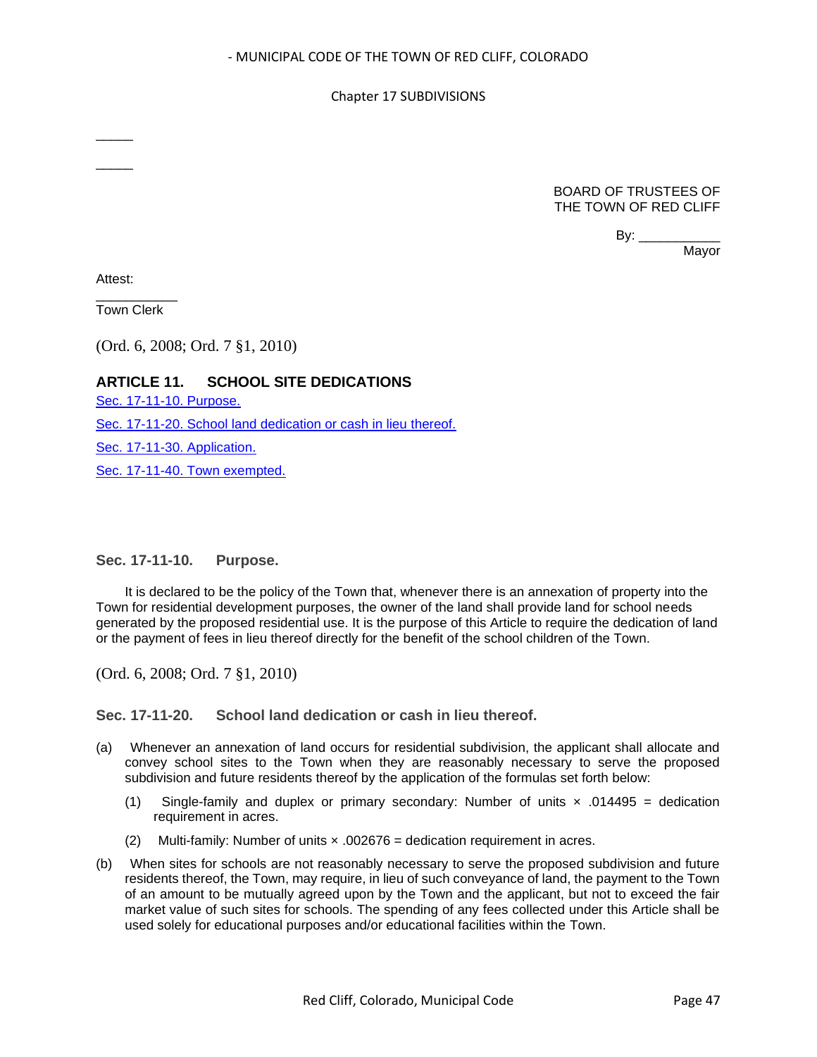_____

_____

BOARD OF TRUSTEES OF
THE TOWN OF RED CLIFF

By: ___________
Mayor

Attest:

___________
Town Clerk

(Ord. 6, 2008; Ord. 7 §1, 2010)

## ARTICLE 11. SCHOOL SITE DEDICATIONS

[Sec. 17-11-10. Purpose.]

[Sec. 17-11-20. School land dedication or cash in lieu thereof.]

[Sec. 17-11-30. Application.]

[Sec. 17-11-40. Town exempted.]

### Sec. 17-11-10. Purpose.

It is declared to be the policy of the Town that, whenever there is an annexation of property into the Town for residential development purposes, the owner of the land shall provide land for school needs generated by the proposed residential use. It is the purpose of this Article to require the dedication of land or the payment of fees in lieu thereof directly for the benefit of the school children of the Town.

(Ord. 6, 2008; Ord. 7 §1, 2010)

### Sec. 17-11-20. School land dedication or cash in lieu thereof.

(a) Whenever an annexation of land occurs for residential subdivision, the applicant shall allocate and convey school sites to the Town when they are reasonably necessary to serve the proposed subdivision and future residents thereof by the application of the formulas set forth below:

   (1) Single-family and duplex or primary secondary: Number of units × .014495 = dedication requirement in acres.

   (2) Multi-family: Number of units × .002676 = dedication requirement in acres.

(b) When sites for schools are not reasonably necessary to serve the proposed subdivision and future residents thereof, the Town, may require, in lieu of such conveyance of land, the payment to the Town of an amount to be mutually agreed upon by the Town and the applicant, but not to exceed the fair market value of such sites for schools. The spending of any fees collected under this Article shall be used solely for educational purposes and/or educational facilities within the Town.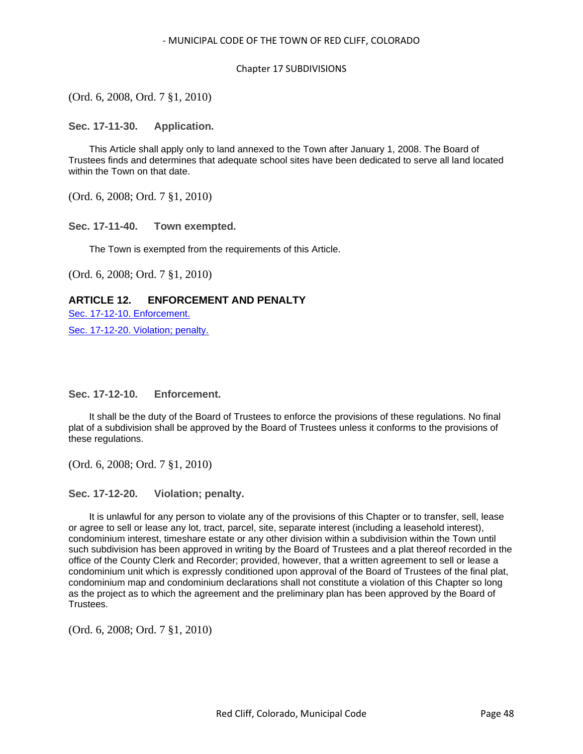(Ord. 6, 2008, Ord. 7 §1, 2010)

### Sec. 17-11-30. Application.

This Article shall apply only to land annexed to the Town after January 1, 2008. The Board of Trustees finds and determines that adequate school sites have been dedicated to serve all land located within the Town on that date.

(Ord. 6, 2008; Ord. 7 §1, 2010)

### Sec. 17-11-40. Town exempted.

The Town is exempted from the requirements of this Article.

(Ord. 6, 2008; Ord. 7 §1, 2010)

## ARTICLE 12. ENFORCEMENT AND PENALTY

Sec. 17-12-10. Enforcement.

Sec. 17-12-20. Violation; penalty.

### Sec. 17-12-10. Enforcement.

It shall be the duty of the Board of Trustees to enforce the provisions of these regulations. No final plat of a subdivision shall be approved by the Board of Trustees unless it conforms to the provisions of these regulations.

(Ord. 6, 2008; Ord. 7 §1, 2010)

### Sec. 17-12-20. Violation; penalty.

It is unlawful for any person to violate any of the provisions of this Chapter or to transfer, sell, lease or agree to sell or lease any lot, tract, parcel, site, separate interest (including a leasehold interest), condominium interest, timeshare estate or any other division within a subdivision within the Town until such subdivision has been approved in writing by the Board of Trustees and a plat thereof recorded in the office of the County Clerk and Recorder; provided, however, that a written agreement to sell or lease a condominium unit which is expressly conditioned upon approval of the Board of Trustees of the final plat, condominium map and condominium declarations shall not constitute a violation of this Chapter so long as the project as to which the agreement and the preliminary plan has been approved by the Board of Trustees.

(Ord. 6, 2008; Ord. 7 §1, 2010)